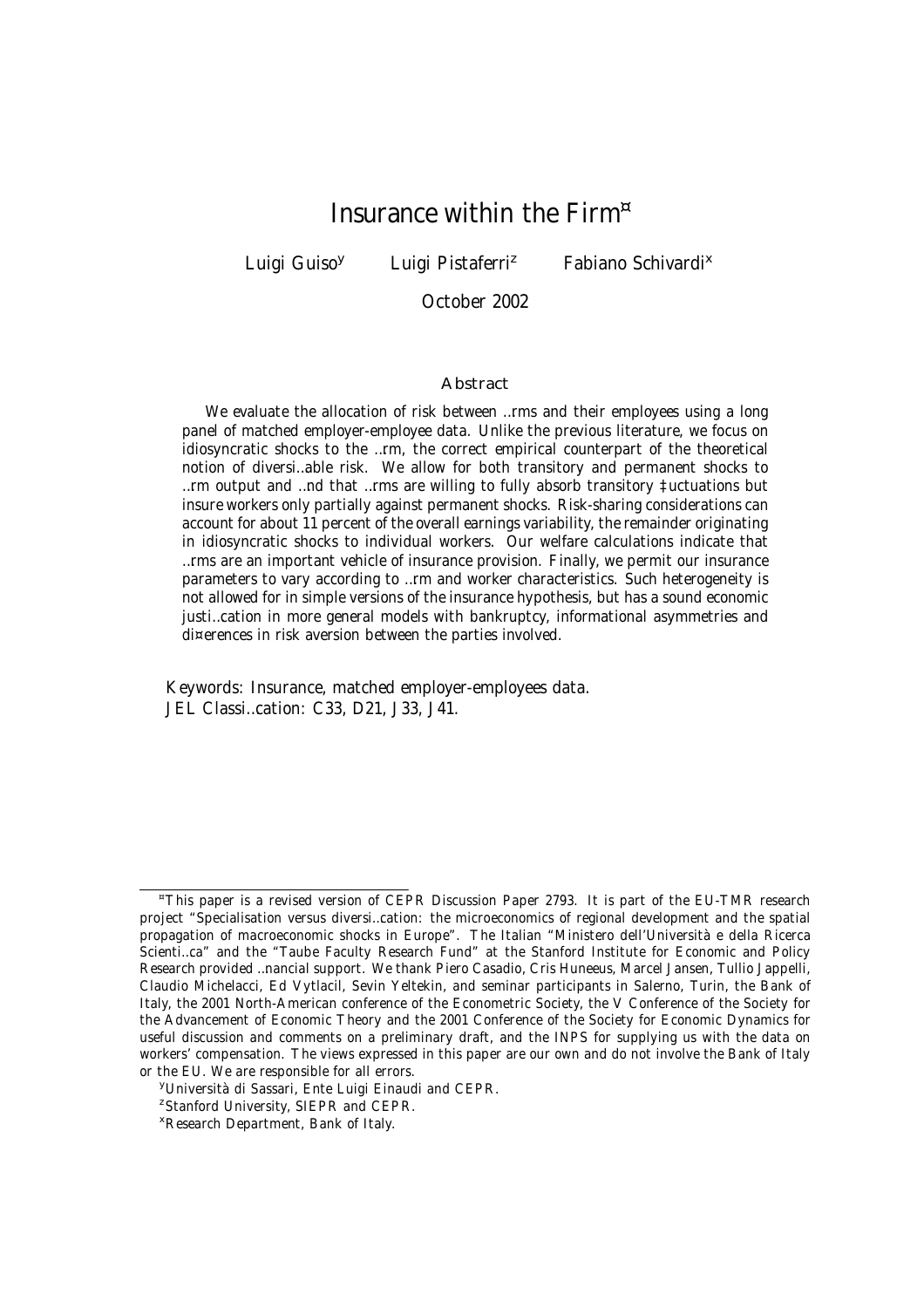# Insurance within the Firm[*]

Luigi Guiso[y] Luigi Pistaferri[z] Fabiano Schivardi[x]

October 2002

## Abstract

We evaluate the allocation of risk between firms and their employees using a long panel of matched employer-employee data. Unlike the previous literature, we focus on idiosyncratic shocks to the firm, the correct empirical counterpart of the theoretical notion of diversifiable risk. We allow for both transitory and permanent shocks to firm output and find that firms are willing to fully absorb transitory fluctuations but insure workers only partially against permanent shocks. Risk-sharing considerations can account for about 11 percent of the overall earnings variability, the remainder originating in idiosyncratic shocks to individual workers. Our welfare calculations indicate that firms are an important vehicle of insurance provision. Finally, we permit our insurance parameters to vary according to firm and worker characteristics. Such heterogeneity is not allowed for in simple versions of the insurance hypothesis, but has a sound economic justification in more general models with bankruptcy, informational asymmetries and differences in risk aversion between the parties involved.

Keywords: Insurance, matched employer-employees data.
JEL Classification: C33, D21, J33, J41.

---

[*]This paper is a revised version of CEPR Discussion Paper 2793. It is part of the EU-TMR research project "Specialisation versus diversification: the microeconomics of regional development and the spatial propagation of macroeconomic shocks in Europe". The Italian "Ministero dell'Università e della Ricerca Scientifica" and the "Taube Faculty Research Fund" at the Stanford Institute for Economic and Policy Research provided financial support. We thank Piero Casadio, Cris Huneeus, Marcel Jansen, Tullio Jappelli, Claudio Michelacci, Ed Vytlacil, Sevin Yeltekin, and seminar participants in Salerno, Turin, the Bank of Italy, the 2001 North-American conference of the Econometric Society, the V Conference of the Society for the Advancement of Economic Theory and the 2001 Conference of the Society for Economic Dynamics for useful discussion and comments on a preliminary draft, and the INPS for supplying us with the data on workers' compensation. The views expressed in this paper are our own and do not involve the Bank of Italy or the EU. We are responsible for all errors.

[y]Università di Sassari, Ente Luigi Einaudi and CEPR.

[z]Stanford University, SIEPR and CEPR.

[x]Research Department, Bank of Italy.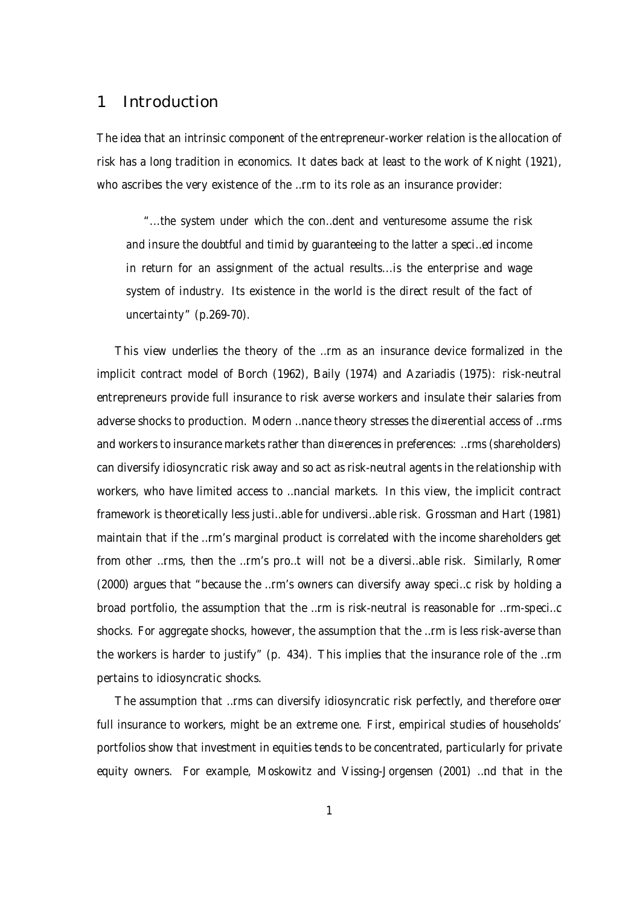## 1 Introduction

The idea that an intrinsic component of the entrepreneur-worker relation is the allocation of risk has a long tradition in economics. It dates back at least to the work of Knight (1921), who ascribes the very existence of the firm to its role as an insurance provider:

> "...the system under which the confident and venturesome assume the risk and insure the doubtful and timid by guaranteeing to the latter a specified income in return for an assignment of the actual results...is the enterprise and wage system of industry. Its existence in the world is the direct result of the fact of uncertainty" (p.269-70).

This view underlies the theory of the firm as an insurance device formalized in the implicit contract model of Borch (1962), Baily (1974) and Azariadis (1975): risk-neutral entrepreneurs provide full insurance to risk averse workers and insulate their salaries from adverse shocks to production. Modern finance theory stresses the differential access of firms and workers to insurance markets rather than differences in preferences: firms (shareholders) can diversify idiosyncratic risk away and so act as risk-neutral agents in the relationship with workers, who have limited access to financial markets. In this view, the implicit contract framework is theoretically less justifiable for undiversifiable risk. Grossman and Hart (1981) maintain that if the firm's marginal product is correlated with the income shareholders get from other firms, then the firm's profit will not be a diversifiable risk. Similarly, Romer (2000) argues that "because the firm's owners can diversify away specific risk by holding a broad portfolio, the assumption that the firm is risk-neutral is reasonable for firm-specific shocks. For aggregate shocks, however, the assumption that the firm is less risk-averse than the workers is harder to justify" (p. 434). This implies that the insurance role of the firm pertains to idiosyncratic shocks.

The assumption that firms can diversify idiosyncratic risk perfectly, and therefore offer full insurance to workers, might be an extreme one. First, empirical studies of households' portfolios show that investment in equities tends to be concentrated, particularly for private equity owners. For example, Moskowitz and Vissing-Jorgensen (2001) find that in the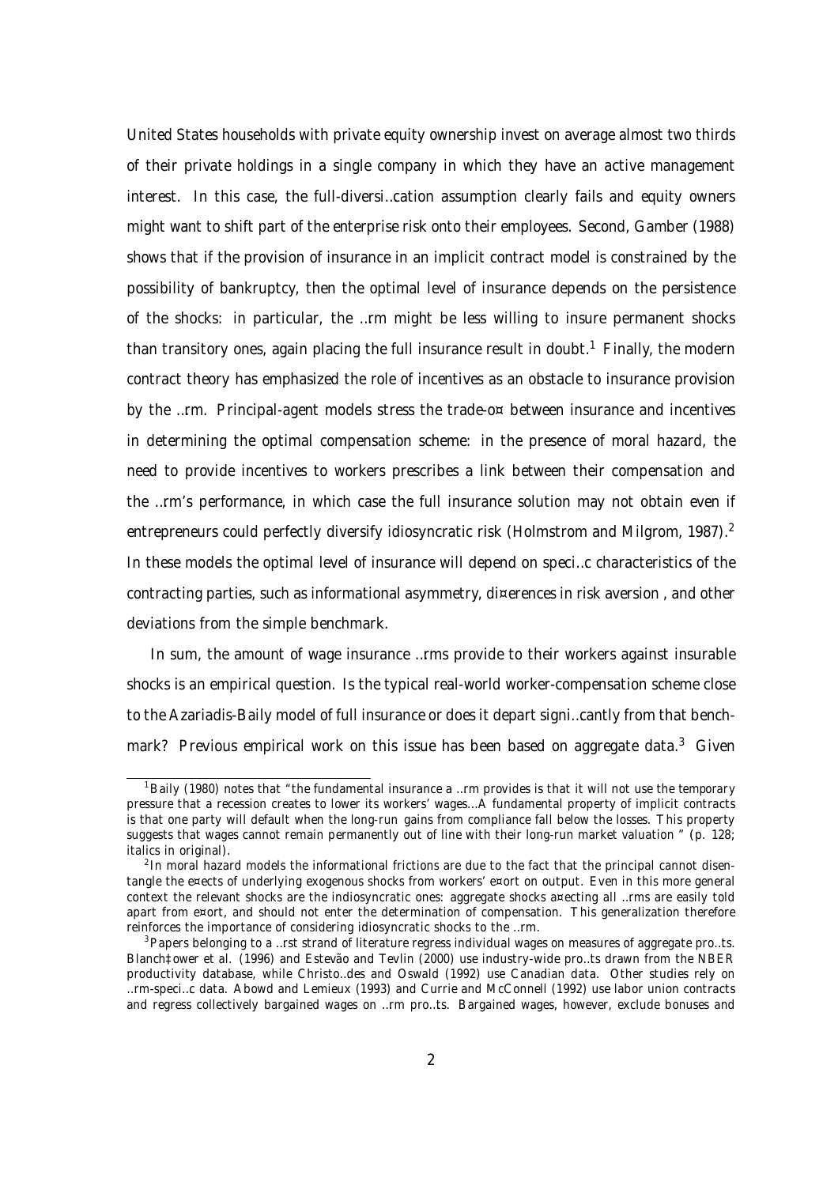United States households with private equity ownership invest on average almost two thirds of their private holdings in a single company in which they have an active management interest. In this case, the full-diversification assumption clearly fails and equity owners might want to shift part of the enterprise risk onto their employees. Second, Gamber (1988) shows that if the provision of insurance in an implicit contract model is constrained by the possibility of bankruptcy, then the optimal level of insurance depends on the persistence of the shocks: in particular, the firm might be less willing to insure permanent shocks than transitory ones, again placing the full insurance result in doubt.[1] Finally, the modern contract theory has emphasized the role of incentives as an obstacle to insurance provision by the firm. Principal-agent models stress the trade-off between insurance and incentives in determining the optimal compensation scheme: in the presence of moral hazard, the need to provide incentives to workers prescribes a link between their compensation and the firm's performance, in which case the full insurance solution may not obtain even if entrepreneurs could perfectly diversify idiosyncratic risk (Holmstrom and Milgrom, 1987).[2] In these models the optimal level of insurance will depend on specific characteristics of the contracting parties, such as informational asymmetry, differences in risk aversion , and other deviations from the simple benchmark.

In sum, the amount of wage insurance firms provide to their workers against insurable shocks is an empirical question. Is the typical real-world worker-compensation scheme close to the Azariadis-Baily model of full insurance or does it depart significantly from that benchmark? Previous empirical work on this issue has been based on aggregate data.[3] Given

---

[1] Baily (1980) notes that "the fundamental insurance a firm provides is that it will not use the temporary pressure that a recession creates to lower its workers' wages...A fundamental property of implicit contracts is that one party will default when the long-run gains from compliance fall below the losses. This property suggests that wages cannot remain permanently out of line with their long-run market valuation " (p. 128; italics in original).

[2] In moral hazard models the informational frictions are due to the fact that the principal cannot disentangle the effects of underlying exogenous shocks from workers' effort on output. Even in this more general context the relevant shocks are the indiosyncratic ones: aggregate shocks affecting all firms are easily told apart from effort, and should not enter the determination of compensation. This generalization therefore reinforces the importance of considering idiosyncratic shocks to the firm.

[3] Papers belonging to a first strand of literature regress individual wages on measures of aggregate profits. Blanchflower et al. (1996) and Estevão and Tevlin (2000) use industry-wide profits drawn from the NBER productivity database, while Christofides and Oswald (1992) use Canadian data. Other studies rely on firm-specific data. Abowd and Lemieux (1993) and Currie and McConnell (1992) use labor union contracts and regress collectively bargained wages on firm profits. Bargained wages, however, exclude bonuses and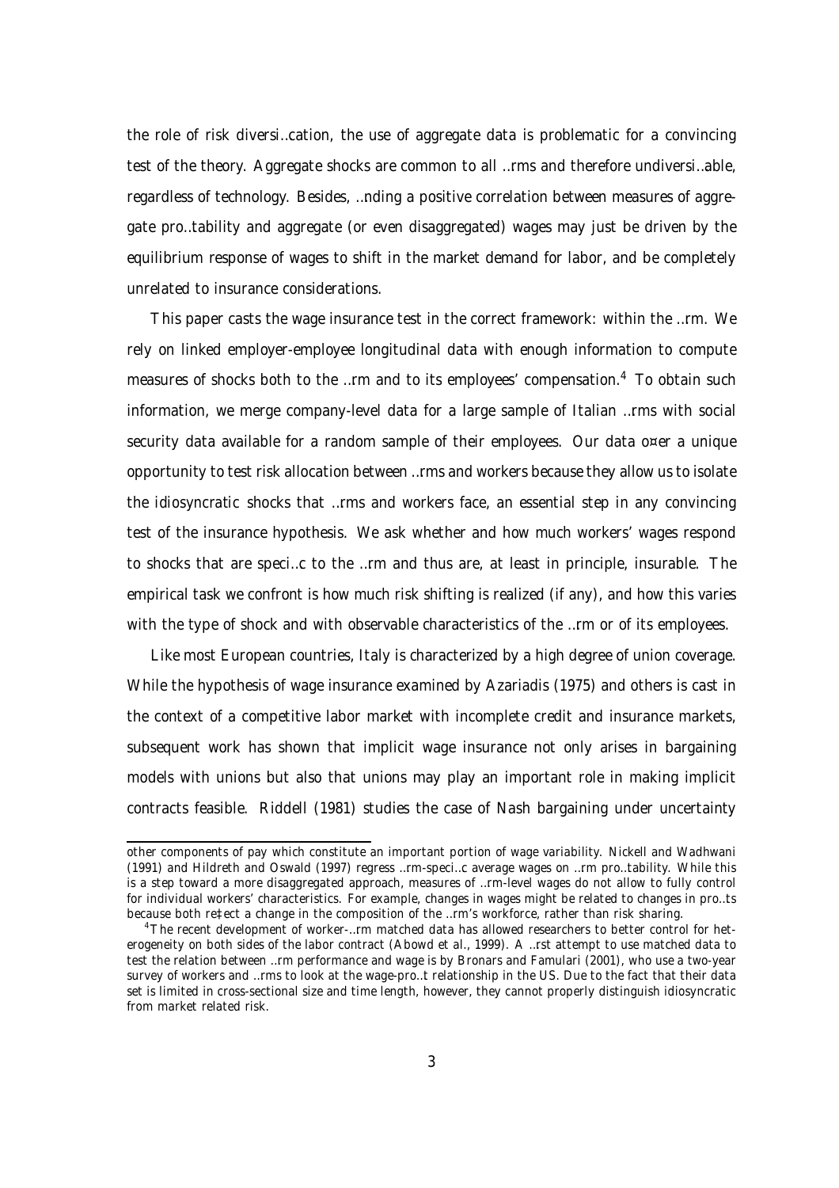the role of risk diversification, the use of aggregate data is problematic for a convincing test of the theory. Aggregate shocks are common to all firms and therefore undiversifiable, regardless of technology. Besides, finding a positive correlation between measures of aggregate profitability and aggregate (or even disaggregated) wages may just be driven by the equilibrium response of wages to shift in the market demand for labor, and be completely unrelated to insurance considerations.

This paper casts the wage insurance test in the correct framework: within the firm. We rely on linked employer-employee longitudinal data with enough information to compute measures of shocks both to the firm and to its employees' compensation.[4] To obtain such information, we merge company-level data for a large sample of Italian firms with social security data available for a random sample of their employees. Our data offer a unique opportunity to test risk allocation between firms and workers because they allow us to isolate the idiosyncratic shocks that firms and workers face, an essential step in any convincing test of the insurance hypothesis. We ask whether and how much workers' wages respond to shocks that are specific to the firm and thus are, at least in principle, insurable. The empirical task we confront is how much risk shifting is realized (if any), and how this varies with the type of shock and with observable characteristics of the firm or of its employees.

Like most European countries, Italy is characterized by a high degree of union coverage. While the hypothesis of wage insurance examined by Azariadis (1975) and others is cast in the context of a competitive labor market with incomplete credit and insurance markets, subsequent work has shown that implicit wage insurance not only arises in bargaining models with unions but also that unions may play an important role in making implicit contracts feasible. Riddell (1981) studies the case of Nash bargaining under uncertainty

---

other components of pay which constitute an important portion of wage variability. Nickell and Wadhwani (1991) and Hildreth and Oswald (1997) regress firm-specific average wages on firm profitability. While this is a step toward a more disaggregated approach, measures of firm-level wages do not allow to fully control for individual workers' characteristics. For example, changes in wages might be related to changes in profits because both reflect a change in the composition of the firm's workforce, rather than risk sharing.

[4] The recent development of worker-firm matched data has allowed researchers to better control for heterogeneity on both sides of the labor contract (Abowd et al., 1999). A first attempt to use matched data to test the relation between firm performance and wage is by Bronars and Famulari (2001), who use a two-year survey of workers and firms to look at the wage-profit relationship in the US. Due to the fact that their data set is limited in cross-sectional size and time length, however, they cannot properly distinguish idiosyncratic from market related risk.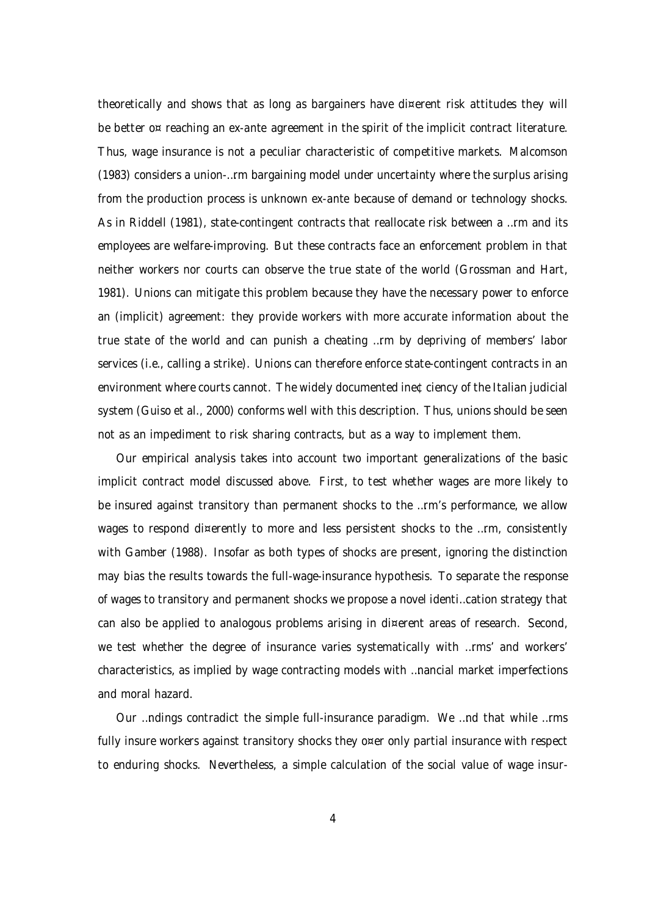theoretically and shows that as long as bargainers have different risk attitudes they will be better off reaching an ex-ante agreement in the spirit of the implicit contract literature. Thus, wage insurance is not a peculiar characteristic of competitive markets. Malcomson (1983) considers a union-firm bargaining model under uncertainty where the surplus arising from the production process is unknown ex-ante because of demand or technology shocks. As in Riddell (1981), state-contingent contracts that reallocate risk between a firm and its employees are welfare-improving. But these contracts face an enforcement problem in that neither workers nor courts can observe the true state of the world (Grossman and Hart, 1981). Unions can mitigate this problem because they have the necessary power to enforce an (implicit) agreement: they provide workers with more accurate information about the true state of the world and can punish a cheating firm by depriving of members' labor services (i.e., calling a strike). Unions can therefore enforce state-contingent contracts in an environment where courts cannot. The widely documented inefficiency of the Italian judicial system (Guiso et al., 2000) conforms well with this description. Thus, unions should be seen not as an impediment to risk sharing contracts, but as a way to implement them.

Our empirical analysis takes into account two important generalizations of the basic implicit contract model discussed above. First, to test whether wages are more likely to be insured against transitory than permanent shocks to the firm's performance, we allow wages to respond differently to more and less persistent shocks to the firm, consistently with Gamber (1988). Insofar as both types of shocks are present, ignoring the distinction may bias the results towards the full-wage-insurance hypothesis. To separate the response of wages to transitory and permanent shocks we propose a novel identification strategy that can also be applied to analogous problems arising in different areas of research. Second, we test whether the degree of insurance varies systematically with firms' and workers' characteristics, as implied by wage contracting models with financial market imperfections and moral hazard.

Our findings contradict the simple full-insurance paradigm. We find that while firms fully insure workers against transitory shocks they offer only partial insurance with respect to enduring shocks. Nevertheless, a simple calculation of the social value of wage insur-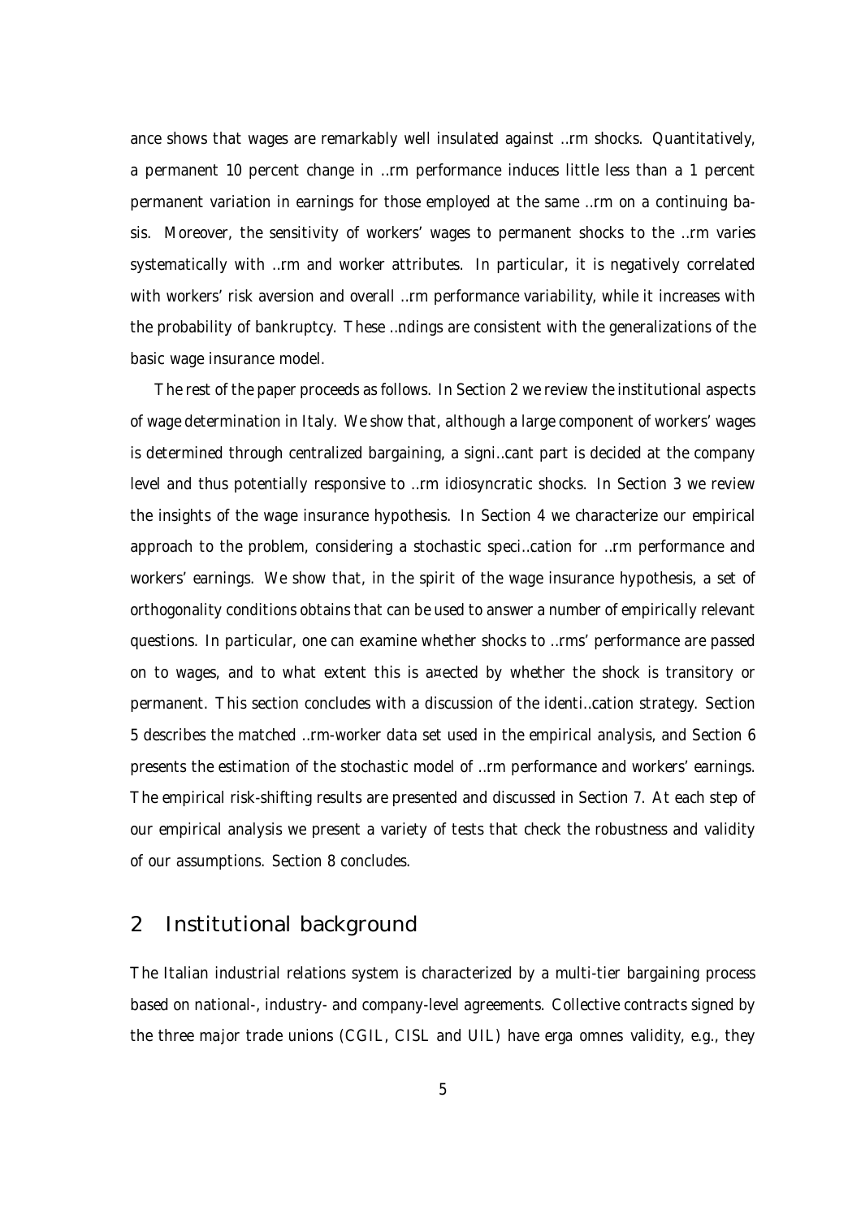ance shows that wages are remarkably well insulated against firm shocks. Quantitatively, a permanent 10 percent change in firm performance induces little less than a 1 percent permanent variation in earnings for those employed at the same firm on a continuing basis. Moreover, the sensitivity of workers' wages to permanent shocks to the firm varies systematically with firm and worker attributes. In particular, it is negatively correlated with workers' risk aversion and overall firm performance variability, while it increases with the probability of bankruptcy. These findings are consistent with the generalizations of the basic wage insurance model.

The rest of the paper proceeds as follows. In Section 2 we review the institutional aspects of wage determination in Italy. We show that, although a large component of workers' wages is determined through centralized bargaining, a significant part is decided at the company level and thus potentially responsive to firm idiosyncratic shocks. In Section 3 we review the insights of the wage insurance hypothesis. In Section 4 we characterize our empirical approach to the problem, considering a stochastic specification for firm performance and workers' earnings. We show that, in the spirit of the wage insurance hypothesis, a set of orthogonality conditions obtains that can be used to answer a number of empirically relevant questions. In particular, one can examine whether shocks to firms' performance are passed on to wages, and to what extent this is affected by whether the shock is transitory or permanent. This section concludes with a discussion of the identification strategy. Section 5 describes the matched firm-worker data set used in the empirical analysis, and Section 6 presents the estimation of the stochastic model of firm performance and workers' earnings. The empirical risk-shifting results are presented and discussed in Section 7. At each step of our empirical analysis we present a variety of tests that check the robustness and validity of our assumptions. Section 8 concludes.

## 2 Institutional background

The Italian industrial relations system is characterized by a multi-tier bargaining process based on national-, industry- and company-level agreements. Collective contracts signed by the three major trade unions (CGIL, CISL and UIL) have *erga omnes* validity, e.g., they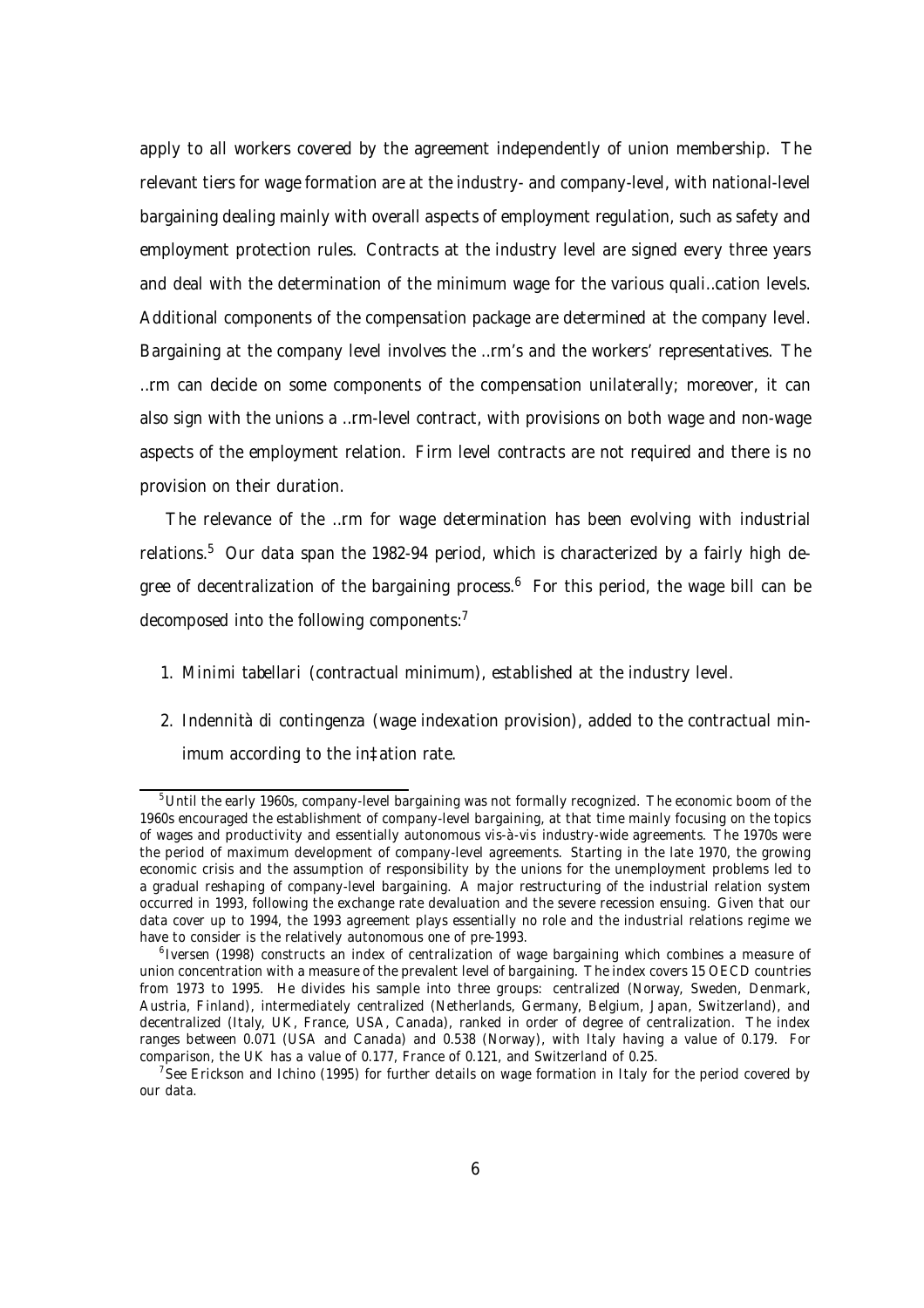apply to all workers covered by the agreement independently of union membership. The relevant tiers for wage formation are at the industry- and company-level, with national-level bargaining dealing mainly with overall aspects of employment regulation, such as safety and employment protection rules. Contracts at the industry level are signed every three years and deal with the determination of the minimum wage for the various qualification levels. Additional components of the compensation package are determined at the company level. Bargaining at the company level involves the firm's and the workers' representatives. The firm can decide on some components of the compensation unilaterally; moreover, it can also sign with the unions a firm-level contract, with provisions on both wage and non-wage aspects of the employment relation. Firm level contracts are not required and there is no provision on their duration.

The relevance of the firm for wage determination has been evolving with industrial relations.[5] Our data span the 1982-94 period, which is characterized by a fairly high degree of decentralization of the bargaining process.[6] For this period, the wage bill can be decomposed into the following components:[7]

1. *Minimi tabellari* (contractual minimum), established at the industry level.

2. *Indennità di contingenza* (wage indexation provision), added to the contractual minimum according to the inflation rate.

[5] Until the early 1960s, company-level bargaining was not formally recognized. The economic boom of the 1960s encouraged the establishment of company-level bargaining, at that time mainly focusing on the topics of wages and productivity and essentially autonomous vis-à-vis industry-wide agreements. The 1970s were the period of maximum development of company-level agreements. Starting in the late 1970, the growing economic crisis and the assumption of responsibility by the unions for the unemployment problems led to a gradual reshaping of company-level bargaining. A major restructuring of the industrial relation system occurred in 1993, following the exchange rate devaluation and the severe recession ensuing. Given that our data cover up to 1994, the 1993 agreement plays essentially no role and the industrial relations regime we have to consider is the relatively autonomous one of pre-1993.

[6] Iversen (1998) constructs an index of centralization of wage bargaining which combines a measure of union concentration with a measure of the prevalent level of bargaining. The index covers 15 OECD countries from 1973 to 1995. He divides his sample into three groups: centralized (Norway, Sweden, Denmark, Austria, Finland), intermediately centralized (Netherlands, Germany, Belgium, Japan, Switzerland), and decentralized (Italy, UK, France, USA, Canada), ranked in order of degree of centralization. The index ranges between 0.071 (USA and Canada) and 0.538 (Norway), with Italy having a value of 0.179. For comparison, the UK has a value of 0.177, France of 0.121, and Switzerland of 0.25.

[7] See Erickson and Ichino (1995) for further details on wage formation in Italy for the period covered by our data.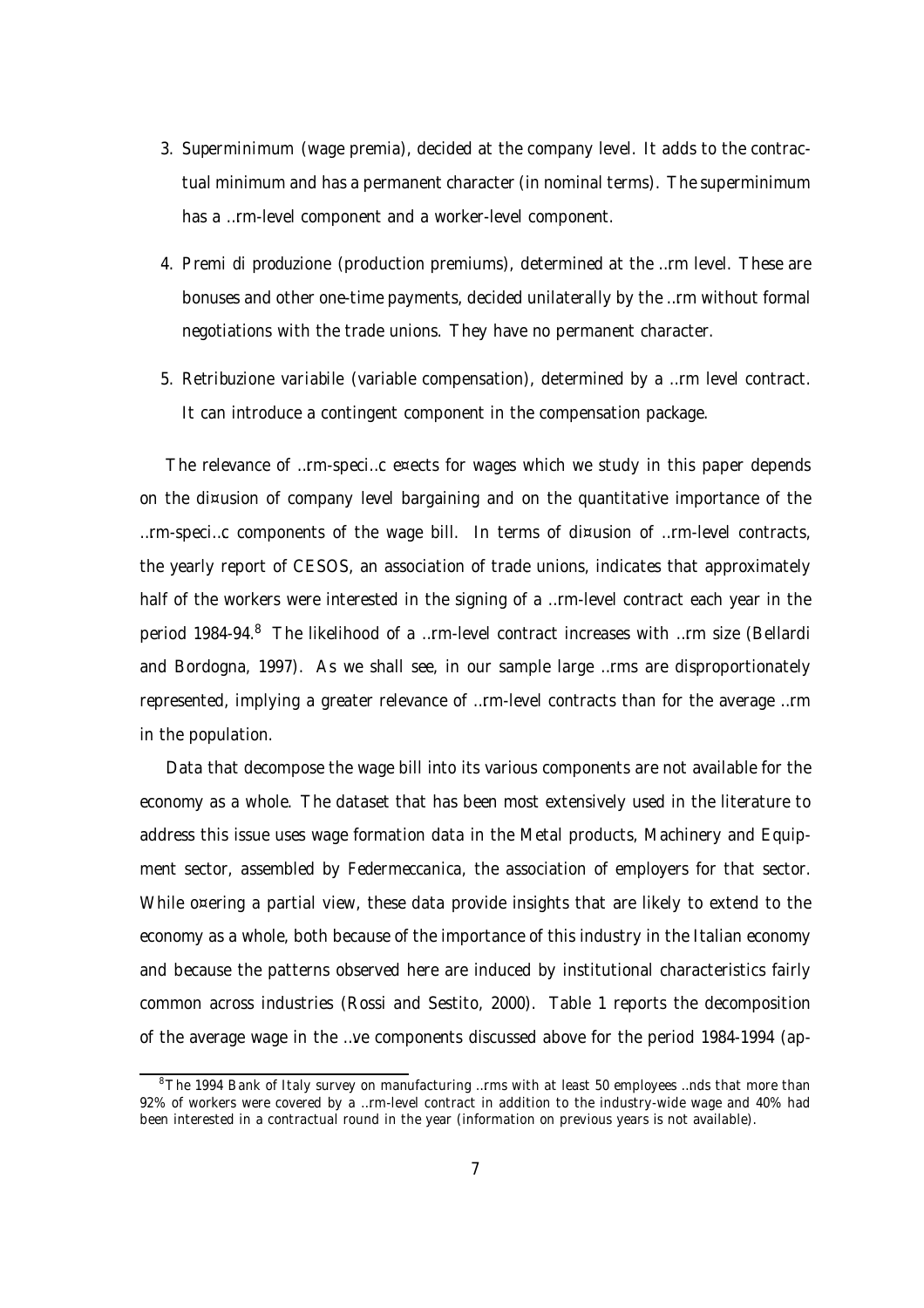3. *Superminimum* (wage premia), decided at the company level. It adds to the contractual minimum and has a permanent character (in nominal terms). The superminimum has a firm-level component and a worker-level component.

4. *Premi di produzione* (production premiums), determined at the firm level. These are bonuses and other one-time payments, decided unilaterally by the firm without formal negotiations with the trade unions. They have no permanent character.

5. *Retribuzione variabile* (variable compensation), determined by a firm level contract. It can introduce a contingent component in the compensation package.

The relevance of firm-specific effects for wages which we study in this paper depends on the diffusion of company level bargaining and on the quantitative importance of the firm-specific components of the wage bill. In terms of diffusion of firm-level contracts, the yearly report of CESOS, an association of trade unions, indicates that approximately half of the workers were interested in the signing of a firm-level contract each year in the period 1984-94.[8] The likelihood of a firm-level contract increases with firm size (Bellardi and Bordogna, 1997). As we shall see, in our sample large firms are disproportionately represented, implying a greater relevance of firm-level contracts than for the average firm in the population.

Data that decompose the wage bill into its various components are not available for the economy as a whole. The dataset that has been most extensively used in the literature to address this issue uses wage formation data in the Metal products, Machinery and Equipment sector, assembled by *Federmeccanica*, the association of employers for that sector. While offering a partial view, these data provide insights that are likely to extend to the economy as a whole, both because of the importance of this industry in the Italian economy and because the patterns observed here are induced by institutional characteristics fairly common across industries (Rossi and Sestito, 2000). Table 1 reports the decomposition of the average wage in the five components discussed above for the period 1984-1994 (ap-

[8] The 1994 Bank of Italy survey on manufacturing firms with at least 50 employees finds that more than 92% of workers were covered by a firm-level contract in addition to the industry-wide wage and 40% had been interested in a contractual round in the year (information on previous years is not available).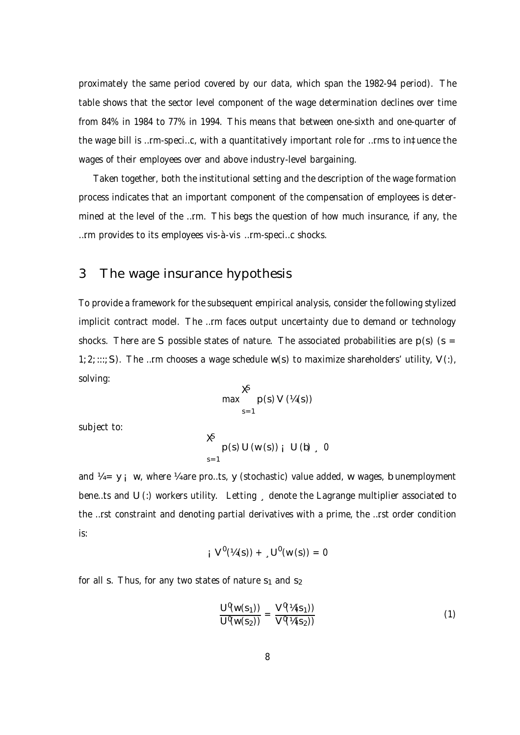proximately the same period covered by our data, which span the 1982-94 period). The table shows that the sector level component of the wage determination declines over time from 84% in 1984 to 77% in 1994. This means that between one-sixth and one-quarter of the wage bill is firm-specific, with a quantitatively important role for firms to influence the wages of their employees over and above industry-level bargaining.

Taken together, both the institutional setting and the description of the wage formation process indicates that an important component of the compensation of employees is determined at the level of the firm. This begs the question of how much insurance, if any, the firm provides to its employees vis-à-vis firm-specific shocks.

## 3 The wage insurance hypothesis

To provide a framework for the subsequent empirical analysis, consider the following stylized implicit contract model. The firm faces output uncertainty due to demand or technology shocks. There are $S$ possible states of nature. The associated probabilities are $p(s)$ ($s = 1, 2, ..., S$). The firm chooses a wage schedule $w(s)$ to maximize shareholders' utility, $V(.)$, solving:

$$\max \sum_{s=1}^{S} p(s)\, V\,(\pi(s))$$

subject to:

$$\sum_{s=1}^{S} p(s)\, U\,(w\,(s)) - U\,(b) \geq 0$$

and $\pi = y - w$, where $\pi$ are profits, $y$ (stochastic) value added, $w$ wages, $b$ unemployment benefits and $U(.)$ workers utility. Letting $\lambda$ denote the Lagrange multiplier associated to the first constraint and denoting partial derivatives with a prime, the first order condition is:

$$-V'(\pi(s)) + \lambda U'(w\,(s)) = 0$$

for all $s$. Thus, for any two states of nature $s_1$ and $s_2$

$$\frac{U'(w(s_1))}{U'(w(s_2))} = \frac{V'(\pi(s_1))}{V'(\pi(s_2))} \tag{1}$$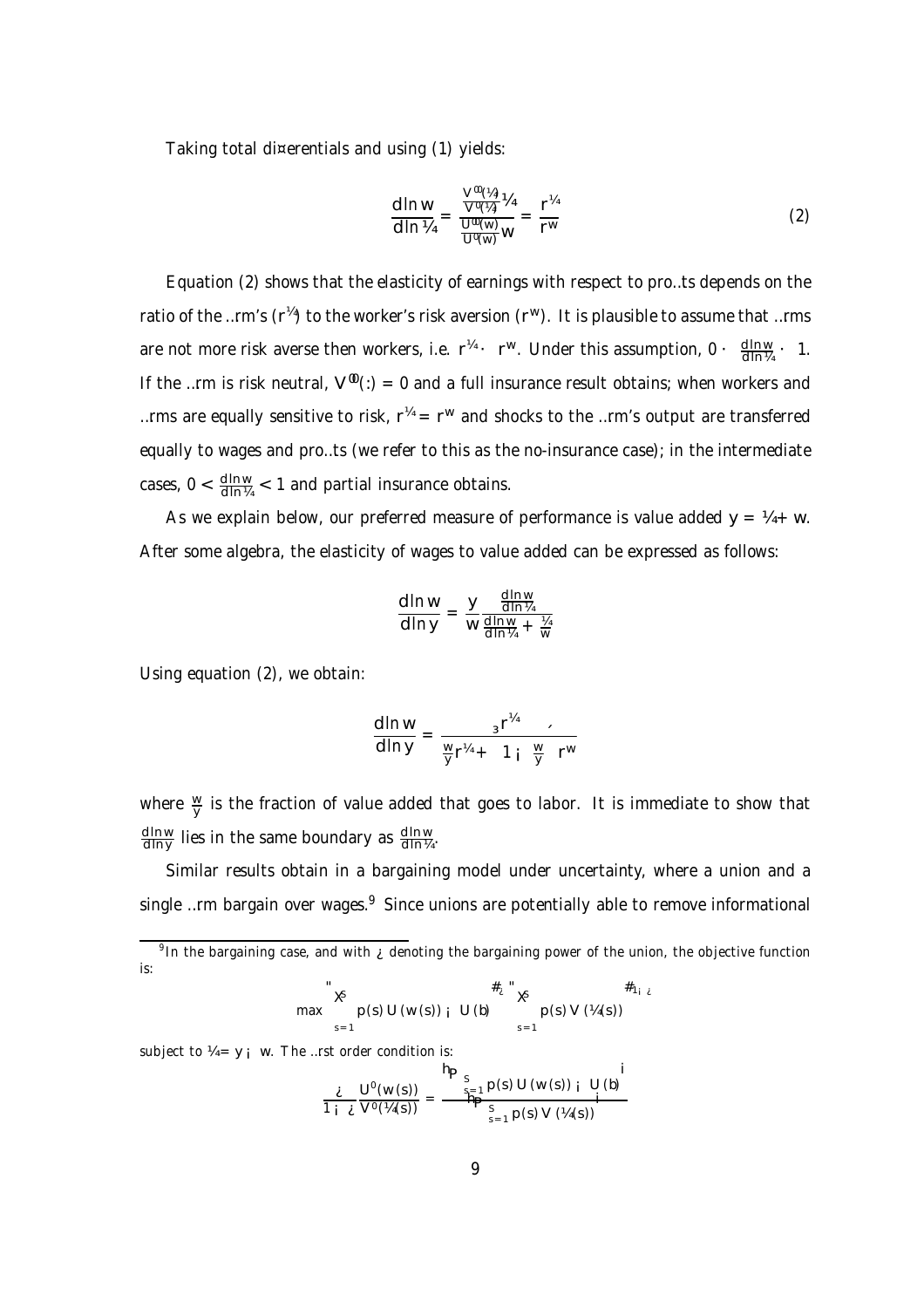Taking total differentials and using (1) yields:

$$\frac{d\ln w}{d\ln \pi} = \frac{\frac{V''(\pi)}{V'(\pi)}\pi}{\frac{U''(w)}{U'(w)}w} = \frac{r^{\pi}}{r^{w}} \tag{2}$$

Equation (2) shows that the elasticity of earnings with respect to profits depends on the ratio of the firm's ($r^{\pi}$) to the worker's risk aversion ($r^{w}$). It is plausible to assume that firms are not more risk averse then workers, i.e. $r^{\pi} \leq r^{w}$. Under this assumption, $0 \leq \frac{d\ln w}{d\ln \pi} \leq 1$. If the firm is risk neutral, $V''(.) = 0$ and a full insurance result obtains; when workers and firms are equally sensitive to risk, $r^{\pi} = r^{w}$ and shocks to the firm's output are transferred equally to wages and profits (we refer to this as the no-insurance case); in the intermediate cases, $0 < \frac{d\ln w}{d\ln \pi} < 1$ and partial insurance obtains.

As we explain below, our preferred measure of performance is value added $y = \pi + w$. After some algebra, the elasticity of wages to value added can be expressed as follows:

$$\frac{d\ln w}{d\ln y} = \frac{y}{w}\frac{\frac{d\ln w}{d\ln \pi}}{\frac{d\ln w}{d\ln \pi} + \frac{\pi}{w}}$$

Using equation (2), we obtain:

$$\frac{d\ln w}{d\ln y} = \frac{r^{\pi}}{\frac{w}{y}r^{\pi} + \left(1 - \frac{w}{y}\right)r^{w}},$$

where $\frac{w}{y}$ is the fraction of value added that goes to labor. It is immediate to show that $\frac{d\ln w}{d\ln y}$ lies in the same boundary as $\frac{d\ln w}{d\ln \pi}$.

Similar results obtain in a bargaining model under uncertainty, where a union and a single firm bargain over wages.[9] Since unions are potentially able to remove informational

[9] In the bargaining case, and with $\tau$ denoting the bargaining power of the union, the objective function is:

$$\max \left[\sum_{s=1}^{S} p(s)\,U(w(s)) - U(b)\right]^{\tau}\left[\sum_{s=1}^{S} p(s)\,V(\pi(s))\right]^{1-\tau}$$

subject to $\pi = y - w$. The first order condition is:

$$\frac{\tau}{1-\tau}\frac{U'(w(s))}{V'(\pi(s))} = \frac{\left[\sum_{s=1}^{S} p(s)\,U(w(s)) - U(b)\right]}{\left[\sum_{s=1}^{S} p(s)\,V(\pi(s))\right]}$$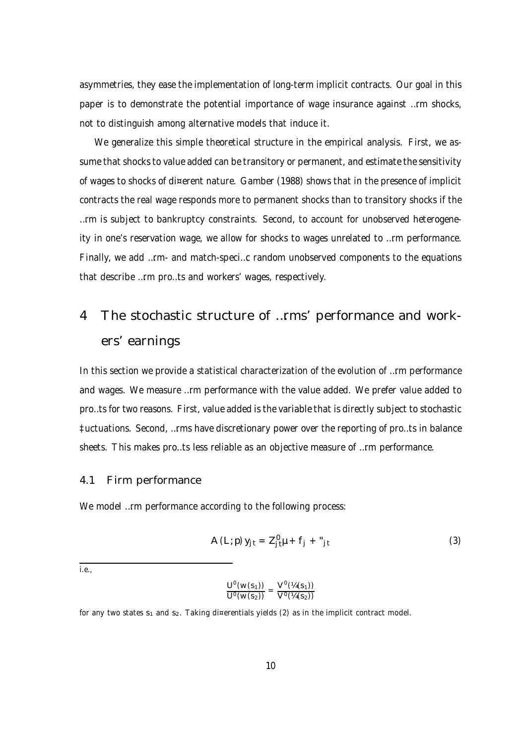asymmetries, they ease the implementation of long-term implicit contracts. Our goal in this paper is to demonstrate the potential importance of wage insurance against firm shocks, not to distinguish among alternative models that induce it.

We generalize this simple theoretical structure in the empirical analysis. First, we assume that shocks to value added can be transitory or permanent, and estimate the sensitivity of wages to shocks of different nature. Gamber (1988) shows that in the presence of implicit contracts the real wage responds more to permanent shocks than to transitory shocks if the firm is subject to bankruptcy constraints. Second, to account for unobserved heterogeneity in one's reservation wage, we allow for shocks to wages unrelated to firm performance. Finally, we add firm- and match-specific random unobserved components to the equations that describe firm profits and workers' wages, respectively.

# 4 The stochastic structure of firms' performance and workers' earnings

In this section we provide a statistical characterization of the evolution of firm performance and wages. We measure firm performance with the value added. We prefer value added to profits for two reasons. First, value added is the variable that is directly subject to stochastic fluctuations. Second, firms have discretionary power over the reporting of profits in balance sheets. This makes profits less reliable as an objective measure of firm performance.

## 4.1 Firm performance

We model firm performance according to the following process:

$$A(L;p)\,y_{jt} = Z_{jt}^{0}\mu + f_j + \varepsilon_{jt} \tag{3}$$

i.e.,

$$\frac{U^{0}(w(s_1))}{U^{0}(w(s_2))} = \frac{V^{0}(\pi(s_1))}{V^{0}(\pi(s_2))}$$

for any two states $s_1$ and $s_2$. Taking differentials yields (2) as in the implicit contract model.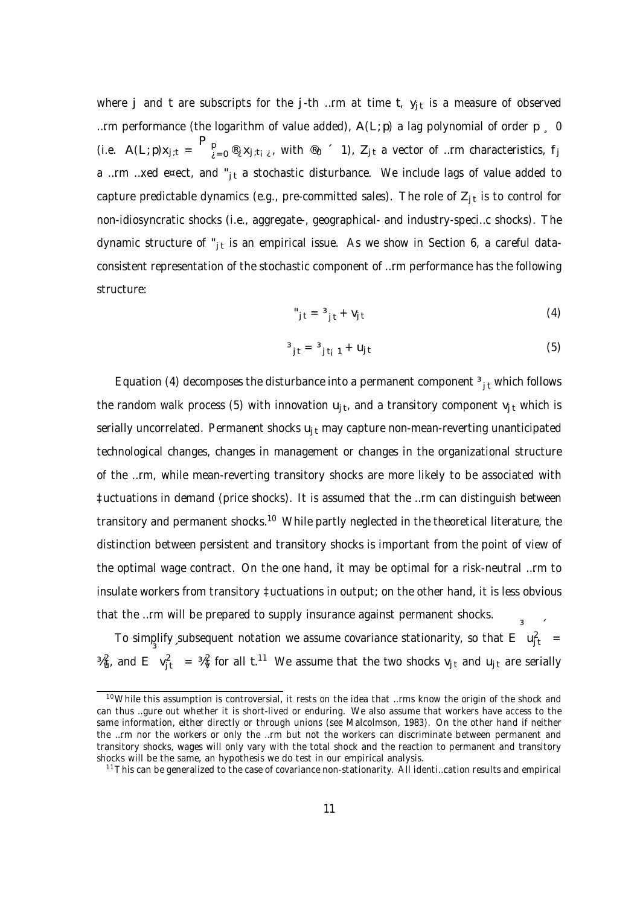where $j$ and $t$ are subscripts for the $j$-th firm at time $t$, $y_{jt}$ is a measure of observed firm performance (the logarithm of value added), $A(L;p)$ a lag polynomial of order $p \geq 0$ (i.e. $A(L;p)x_{j,t} = \sum_{\tau=0}^{p} \alpha_\tau x_{j,t-\tau}$, with $\alpha_0 \equiv 1$), $Z_{jt}$ a vector of firm characteristics, $f_j$ a firm fixed effect, and $\varepsilon_{jt}$ a stochastic disturbance. We include lags of value added to capture predictable dynamics (e.g., pre-committed sales). The role of $Z_{jt}$ is to control for non-idiosyncratic shocks (i.e., aggregate-, geographical- and industry-specific shocks). The dynamic structure of $\varepsilon_{jt}$ is an empirical issue. As we show in Section 6, a careful data-consistent representation of the stochastic component of firm performance has the following structure:

$$\varepsilon_{jt} = \zeta_{jt} + v_{jt} \tag{4}$$

$$\zeta_{jt} = \zeta_{jt-1} + u_{jt} \tag{5}$$

Equation (4) decomposes the disturbance into a permanent component $\zeta_{jt}$ which follows the random walk process (5) with innovation $u_{jt}$, and a transitory component $v_{jt}$ which is serially uncorrelated. Permanent shocks $u_{jt}$ may capture non-mean-reverting unanticipated technological changes, changes in management or changes in the organizational structure of the firm, while mean-reverting transitory shocks are more likely to be associated with fluctuations in demand (price shocks). It is assumed that the firm can distinguish between transitory and permanent shocks.[10] While partly neglected in the theoretical literature, the distinction between persistent and transitory shocks is important from the point of view of the optimal wage contract. On the one hand, it may be optimal for a risk-neutral firm to insulate workers from transitory fluctuations in output; on the other hand, it is less obvious that the firm will be prepared to supply insurance against permanent shocks.

To simplify subsequent notation we assume covariance stationarity, so that $E\left(u_{jt}^2\right) = \sigma_u^2$, and $E\left(v_{jt}^2\right) = \sigma_v^2$ for all $t$.[11] We assume that the two shocks $v_{jt}$ and $u_{jt}$ are serially

[10] While this assumption is controversial, it rests on the idea that firms know the origin of the shock and can thus figure out whether it is short-lived or enduring. We also assume that workers have access to the same information, either directly or through unions (see Malcolmson, 1983). On the other hand if neither the firm nor the workers or only the firm but not the workers can discriminate between permanent and transitory shocks, wages will only vary with the total shock and the reaction to permanent and transitory shocks will be the same, an hypothesis we do test in our empirical analysis.

[11] This can be generalized to the case of covariance non-stationarity. All identification results and empirical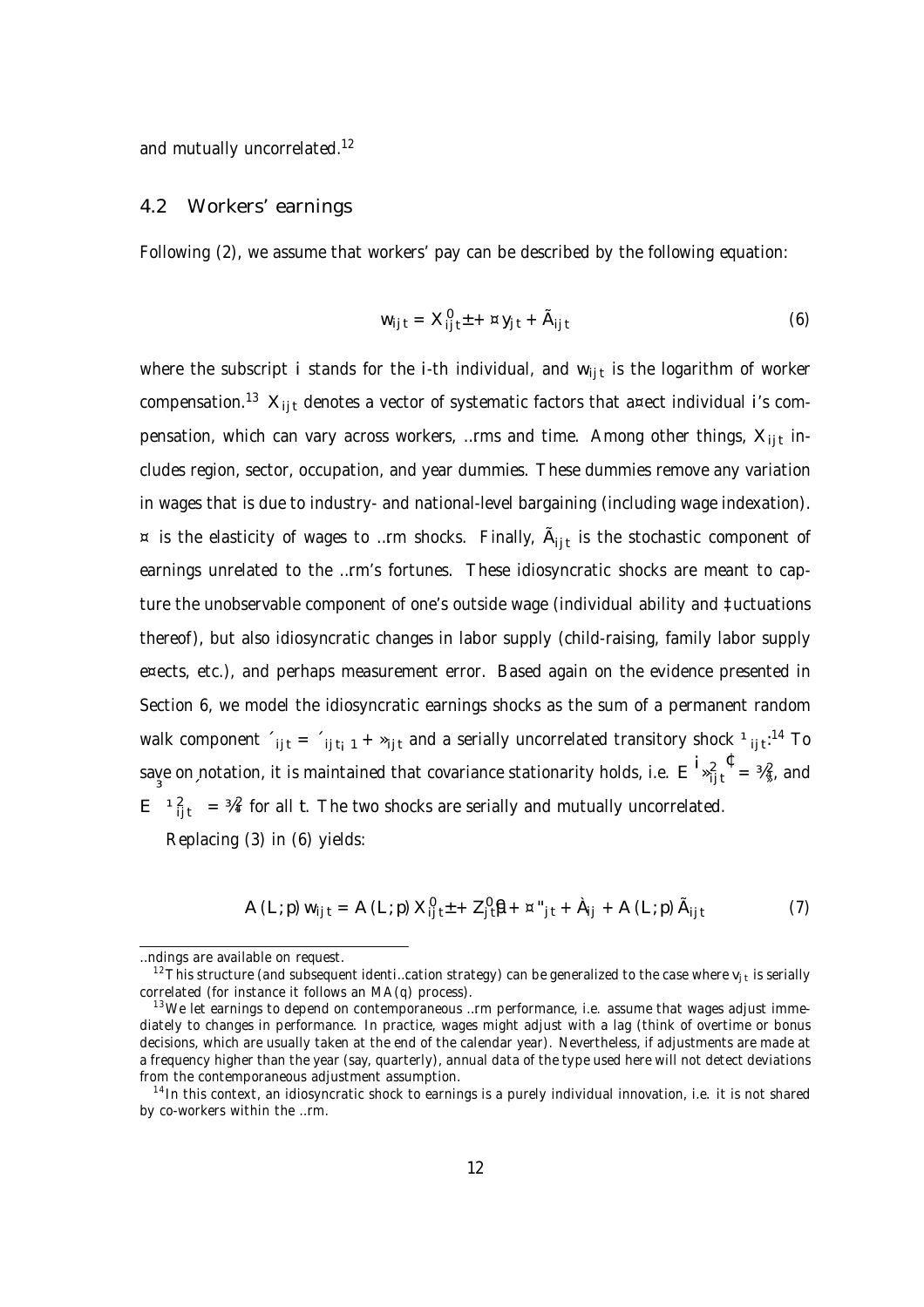and mutually uncorrelated.[12]

## 4.2 Workers' earnings

Following (2), we assume that workers' pay can be described by the following equation:

$$w_{ijt} = X_{ijt}^{0}\delta + \alpha y_{jt} + \omega_{ijt} \tag{6}$$

where the subscript $i$ stands for the $i$-th individual, and $w_{ijt}$ is the logarithm of worker compensation.[13] $X_{ijt}$ denotes a vector of systematic factors that affect individual $i$'s compensation, which can vary across workers, firms and time. Among other things, $X_{ijt}$ includes region, sector, occupation, and year dummies. These dummies remove any variation in wages that is due to industry- and national-level bargaining (including wage indexation). $\alpha$ is the elasticity of wages to firm shocks. Finally, $\omega_{ijt}$ is the stochastic component of earnings unrelated to the firm's fortunes. These idiosyncratic shocks are meant to capture the unobservable component of one's outside wage (individual ability and fluctuations thereof), but also idiosyncratic changes in labor supply (child-raising, family labor supply effects, etc.), and perhaps measurement error. Based again on the evidence presented in Section 6, we model the idiosyncratic earnings shocks as the sum of a permanent random walk component $\zeta_{ijt} = \zeta_{ijt-1} + \xi_{ijt}$ and a serially uncorrelated transitory shock $\mu_{ijt}$.[14] To save on notation, it is maintained that covariance stationarity holds, i.e. $E\left(\xi_{ijt}^{2}\right) = \sigma_{\xi}^{2}$, and $E\left(\mu_{ijt}^{2}\right) = \sigma_{\mu}^{2}$ for all $t$. The two shocks are serially and mutually uncorrelated.

Replacing (3) in (6) yields:

$$A(L;p)\, w_{ijt} = A(L;p)\, X_{ijt}^{0}\delta + Z_{jt}^{0}\beta + \alpha\varepsilon_{jt} + \lambda_{ij} + A(L;p)\, \omega_{ijt} \tag{7}$$

---

findings are available on request.

[12] This structure (and subsequent identification strategy) can be generalized to the case where $v_{jt}$ is serially correlated (for instance it follows an $MA(q)$ process).

[13] We let earnings to depend on contemporaneous firm performance, i.e. assume that wages adjust immediately to changes in performance. In practice, wages might adjust with a lag (think of overtime or bonus decisions, which are usually taken at the end of the calendar year). Nevertheless, if adjustments are made at a frequency higher than the year (say, quarterly), annual data of the type used here will not detect deviations from the contemporaneous adjustment assumption.

[14] In this context, an idiosyncratic shock to earnings is a purely individual innovation, i.e. it is not shared by co-workers within the firm.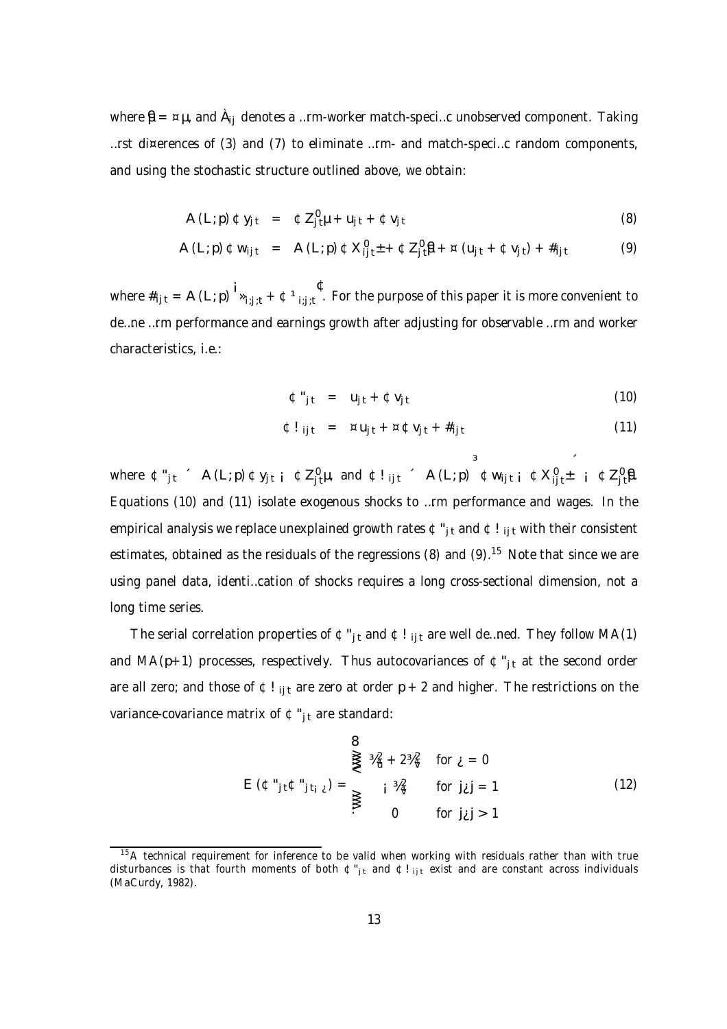where $\tilde{\beta} = \lambda\mu$, and $\tilde{A}_{ij}$ denotes a firm-worker match-specific unobserved component. Taking first differences of (3) and (7) to eliminate firm- and match-specific random components, and using the stochastic structure outlined above, we obtain:

$$A(L;p)\Delta y_{jt} = \Delta Z'_{jt}\mu + u_{jt} + \Delta v_{jt} \tag{8}$$

$$A(L;p)\Delta w_{ijt} = A(L;p)\Delta X'_{ijt}\delta + \Delta Z'_{jt}\tilde{\beta} + \lambda(u_{jt} + \Delta v_{jt}) + \vartheta_{ijt} \tag{9}$$

where $\vartheta_{ijt} = A(L;p)\left(\xi_{i,j,t} + \Delta\varepsilon_{i,j,t}\right)$. For the purpose of this paper it is more convenient to define firm performance and earnings growth after adjusting for observable firm and worker characteristics, i.e.:

$$\Delta\eta_{jt} = u_{jt} + \Delta v_{jt} \tag{10}$$

$$\Delta\omega_{ijt} = \lambda u_{jt} + \lambda\Delta v_{jt} + \vartheta_{ijt} \tag{11}$$

where $\Delta\eta_{jt} \equiv A(L;p)\Delta y_{jt} - \Delta Z'_{jt}\mu$, and $\Delta\omega_{ijt} \equiv A(L;p)\left(\Delta w_{ijt} - \Delta X'_{ijt}\delta\right) - \Delta Z'_{jt}\tilde{\beta}$. Equations (10) and (11) isolate exogenous shocks to firm performance and wages. In the empirical analysis we replace unexplained growth rates $\Delta\eta_{jt}$ and $\Delta\omega_{ijt}$ with their consistent estimates, obtained as the residuals of the regressions (8) and (9).[15] Note that since we are using panel data, identification of shocks requires a long cross-sectional dimension, not a long time series.

The serial correlation properties of $\Delta\eta_{jt}$ and $\Delta\omega_{ijt}$ are well defined. They follow MA(1) and MA($p$+1) processes, respectively. Thus autocovariances of $\Delta\eta_{jt}$ at the second order are all zero; and those of $\Delta\omega_{ijt}$ are zero at order $p+2$ and higher. The restrictions on the variance-covariance matrix of $\Delta\eta_{jt}$ are standard:

$$E\left(\Delta\eta_{jt}\Delta\eta_{jt-\tau}\right) = \begin{cases} \sigma_u^2 + 2\sigma_v^2 & \text{for } \tau = 0 \\ -\sigma_v^2 & \text{for } |\tau| = 1 \\ 0 & \text{for } |\tau| > 1 \end{cases} \tag{12}$$

[15] A technical requirement for inference to be valid when working with residuals rather than with true disturbances is that fourth moments of both $\Delta\eta_{jt}$ and $\Delta\omega_{ijt}$ exist and are constant across individuals (MaCurdy, 1982).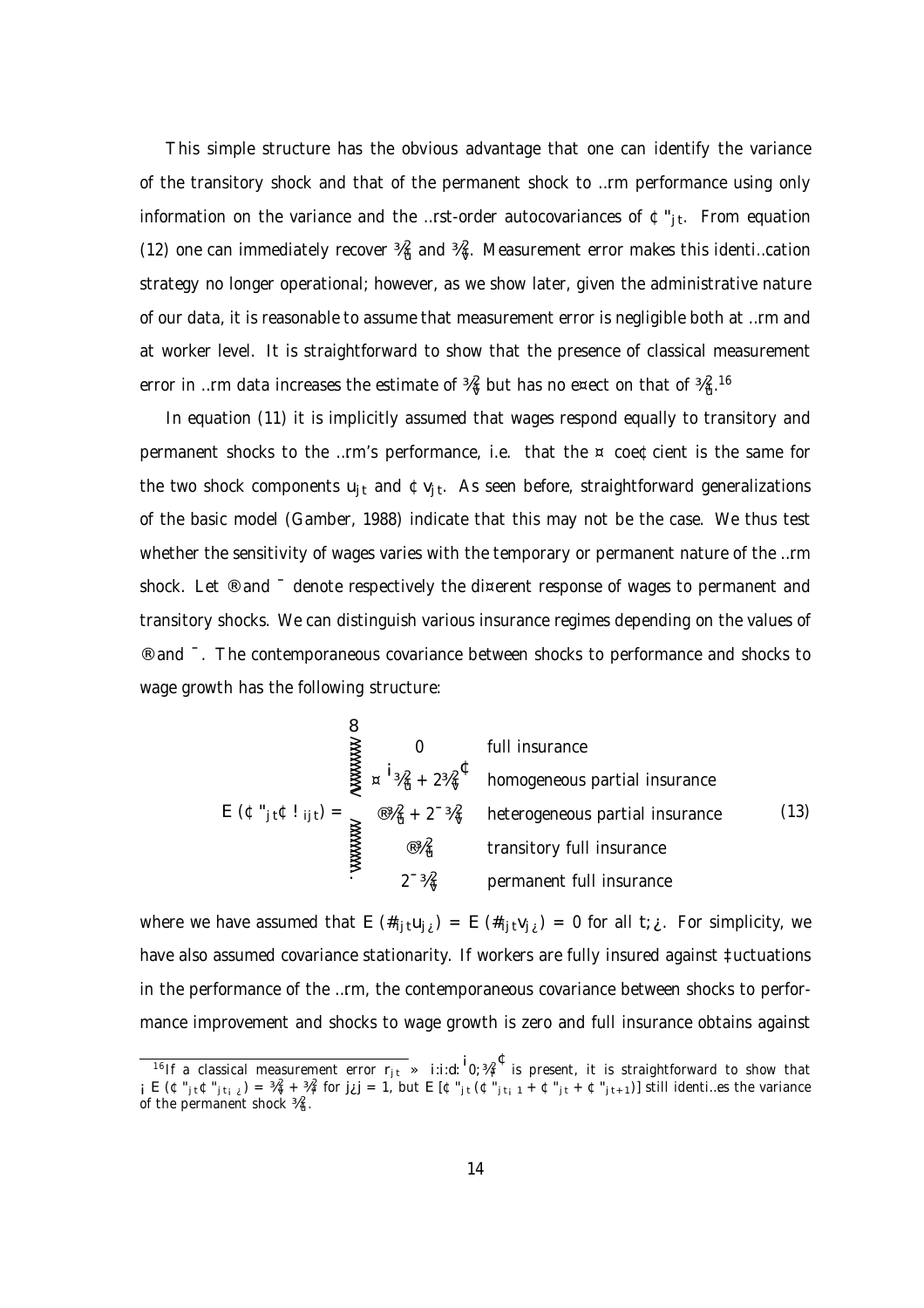This simple structure has the obvious advantage that one can identify the variance of the transitory shock and that of the permanent shock to firm performance using only information on the variance and the first-order autocovariances of $\Delta\varepsilon_{jt}$. From equation (12) one can immediately recover $\sigma_u^2$ and $\sigma_v^2$. Measurement error makes this identification strategy no longer operational; however, as we show later, given the administrative nature of our data, it is reasonable to assume that measurement error is negligible both at firm and at worker level. It is straightforward to show that the presence of classical measurement error in firm data increases the estimate of $\sigma_v^2$ but has no effect on that of $\sigma_u^2$.[16]

In equation (11) it is implicitly assumed that wages respond equally to transitory and permanent shocks to the firm's performance, i.e. that the $\lambda$ coefficient is the same for the two shock components $u_{jt}$ and $\Delta v_{jt}$. As seen before, straightforward generalizations of the basic model (Gamber, 1988) indicate that this may not be the case. We thus test whether the sensitivity of wages varies with the temporary or permanent nature of the firm shock. Let $\alpha$ and $\beta$ denote respectively the different response of wages to permanent and transitory shocks. We can distinguish various insurance regimes depending on the values of $\alpha$ and $\beta$. The contemporaneous covariance between shocks to performance and shocks to wage growth has the following structure:

$$E\left(\Delta\varepsilon_{jt}\Delta\omega_{ijt}\right)=\begin{cases} 0 & \text{full insurance} \\ \lambda\left(\sigma_u^2+2\sigma_v^2\right) & \text{homogeneous partial insurance} \\ \alpha\sigma_u^2+2\beta\sigma_v^2 & \text{heterogeneous partial insurance} \\ \alpha\sigma_u^2 & \text{transitory full insurance} \\ 2\beta\sigma_v^2 & \text{permanent full insurance} \end{cases} \tag{13}$$

where we have assumed that $E\left(\#_{ijt}u_{j\tau}\right)=E\left(\#_{ijt}v_{j\tau}\right)=0$ for all $t,\tau$. For simplicity, we have also assumed covariance stationarity. If workers are fully insured against fluctuations in the performance of the firm, the contemporaneous covariance between shocks to performance improvement and shocks to wage growth is zero and full insurance obtains against

[16] If a classical measurement error $r_{jt} \sim i.i.d.\left(0,\sigma_r^2\right)$ is present, it is straightforward to show that $-E\left(\Delta\varepsilon_{jt}\Delta\varepsilon_{jt-\tau}\right)=\sigma_v^2+\sigma_r^2$ for $|\tau|=1$, but $E\left[\Delta\varepsilon_{jt}\left(\Delta\varepsilon_{jt-1}+\Delta\varepsilon_{jt}+\Delta\varepsilon_{jt+1}\right)\right]$ still identifies the variance of the permanent shock $\sigma_u^2$.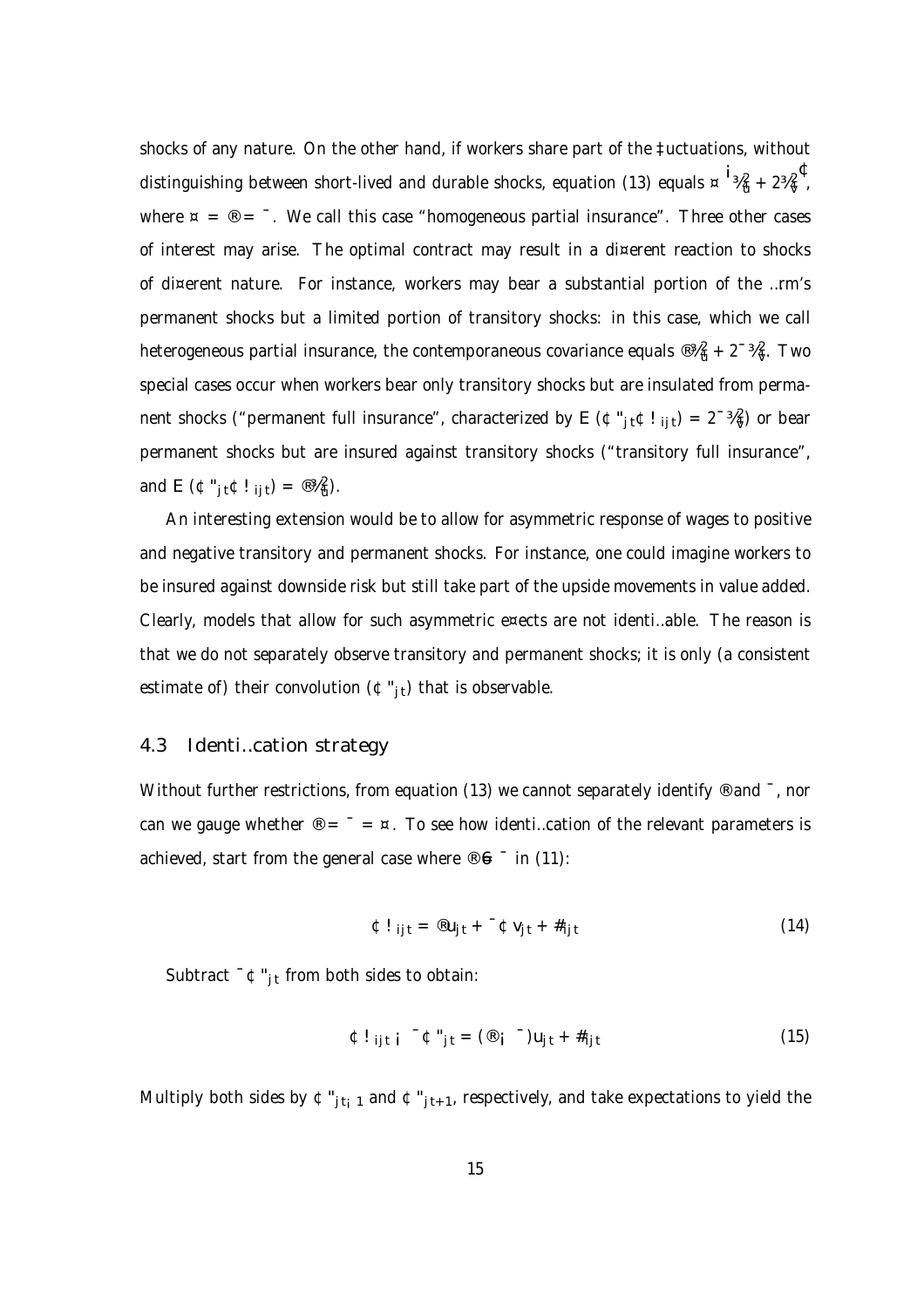shocks of any nature. On the other hand, if workers share part of the fluctuations, without distinguishing between short-lived and durable shocks, equation (13) equals $\lambda\left(\sigma_u^2 + 2\sigma_v^2\right)$, where $\lambda = \alpha = \beta$. We call this case "homogeneous partial insurance". Three other cases of interest may arise. The optimal contract may result in a different reaction to shocks of different nature. For instance, workers may bear a substantial portion of the firm's permanent shocks but a limited portion of transitory shocks: in this case, which we call heterogeneous partial insurance, the contemporaneous covariance equals $\alpha\sigma_u^2 + 2\beta\sigma_v^2$. Two special cases occur when workers bear only transitory shocks but are insulated from permanent shocks ("permanent full insurance", characterized by $E\left(\Delta\varepsilon_{jt}\Delta\omega_{ijt}\right) = 2\beta\sigma_v^2$) or bear permanent shocks but are insured against transitory shocks ("transitory full insurance", and $E\left(\Delta\varepsilon_{jt}\Delta\omega_{ijt}\right) = \alpha\sigma_u^2$).

An interesting extension would be to allow for asymmetric response of wages to positive and negative transitory and permanent shocks. For instance, one could imagine workers to be insured against downside risk but still take part of the upside movements in value added. Clearly, models that allow for such asymmetric effects are not identifiable. The reason is that we do not separately observe transitory and permanent shocks; it is only (a consistent estimate of) their convolution ($\Delta\varepsilon_{jt}$) that is observable.

## 4.3 Identification strategy

Without further restrictions, from equation (13) we cannot separately identify $\alpha$ and $\beta$, nor can we gauge whether $\alpha = \beta = \lambda$. To see how identification of the relevant parameters is achieved, start from the general case where $\alpha \neq \beta$ in (11):

$$\Delta\omega_{ijt} = \alpha u_{jt} + \beta\Delta v_{jt} + \vartheta_{ijt} \tag{14}$$

Subtract $\beta\Delta\varepsilon_{jt}$ from both sides to obtain:

$$\Delta\omega_{ijt} - \beta\Delta\varepsilon_{jt} = (\alpha - \beta)u_{jt} + \vartheta_{ijt} \tag{15}$$

Multiply both sides by $\Delta\varepsilon_{jt-1}$ and $\Delta\varepsilon_{jt+1}$, respectively, and take expectations to yield the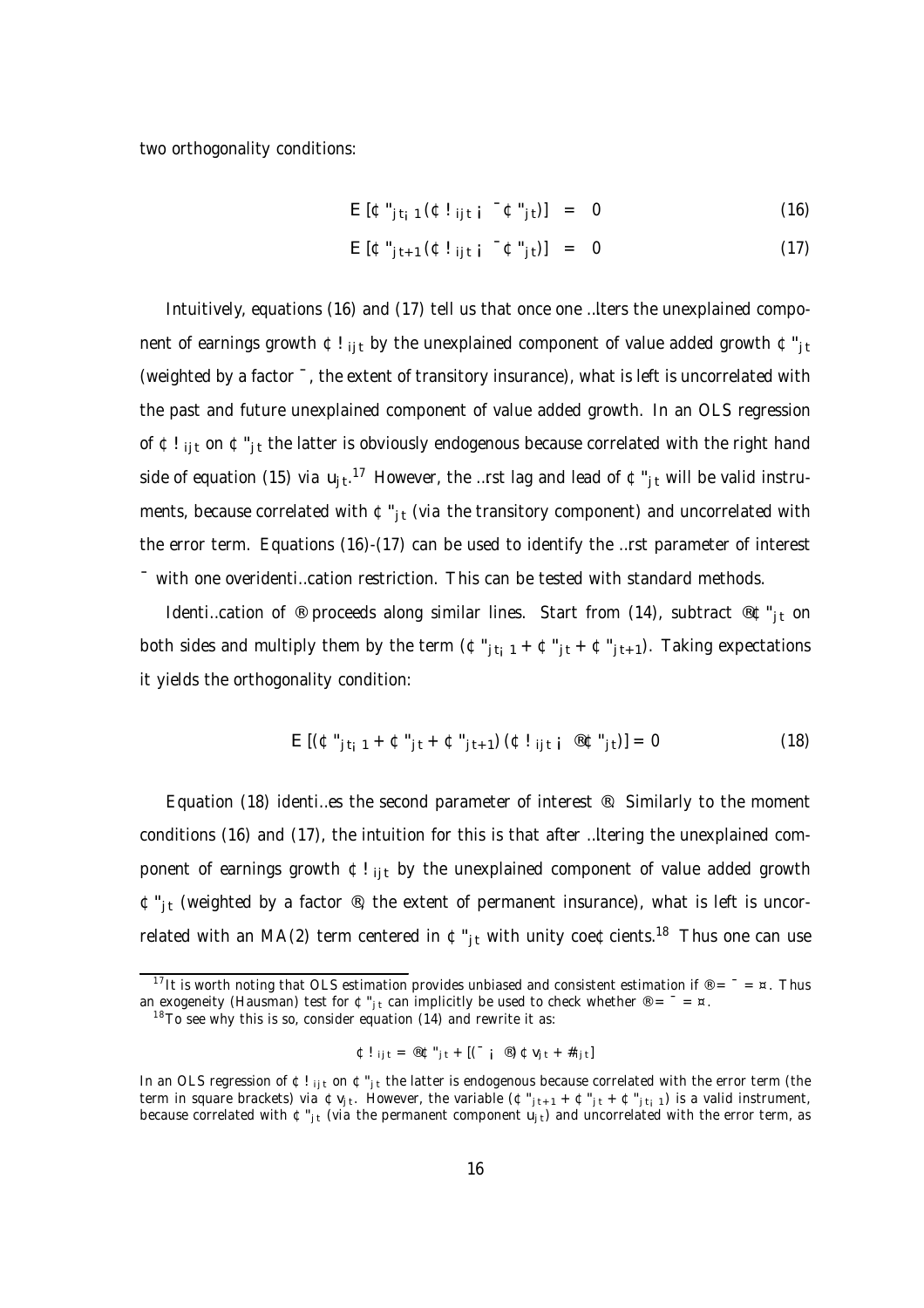two orthogonality conditions:

$$E\left[\Delta\varepsilon_{jt-1}\left(\Delta\omega_{ijt}-\beta\Delta\varepsilon_{jt}\right)\right] = 0 \tag{16}$$

$$E\left[\Delta\varepsilon_{jt+1}\left(\Delta\omega_{ijt}-\beta\Delta\varepsilon_{jt}\right)\right] = 0 \tag{17}$$

Intuitively, equations (16) and (17) tell us that once one filters the unexplained component of earnings growth $\Delta\omega_{ijt}$ by the unexplained component of value added growth $\Delta\varepsilon_{jt}$ (weighted by a factor $\beta$, the extent of transitory insurance), what is left is uncorrelated with the past and future unexplained component of value added growth. In an OLS regression of $\Delta\omega_{ijt}$ on $\Delta\varepsilon_{jt}$ the latter is obviously endogenous because correlated with the right hand side of equation (15) via $u_{jt}$.[17] However, the first lag and lead of $\Delta\varepsilon_{jt}$ will be valid instruments, because correlated with $\Delta\varepsilon_{jt}$ (via the transitory component) and uncorrelated with the error term. Equations (16)-(17) can be used to identify the first parameter of interest $\beta$ with one overidentification restriction. This can be tested with standard methods.

Identification of $\alpha$ proceeds along similar lines. Start from (14), subtract $\alpha\Delta\varepsilon_{jt}$ on both sides and multiply them by the term $(\Delta\varepsilon_{jt-1}+\Delta\varepsilon_{jt}+\Delta\varepsilon_{jt+1})$. Taking expectations it yields the orthogonality condition:

$$E\left[\left(\Delta\varepsilon_{jt-1}+\Delta\varepsilon_{jt}+\Delta\varepsilon_{jt+1}\right)\left(\Delta\omega_{ijt}-\alpha\Delta\varepsilon_{jt}\right)\right] = 0 \tag{18}$$

Equation (18) identifies the second parameter of interest $\alpha$. Similarly to the moment conditions (16) and (17), the intuition for this is that after filtering the unexplained component of earnings growth $\Delta\omega_{ijt}$ by the unexplained component of value added growth $\Delta\varepsilon_{jt}$ (weighted by a factor $\alpha$, the extent of permanent insurance), what is left is uncorrelated with an MA(2) term centered in $\Delta\varepsilon_{jt}$ with unity coefficients.[18] Thus one can use

[17] It is worth noting that OLS estimation provides unbiased and consistent estimation if $\alpha = \beta = \gamma$. Thus an exogeneity (Hausman) test for $\Delta\varepsilon_{jt}$ can implicitly be used to check whether $\alpha = \beta = \gamma$.

[18] To see why this is so, consider equation (14) and rewrite it as:

$$\Delta\omega_{ijt} = \alpha\Delta\varepsilon_{jt} + \left[(\beta-\alpha)\Delta v_{jt} + \#_{ijt}\right]$$

In an OLS regression of $\Delta\omega_{ijt}$ on $\Delta\varepsilon_{jt}$ the latter is endogenous because correlated with the error term (the term in square brackets) via $\Delta v_{jt}$. However, the variable $(\Delta\varepsilon_{jt+1}+\Delta\varepsilon_{jt}+\Delta\varepsilon_{jt-1})$ is a valid instrument, because correlated with $\Delta\varepsilon_{jt}$ (via the permanent component $u_{jt}$) and uncorrelated with the error term, as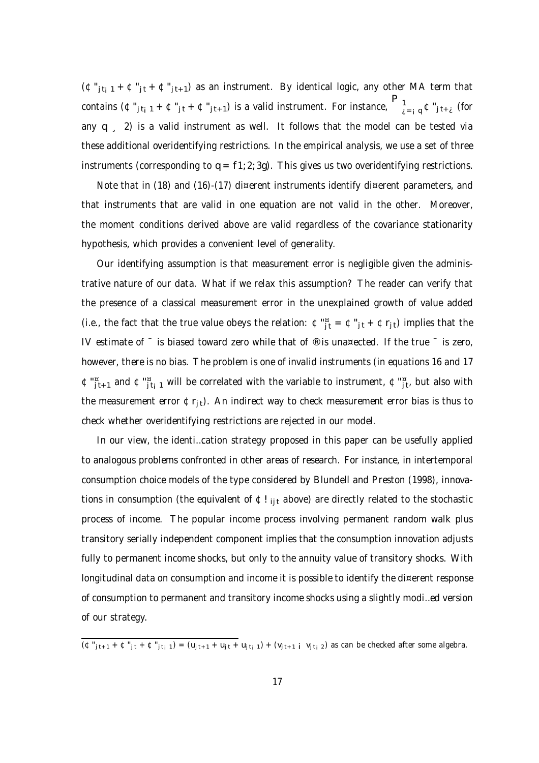($\Delta\varepsilon_{jt-1} + \Delta\varepsilon_{jt} + \Delta\varepsilon_{jt+1}$) as an instrument. By identical logic, any other MA term that contains ($\Delta\varepsilon_{jt-1} + \Delta\varepsilon_{jt} + \Delta\varepsilon_{jt+1}$) is a valid instrument. For instance, $\sum_{\tau=-q}^{1} \Delta\varepsilon_{jt+\tau}$ (for any $q \geq 2$) is a valid instrument as well. It follows that the model can be tested via these additional overidentifying restrictions. In the empirical analysis, we use a set of three instruments (corresponding to $q = \{1; 2; 3\}$). This gives us two overidentifying restrictions.

Note that in (18) and (16)-(17) different instruments identify different parameters, and that instruments that are valid in one equation are not valid in the other. Moreover, the moment conditions derived above are valid regardless of the covariance stationarity hypothesis, which provides a convenient level of generality.

Our identifying assumption is that measurement error is negligible given the administrative nature of our data. What if we relax this assumption? The reader can verify that the presence of a classical measurement error in the unexplained growth of value added (i.e., the fact that the true value obeys the relation: $\Delta\varepsilon^{*}_{jt} = \Delta\varepsilon_{jt} + \Delta r_{jt}$) implies that the IV estimate of $\beta$ is biased toward zero while that of $\alpha$ is unaffected. If the true $\beta$ is zero, however, there is no bias. The problem is one of invalid instruments (in equations 16 and 17 $\Delta\varepsilon^{*}_{jt+1}$ and $\Delta\varepsilon^{*}_{jt-1}$ will be correlated with the variable to instrument, $\Delta\varepsilon^{*}_{jt}$, but also with the measurement error $\Delta r_{jt}$). An indirect way to check measurement error bias is thus to check whether overidentifying restrictions are rejected in our model.

In our view, the identification strategy proposed in this paper can be usefully applied to analogous problems confronted in other areas of research. For instance, in intertemporal consumption choice models of the type considered by Blundell and Preston (1998), innovations in consumption (the equivalent of $\Delta\omega_{ijt}$ above) are directly related to the stochastic process of income. The popular income process involving permanent random walk plus transitory serially independent component implies that the consumption innovation adjusts fully to permanent income shocks, but only to the annuity value of transitory shocks. With longitudinal data on consumption and income it is possible to identify the different response of consumption to permanent and transitory income shocks using a slightly modified version of our strategy.

---

$(\Delta\varepsilon_{jt+1} + \Delta\varepsilon_{jt} + \Delta\varepsilon_{jt-1}) = (u_{jt+1} + u_{jt} + u_{jt-1}) + (v_{jt+1} - v_{jt-2})$ as can be checked after some algebra.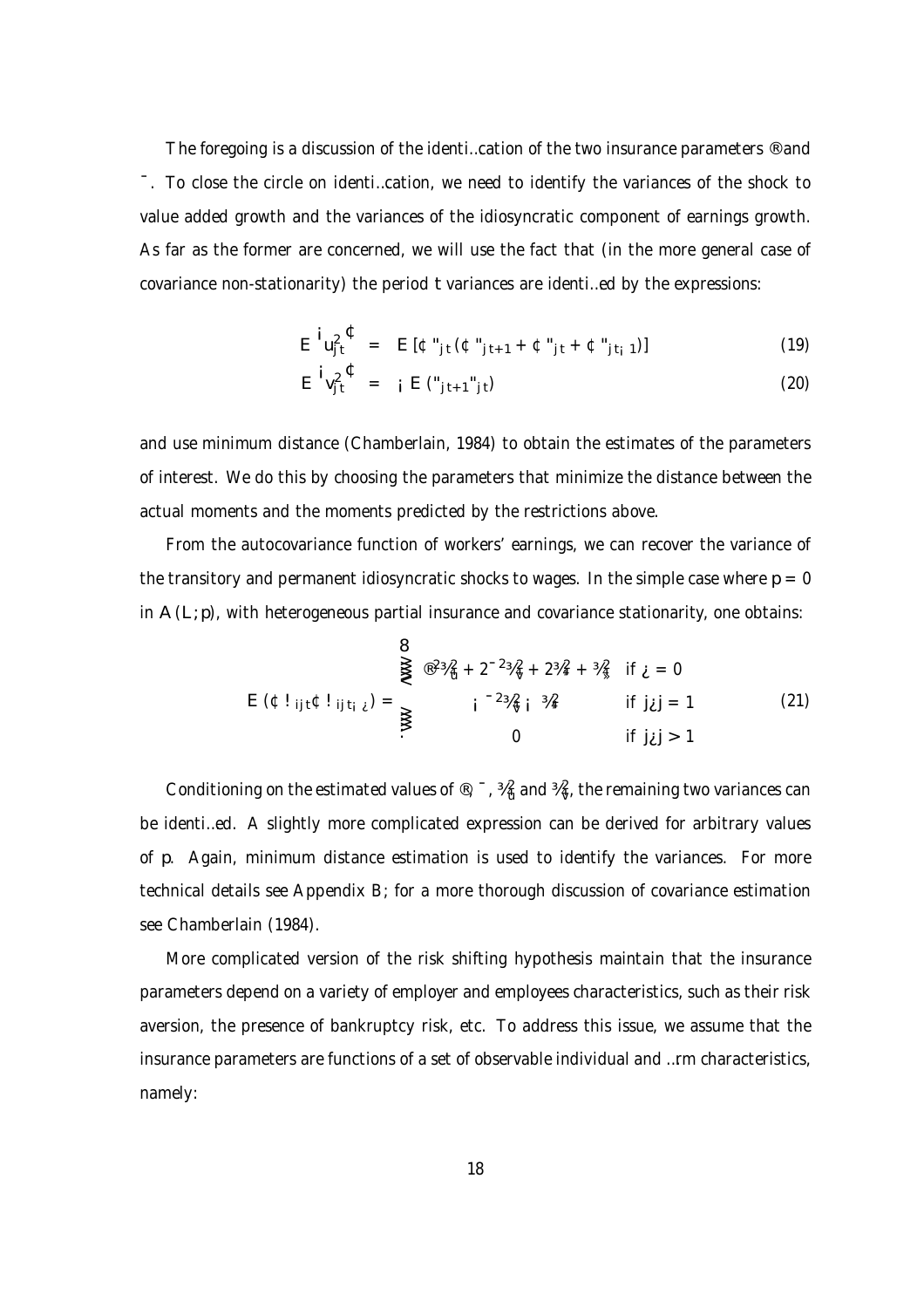The foregoing is a discussion of the identification of the two insurance parameters $\alpha$ and $\beta$. To close the circle on identification, we need to identify the variances of the shock to value added growth and the variances of the idiosyncratic component of earnings growth. As far as the former are concerned, we will use the fact that (in the more general case of covariance non-stationarity) the period $t$ variances are identified by the expressions:

$$E\left(u_{jt}^2\right) = E\left[\Delta\varepsilon_{jt}\left(\Delta\varepsilon_{jt+1} + \Delta\varepsilon_{jt} + \Delta\varepsilon_{jt-1}\right)\right] \tag{19}$$

$$E\left(v_{jt}^2\right) = -E\left(\varepsilon_{jt+1}\varepsilon_{jt}\right) \tag{20}$$

and use minimum distance (Chamberlain, 1984) to obtain the estimates of the parameters of interest. We do this by choosing the parameters that minimize the distance between the actual moments and the moments predicted by the restrictions above.

From the autocovariance function of workers' earnings, we can recover the variance of the transitory and permanent idiosyncratic shocks to wages. In the simple case where $p = 0$ in $A(L;p)$, with heterogeneous partial insurance and covariance stationarity, one obtains:

$$E\left(\Delta\omega_{ijt}\Delta\omega_{ijt-\tau}\right) = \begin{cases} \alpha^2\sigma_u^2 + 2\beta^2\sigma_v^2 + 2\sigma_\xi^2 + \sigma_\zeta^2 & \text{if } \tau = 0 \\ -\beta^2\sigma_v^2 - \sigma_\xi^2 & \text{if } |\tau| = 1 \\ 0 & \text{if } |\tau| > 1 \end{cases} \tag{21}$$

Conditioning on the estimated values of $\alpha$, $\beta$, $\sigma_u^2$ and $\sigma_v^2$, the remaining two variances can be identified. A slightly more complicated expression can be derived for arbitrary values of $p$. Again, minimum distance estimation is used to identify the variances. For more technical details see Appendix B; for a more thorough discussion of covariance estimation see Chamberlain (1984).

More complicated version of the risk shifting hypothesis maintain that the insurance parameters depend on a variety of employer and employees characteristics, such as their risk aversion, the presence of bankruptcy risk, etc. To address this issue, we assume that the insurance parameters are functions of a set of observable individual and firm characteristics, namely: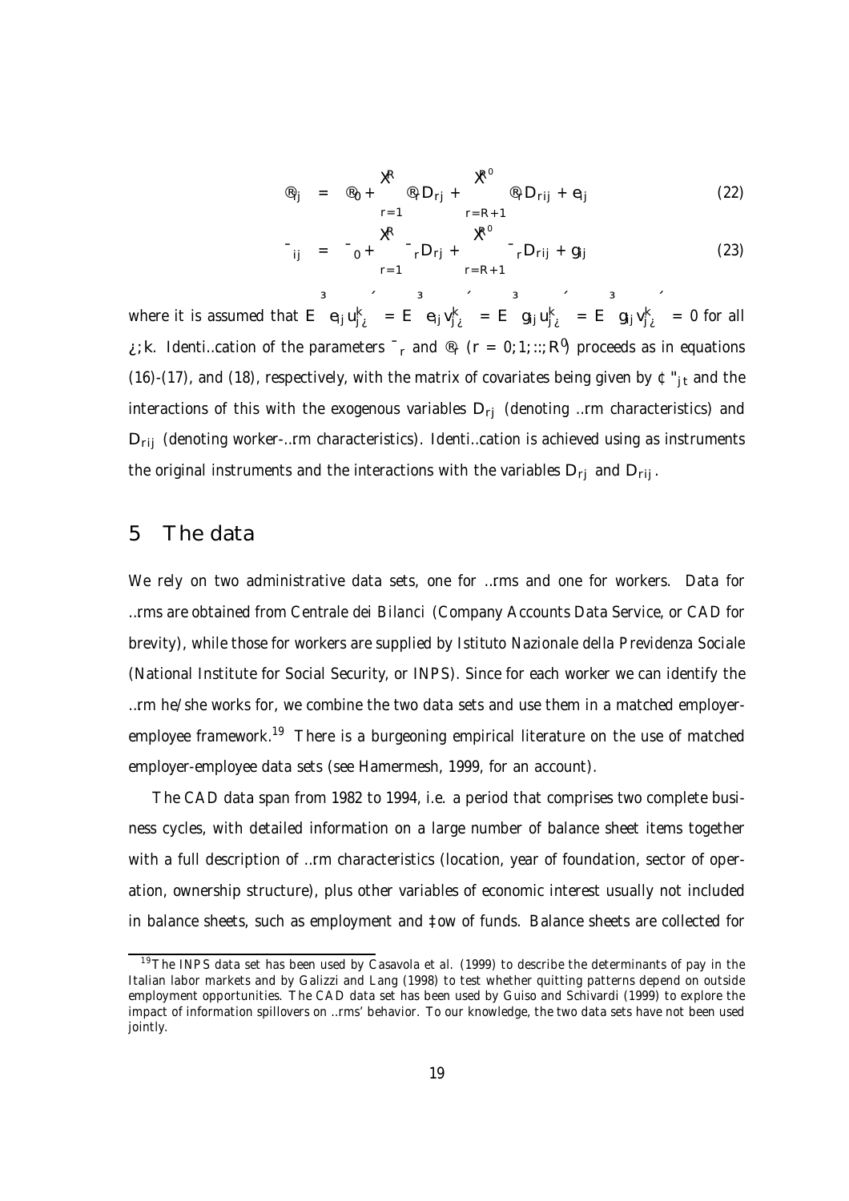$$\alpha_{ij} = \alpha_0 + \sum_{r=1}^{R} \alpha_r D_{rj} + \sum_{r=R+1}^{R'} \alpha_r D_{rij} + e_{ij} \tag{22}$$

$$\beta_{ij} = \beta_0 + \sum_{r=1}^{R} \beta_r D_{rj} + \sum_{r=R+1}^{R'} \beta_r D_{rij} + g_{ij} \tag{23}$$

where it is assumed that $E\left(e_{ij} u_{j\tau}^k\right) = E\left(e_{ij} v_{j\tau}^k\right) = E\left(g_{ij} u_{j\tau}^k\right) = E\left(g_{ij} v_{j\tau}^k\right) = 0$ for all $\tau; k$. Identification of the parameters $\beta_r$ and $\alpha_r$ $(r = 0; 1; ...; R')$ proceeds as in equations (16)-(17), and (18), respectively, with the matrix of covariates being given by $\Delta \varepsilon_{jt}$ and the interactions of this with the exogenous variables $D_{rj}$ (denoting firm characteristics) and $D_{rij}$ (denoting worker-firm characteristics). Identification is achieved using as instruments the original instruments and the interactions with the variables $D_{rj}$ and $D_{rij}$.

## 5 The data

We rely on two administrative data sets, one for firms and one for workers. Data for firms are obtained from Centrale dei Bilanci (Company Accounts Data Service, or CAD for brevity), while those for workers are supplied by Istituto Nazionale della Previdenza Sociale (National Institute for Social Security, or INPS). Since for each worker we can identify the firm he/she works for, we combine the two data sets and use them in a matched employer-employee framework.[19] There is a burgeoning empirical literature on the use of matched employer-employee data sets (see Hamermesh, 1999, for an account).

The CAD data span from 1982 to 1994, i.e. a period that comprises two complete business cycles, with detailed information on a large number of balance sheet items together with a full description of firm characteristics (location, year of foundation, sector of operation, ownership structure), plus other variables of economic interest usually not included in balance sheets, such as employment and flow of funds. Balance sheets are collected for

---

[19] The INPS data set has been used by Casavola et al. (1999) to describe the determinants of pay in the Italian labor markets and by Galizzi and Lang (1998) to test whether quitting patterns depend on outside employment opportunities. The CAD data set has been used by Guiso and Schivardi (1999) to explore the impact of information spillovers on firms' behavior. To our knowledge, the two data sets have not been used jointly.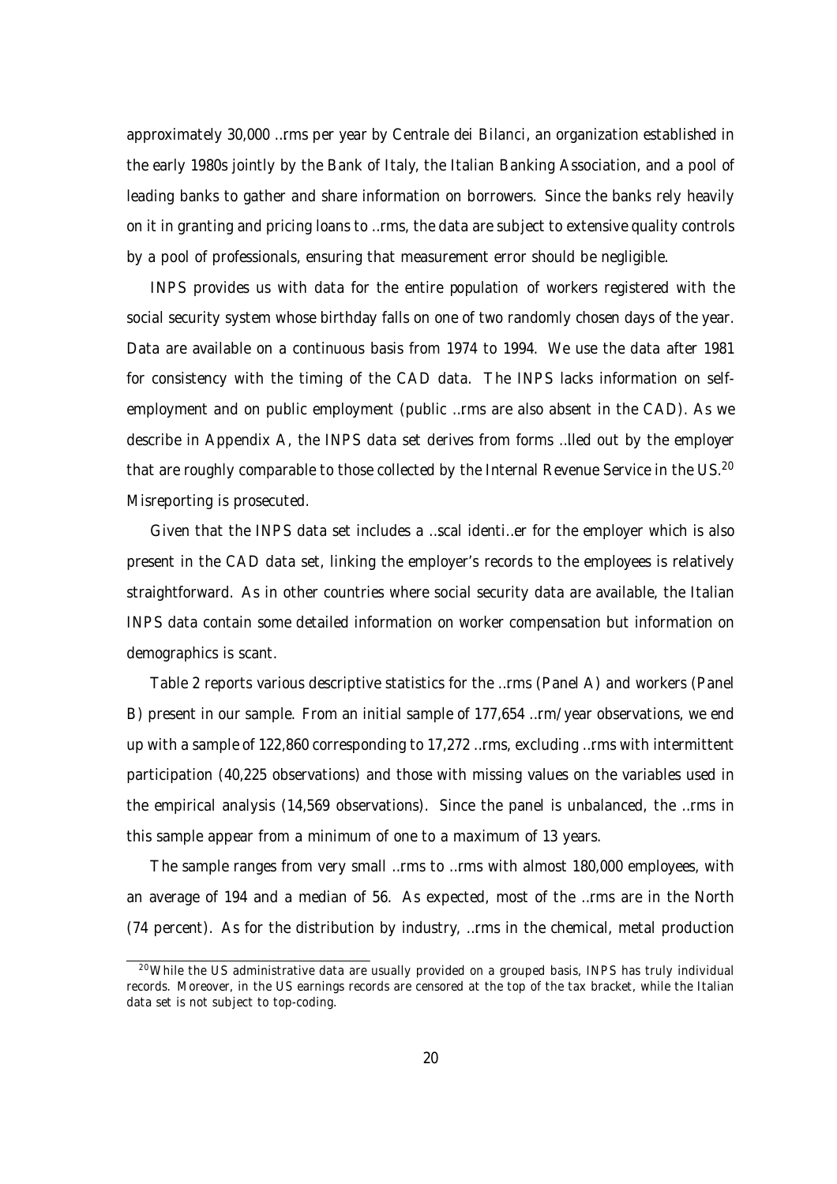approximately 30,000 ..rms per year by Centrale dei Bilanci, an organization established in the early 1980s jointly by the Bank of Italy, the Italian Banking Association, and a pool of leading banks to gather and share information on borrowers. Since the banks rely heavily on it in granting and pricing loans to ..rms, the data are subject to extensive quality controls by a pool of professionals, ensuring that measurement error should be negligible.

INPS provides us with data for the entire population of workers registered with the social security system whose birthday falls on one of two randomly chosen days of the year. Data are available on a continuous basis from 1974 to 1994. We use the data after 1981 for consistency with the timing of the CAD data. The INPS lacks information on self-employment and on public employment (public ..rms are also absent in the CAD). As we describe in Appendix A, the INPS data set derives from forms ..lled out by the employer that are roughly comparable to those collected by the Internal Revenue Service in the US.[20] Misreporting is prosecuted.

Given that the INPS data set includes a ..scal identi..er for the employer which is also present in the CAD data set, linking the employer's records to the employees is relatively straightforward. As in other countries where social security data are available, the Italian INPS data contain some detailed information on worker compensation but information on demographics is scant.

Table 2 reports various descriptive statistics for the ..rms (Panel A) and workers (Panel B) present in our sample. From an initial sample of 177,654 ..rm/year observations, we end up with a sample of 122,860 corresponding to 17,272 ..rms, excluding ..rms with intermittent participation (40,225 observations) and those with missing values on the variables used in the empirical analysis (14,569 observations). Since the panel is unbalanced, the ..rms in this sample appear from a minimum of one to a maximum of 13 years.

The sample ranges from very small ..rms to ..rms with almost 180,000 employees, with an average of 194 and a median of 56. As expected, most of the ..rms are in the North (74 percent). As for the distribution by industry, ..rms in the chemical, metal production

[20] While the US administrative data are usually provided on a grouped basis, INPS has truly individual records. Moreover, in the US earnings records are censored at the top of the tax bracket, while the Italian data set is not subject to top-coding.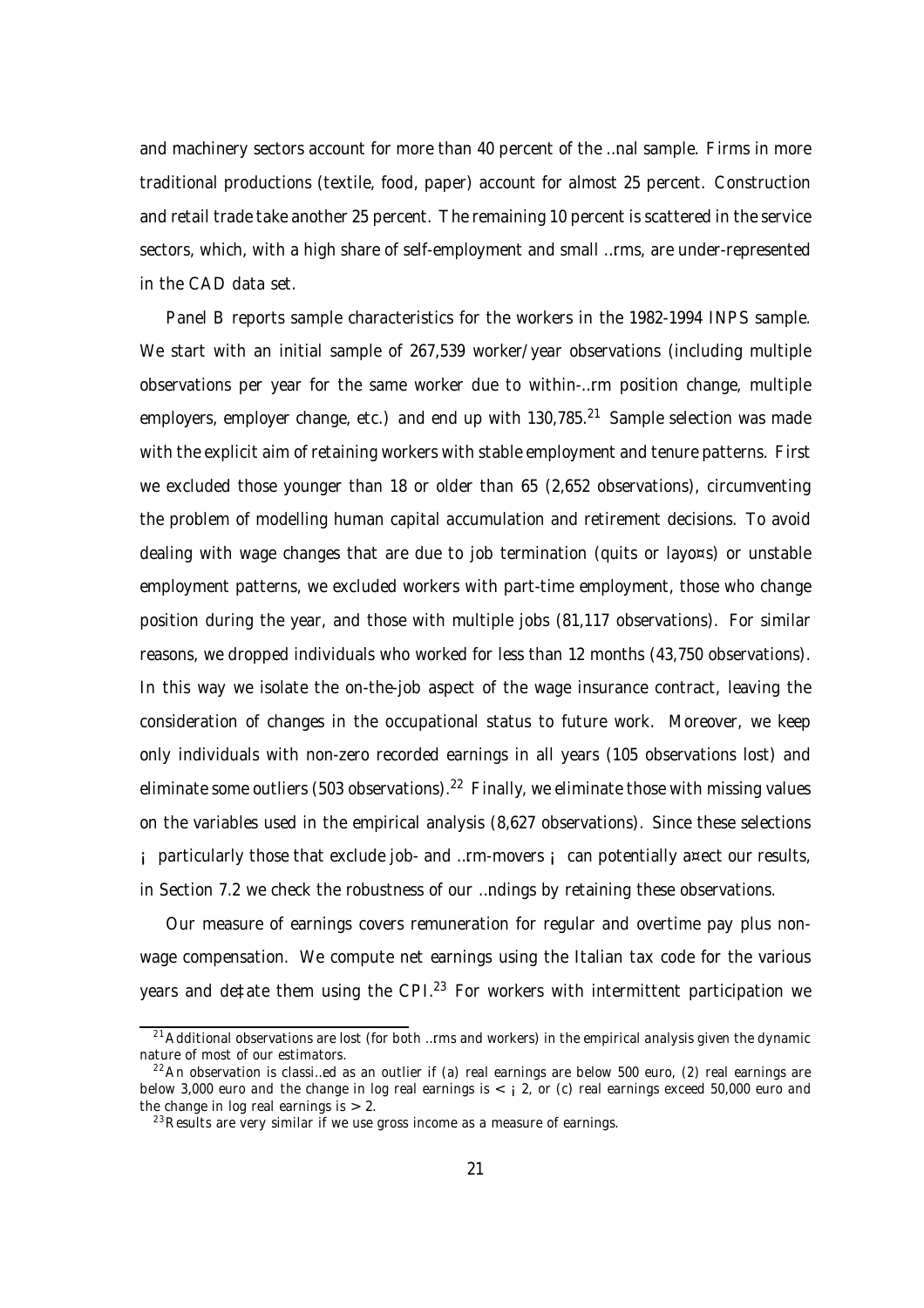and machinery sectors account for more than 40 percent of the final sample. Firms in more traditional productions (textile, food, paper) account for almost 25 percent. Construction and retail trade take another 25 percent. The remaining 10 percent is scattered in the service sectors, which, with a high share of self-employment and small firms, are under-represented in the CAD data set.

Panel B reports sample characteristics for the workers in the 1982-1994 INPS sample. We start with an initial sample of 267,539 worker/year observations (including multiple observations per year for the same worker due to within-firm position change, multiple employers, employer change, etc.) and end up with 130,785.[21] Sample selection was made with the explicit aim of retaining workers with stable employment and tenure patterns. First we excluded those younger than 18 or older than 65 (2,652 observations), circumventing the problem of modelling human capital accumulation and retirement decisions. To avoid dealing with wage changes that are due to job termination (quits or layoffs) or unstable employment patterns, we excluded workers with part-time employment, those who change position during the year, and those with multiple jobs (81,117 observations). For similar reasons, we dropped individuals who worked for less than 12 months (43,750 observations). In this way we isolate the on-the-job aspect of the wage insurance contract, leaving the consideration of changes in the occupational status to future work. Moreover, we keep only individuals with non-zero recorded earnings in all years (105 observations lost) and eliminate some outliers (503 observations).[22] Finally, we eliminate those with missing values on the variables used in the empirical analysis (8,627 observations). Since these selections – particularly those that exclude job- and firm-movers – can potentially affect our results, in Section 7.2 we check the robustness of our findings by retaining these observations.

Our measure of earnings covers remuneration for regular and overtime pay plus non-wage compensation. We compute net earnings using the Italian tax code for the various years and deflate them using the CPI.[23] For workers with intermittent participation we

[21] Additional observations are lost (for both firms and workers) in the empirical analysis given the dynamic nature of most of our estimators.

[22] An observation is classified as an outlier if (a) real earnings are below 500 euro, (2) real earnings are below 3,000 euro and the change in log real earnings is $< -2$, or (c) real earnings exceed 50,000 euro and the change in log real earnings is $> 2$.

[23] Results are very similar if we use gross income as a measure of earnings.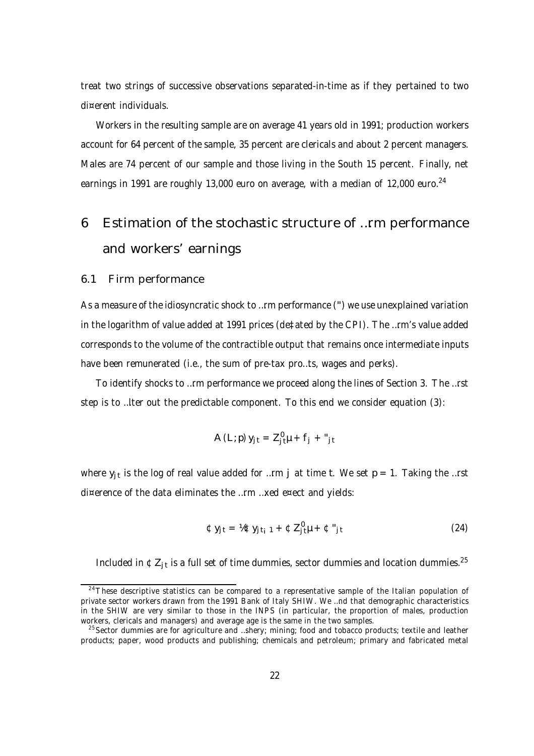treat two strings of successive observations separated-in-time as if they pertained to two different individuals.

Workers in the resulting sample are on average 41 years old in 1991; production workers account for 64 percent of the sample, 35 percent are clericals and about 2 percent managers. Males are 74 percent of our sample and those living in the South 15 percent. Finally, net earnings in 1991 are roughly 13,000 euro on average, with a median of 12,000 euro.[24]

# 6 Estimation of the stochastic structure of firm performance and workers' earnings

## 6.1 Firm performance

As a measure of the idiosyncratic shock to firm performance ($\varepsilon$) we use unexplained variation in the logarithm of value added at 1991 prices (deflated by the CPI). The firm's value added corresponds to the volume of the contractible output that remains once intermediate inputs have been remunerated (i.e., the sum of pre-tax profits, wages and perks).

To identify shocks to firm performance we proceed along the lines of Section 3. The first step is to filter out the predictable component. To this end we consider equation (3):

$$A(L;p)\, y_{jt} = Z_{jt}'\mu + f_j + \varepsilon_{jt}$$

where $y_{jt}$ is the log of real value added for firm $j$ at time $t$. We set $p = 1$. Taking the first difference of the data eliminates the firm fixed effect and yields:

$$\Delta y_{jt} = \rho \Delta y_{jt-1} + \Delta Z_{jt}'\mu + \Delta \varepsilon_{jt} \tag{24}$$

Included in $\Delta Z_{jt}$ is a full set of time dummies, sector dummies and location dummies.[25]

[24] These descriptive statistics can be compared to a representative sample of the Italian population of private sector workers drawn from the 1991 Bank of Italy SHIW. We find that demographic characteristics in the SHIW are very similar to those in the INPS (in particular, the proportion of males, production workers, clericals and managers) and average age is the same in the two samples.

[25] Sector dummies are for agriculture and fishery; mining; food and tobacco products; textile and leather products; paper, wood products and publishing; chemicals and petroleum; primary and fabricated metal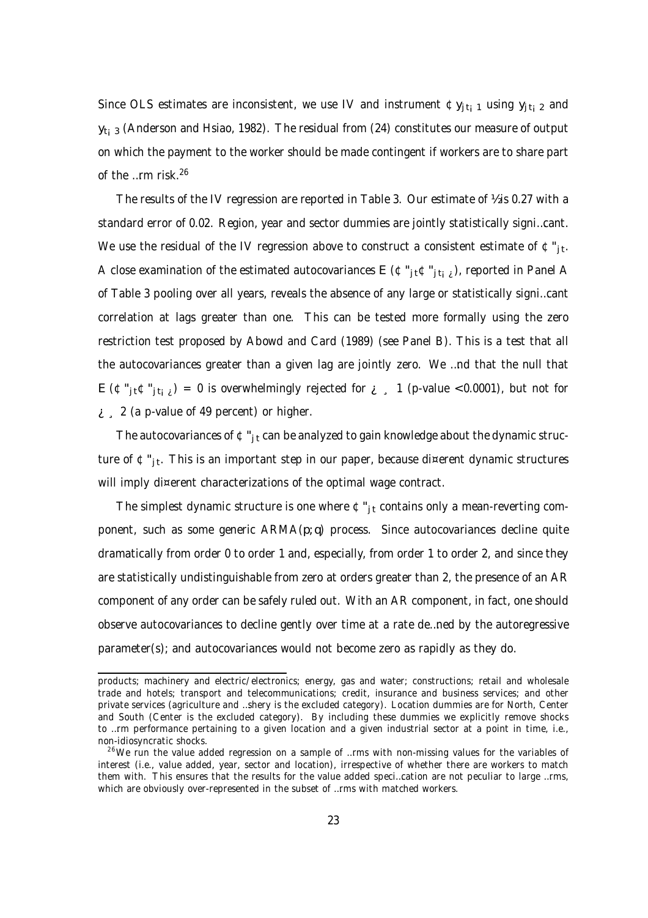Since OLS estimates are inconsistent, we use IV and instrument $\Delta y_{jt-1}$ using $y_{jt-2}$ and $y_{t-3}$ (Anderson and Hsiao, 1982). The residual from (24) constitutes our measure of output on which the payment to the worker should be made contingent if workers are to share part of the firm risk.[26]

The results of the IV regression are reported in Table 3. Our estimate of $\rho$ is 0.27 with a standard error of 0.02. Region, year and sector dummies are jointly statistically significant. We use the residual of the IV regression above to construct a consistent estimate of $\Delta \varepsilon_{jt}$. A close examination of the estimated autocovariances $E(\Delta \varepsilon_{jt} \Delta \varepsilon_{jt-\tau})$, reported in Panel A of Table 3 pooling over all years, reveals the absence of any large or statistically significant correlation at lags greater than one. This can be tested more formally using the zero restriction test proposed by Abowd and Card (1989) (see Panel B). This is a test that all the autocovariances greater than a given lag are jointly zero. We find that the null that $E(\Delta \varepsilon_{jt} \Delta \varepsilon_{jt-\tau}) = 0$ is overwhelmingly rejected for $\tau \geq 1$ (p-value $<0.0001$), but not for $\tau \geq 2$ (a p-value of 49 percent) or higher.

The autocovariances of $\Delta \varepsilon_{jt}$ can be analyzed to gain knowledge about the dynamic structure of $\Delta \varepsilon_{jt}$. This is an important step in our paper, because different dynamic structures will imply different characterizations of the optimal wage contract.

The simplest dynamic structure is one where $\Delta \varepsilon_{jt}$ contains only a mean-reverting component, such as some generic ARMA$(p,q)$ process. Since autocovariances decline quite dramatically from order 0 to order 1 and, especially, from order 1 to order 2, and since they are statistically undistinguishable from zero at orders greater than 2, the presence of an AR component of any order can be safely ruled out. With an AR component, in fact, one should observe autocovariances to decline gently over time at a rate defined by the autoregressive parameter(s); and autocovariances would not become zero as rapidly as they do.

---

products; machinery and electric/electronics; energy, gas and water; constructions; retail and wholesale trade and hotels; transport and telecommunications; credit, insurance and business services; and other private services (agriculture and fishery is the excluded category). Location dummies are for North, Center and South (Center is the excluded category). By including these dummies we explicitly remove shocks to firm performance pertaining to a given location and a given industrial sector at a point in time, i.e., non-idiosyncratic shocks.

[26] We run the value added regression on a sample of firms with non-missing values for the variables of interest (i.e., value added, year, sector and location), irrespective of whether there are workers to match them with. This ensures that the results for the value added specification are not peculiar to large firms, which are obviously over-represented in the subset of firms with matched workers.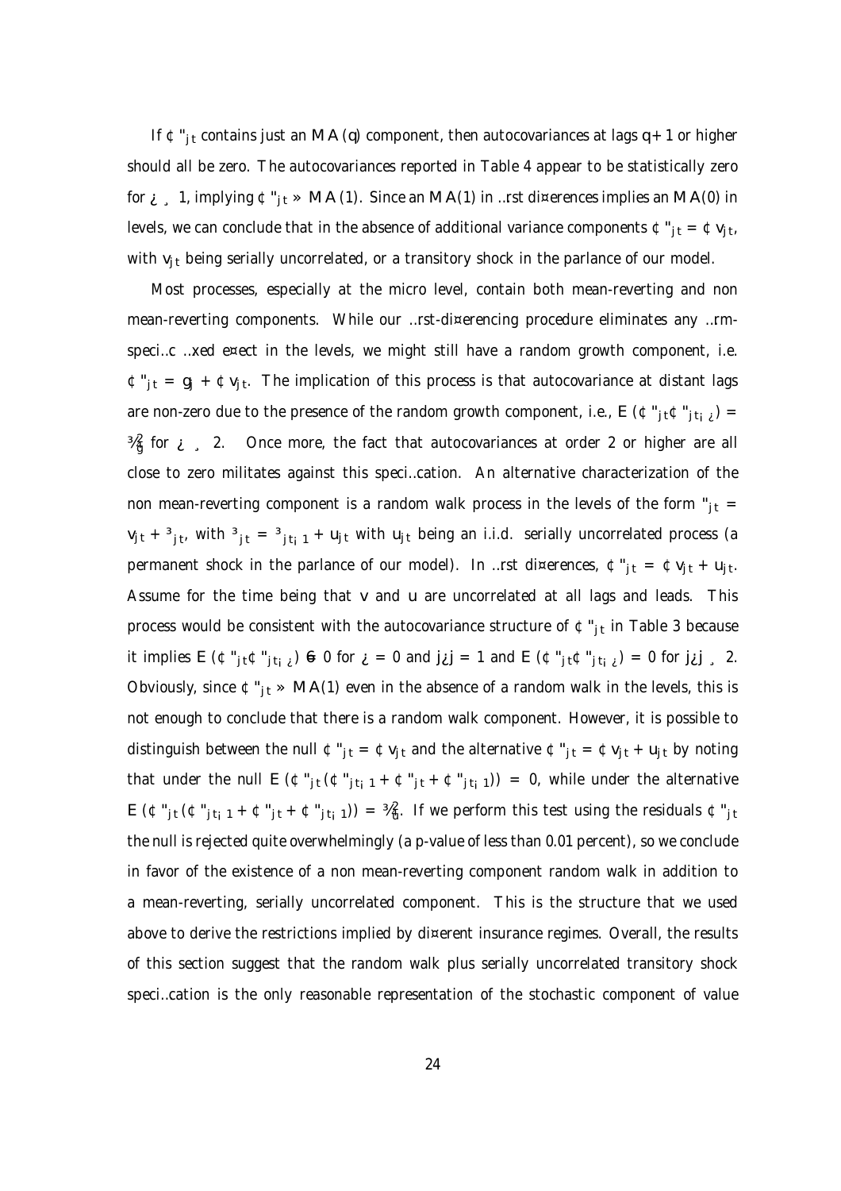If $\Delta \varepsilon_{jt}$ contains just an $MA(q)$ component, then autocovariances at lags $q+1$ or higher should all be zero. The autocovariances reported in Table 4 appear to be statistically zero for $\tau \geq 1$, implying $\Delta \varepsilon_{jt} \sim MA(1)$. Since an $MA(1)$ in first differences implies an $MA(0)$ in levels, we can conclude that in the absence of additional variance components $\Delta \varepsilon_{jt} = \Delta v_{jt}$, with $v_{jt}$ being serially uncorrelated, or a transitory shock in the parlance of our model.

Most processes, especially at the micro level, contain both mean-reverting and non mean-reverting components. While our first-differencing procedure eliminates any firm-specific fixed effect in the levels, we might still have a random growth component, i.e. $\Delta \varepsilon_{jt} = g_j + \Delta v_{jt}$. The implication of this process is that autocovariance at distant lags are non-zero due to the presence of the random growth component, i.e., $E(\Delta \varepsilon_{jt} \Delta \varepsilon_{jt-\tau}) = \sigma_g^2$ for $\tau \geq 2$. Once more, the fact that autocovariances at order 2 or higher are all close to zero militates against this specification. An alternative characterization of the non mean-reverting component is a random walk process in the levels of the form $\varepsilon_{jt} = v_{jt} + \zeta_{jt}$, with $\zeta_{jt} = \zeta_{jt-1} + u_{jt}$ with $u_{jt}$ being an i.i.d. serially uncorrelated process (a permanent shock in the parlance of our model). In first differences, $\Delta \varepsilon_{jt} = \Delta v_{jt} + u_{jt}$. Assume for the time being that $v$ and $u$ are uncorrelated at all lags and leads. This process would be consistent with the autocovariance structure of $\Delta \varepsilon_{jt}$ in Table 3 because it implies $E(\Delta \varepsilon_{jt} \Delta \varepsilon_{jt-\tau}) \neq 0$ for $\tau = 0$ and $|\tau| = 1$ and $E(\Delta \varepsilon_{jt} \Delta \varepsilon_{jt-\tau}) = 0$ for $|\tau| \geq 2$. Obviously, since $\Delta \varepsilon_{jt} \sim MA(1)$ even in the absence of a random walk in the levels, this is not enough to conclude that there is a random walk component. However, it is possible to distinguish between the null $\Delta \varepsilon_{jt} = \Delta v_{jt}$ and the alternative $\Delta \varepsilon_{jt} = \Delta v_{jt} + u_{jt}$ by noting that under the null $E(\Delta \varepsilon_{jt}(\Delta \varepsilon_{jt-1} + \Delta \varepsilon_{jt} + \Delta \varepsilon_{jt-1})) = 0$, while under the alternative $E(\Delta \varepsilon_{jt}(\Delta \varepsilon_{jt-1} + \Delta \varepsilon_{jt} + \Delta \varepsilon_{jt-1})) = \sigma_u^2$. If we perform this test using the residuals $\Delta \varepsilon_{jt}$ the null is rejected quite overwhelmingly (a p-value of less than 0.01 percent), so we conclude in favor of the existence of a non mean-reverting component random walk in addition to a mean-reverting, serially uncorrelated component. This is the structure that we used above to derive the restrictions implied by different insurance regimes. Overall, the results of this section suggest that the random walk plus serially uncorrelated transitory shock specification is the only reasonable representation of the stochastic component of value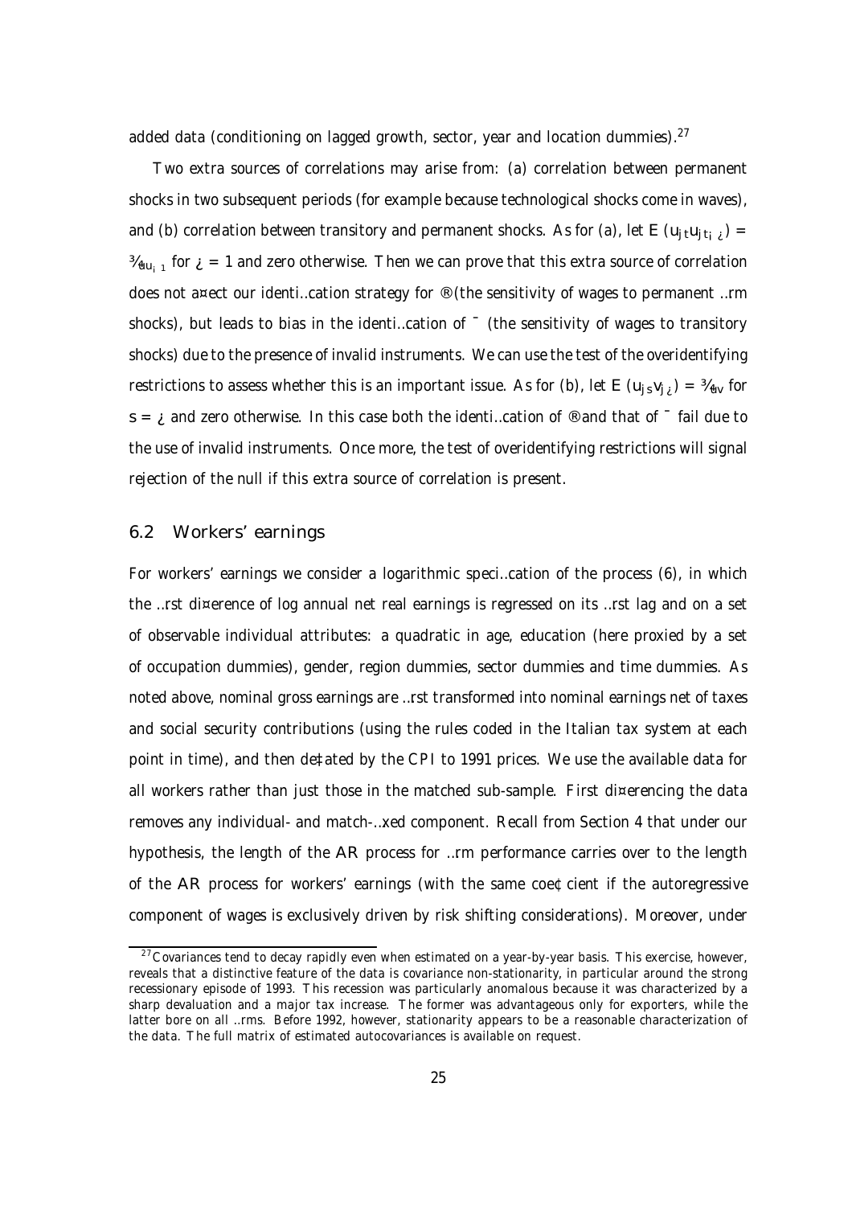added data (conditioning on lagged growth, sector, year and location dummies).[27]

Two extra sources of correlations may arise from: (a) correlation between permanent shocks in two subsequent periods (for example because technological shocks come in waves), and (b) correlation between transitory and permanent shocks. As for (a), let $E(u_{jt}u_{jt-\tau}) = \sigma_{uu_{-1}}$ for $\tau = 1$ and zero otherwise. Then we can prove that this extra source of correlation does not affect our identification strategy for $\alpha$ (the sensitivity of wages to permanent firm shocks), but leads to bias in the identification of $\beta$ (the sensitivity of wages to transitory shocks) due to the presence of invalid instruments. We can use the test of the overidentifying restrictions to assess whether this is an important issue. As for (b), let $E(u_{js}v_{j\tau}) = \sigma_{uv}$ for $s = \tau$ and zero otherwise. In this case both the identification of $\alpha$ and that of $\beta$ fail due to the use of invalid instruments. Once more, the test of overidentifying restrictions will signal rejection of the null if this extra source of correlation is present.

## 6.2 Workers' earnings

For workers' earnings we consider a logarithmic specification of the process (6), in which the first difference of log annual net real earnings is regressed on its first lag and on a set of observable individual attributes: a quadratic in age, education (here proxied by a set of occupation dummies), gender, region dummies, sector dummies and time dummies. As noted above, nominal gross earnings are first transformed into nominal earnings net of taxes and social security contributions (using the rules coded in the Italian tax system at each point in time), and then deflated by the CPI to 1991 prices. We use the available data for all workers rather than just those in the matched sub-sample. First differencing the data removes any individual- and match-fixed component. Recall from Section 4 that under our hypothesis, the length of the AR process for firm performance carries over to the length of the AR process for workers' earnings (with the same coefficient if the autoregressive component of wages is exclusively driven by risk shifting considerations). Moreover, under

[27] Covariances tend to decay rapidly even when estimated on a year-by-year basis. This exercise, however, reveals that a distinctive feature of the data is covariance non-stationarity, in particular around the strong recessionary episode of 1993. This recession was particularly anomalous because it was characterized by a sharp devaluation and a major tax increase. The former was advantageous only for exporters, while the latter bore on all firms. Before 1992, however, stationarity appears to be a reasonable characterization of the data. The full matrix of estimated autocovariances is available on request.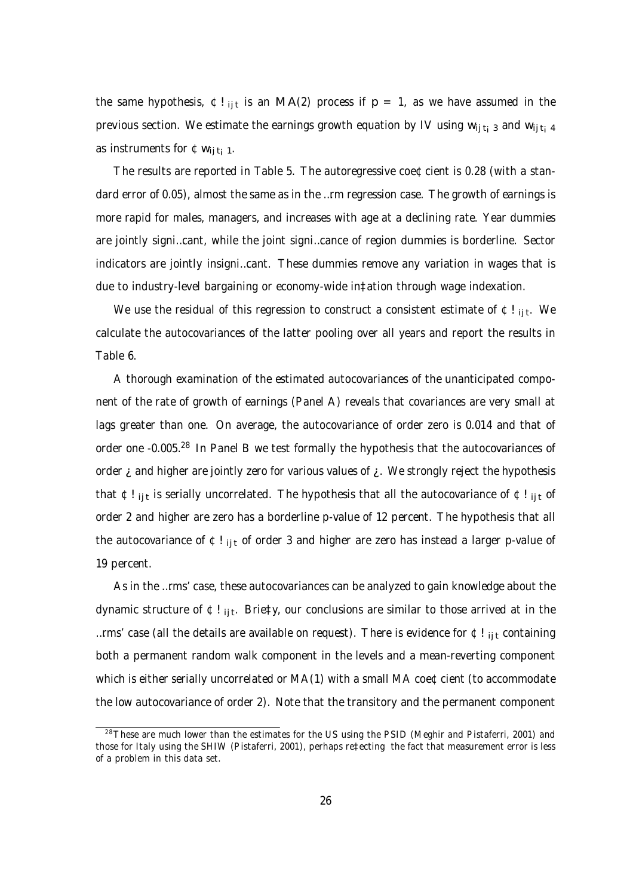the same hypothesis, $\Delta \omega_{ijt}$ is an $MA(2)$ process if $p = 1$, as we have assumed in the previous section. We estimate the earnings growth equation by IV using $w_{ijt-3}$ and $w_{ijt-4}$ as instruments for $\Delta w_{ijt-1}$.

The results are reported in Table 5. The autoregressive coefficient is 0.28 (with a standard error of 0.05), almost the same as in the firm regression case. The growth of earnings is more rapid for males, managers, and increases with age at a declining rate. Year dummies are jointly significant, while the joint significance of region dummies is borderline. Sector indicators are jointly insignificant. These dummies remove any variation in wages that is due to industry-level bargaining or economy-wide inflation through wage indexation.

We use the residual of this regression to construct a consistent estimate of $\Delta \omega_{ijt}$. We calculate the autocovariances of the latter pooling over all years and report the results in Table 6.

A thorough examination of the estimated autocovariances of the unanticipated component of the rate of growth of earnings (Panel A) reveals that covariances are very small at lags greater than one. On average, the autocovariance of order zero is 0.014 and that of order one -0.005.[28] In Panel B we test formally the hypothesis that the autocovariances of order $\tau$ and higher are jointly zero for various values of $\tau$. We strongly reject the hypothesis that $\Delta \omega_{ijt}$ is serially uncorrelated. The hypothesis that all the autocovariance of $\Delta \omega_{ijt}$ of order 2 and higher are zero has a borderline p-value of 12 percent. The hypothesis that all the autocovariance of $\Delta \omega_{ijt}$ of order 3 and higher are zero has instead a larger p-value of 19 percent.

As in the firms' case, these autocovariances can be analyzed to gain knowledge about the dynamic structure of $\Delta \omega_{ijt}$. Briefly, our conclusions are similar to those arrived at in the firms' case (all the details are available on request). There is evidence for $\Delta \omega_{ijt}$ containing both a permanent random walk component in the levels and a mean-reverting component which is either serially uncorrelated or MA(1) with a small MA coefficient (to accommodate the low autocovariance of order 2). Note that the transitory and the permanent component

[28] These are much lower than the estimates for the US using the PSID (Meghir and Pistaferri, 2001) and those for Italy using the SHIW (Pistaferri, 2001), perhaps reflecting the fact that measurement error is less of a problem in this data set.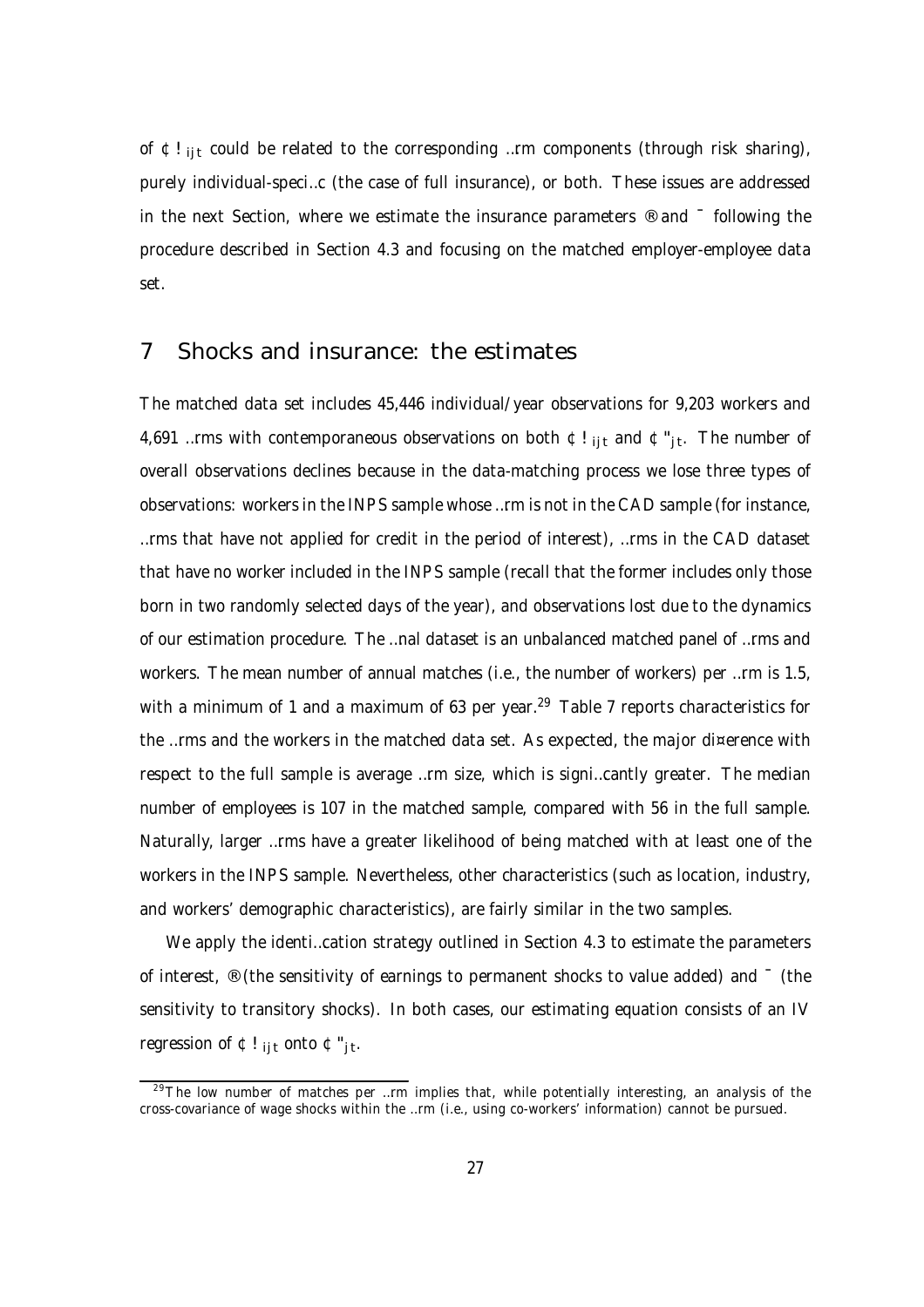of $\Delta\omega_{ijt}$ could be related to the corresponding firm components (through risk sharing), purely individual-specific (the case of full insurance), or both. These issues are addressed in the next Section, where we estimate the insurance parameters $\alpha$ and $\beta$ following the procedure described in Section 4.3 and focusing on the matched employer-employee data set.

## 7 Shocks and insurance: the estimates

The matched data set includes 45,446 individual/year observations for 9,203 workers and 4,691 firms with contemporaneous observations on both $\Delta\omega_{ijt}$ and $\Delta\varepsilon_{jt}$. The number of overall observations declines because in the data-matching process we lose three types of observations: workers in the INPS sample whose firm is not in the CAD sample (for instance, firms that have not applied for credit in the period of interest), firms in the CAD dataset that have no worker included in the INPS sample (recall that the former includes only those born in two randomly selected days of the year), and observations lost due to the dynamics of our estimation procedure. The final dataset is an unbalanced matched panel of firms and workers. The mean number of annual matches (i.e., the number of workers) per firm is 1.5, with a minimum of 1 and a maximum of 63 per year.[29] Table 7 reports characteristics for the firms and the workers in the matched data set. As expected, the major difference with respect to the full sample is average firm size, which is significantly greater. The median number of employees is 107 in the matched sample, compared with 56 in the full sample. Naturally, larger firms have a greater likelihood of being matched with at least one of the workers in the INPS sample. Nevertheless, other characteristics (such as location, industry, and workers' demographic characteristics), are fairly similar in the two samples.

We apply the identification strategy outlined in Section 4.3 to estimate the parameters of interest, $\alpha$ (the sensitivity of earnings to permanent shocks to value added) and $\beta$ (the sensitivity to transitory shocks). In both cases, our estimating equation consists of an IV regression of $\Delta\omega_{ijt}$ onto $\Delta\varepsilon_{jt}$.

[29] The low number of matches per firm implies that, while potentially interesting, an analysis of the cross-covariance of wage shocks within the firm (i.e., using co-workers' information) cannot be pursued.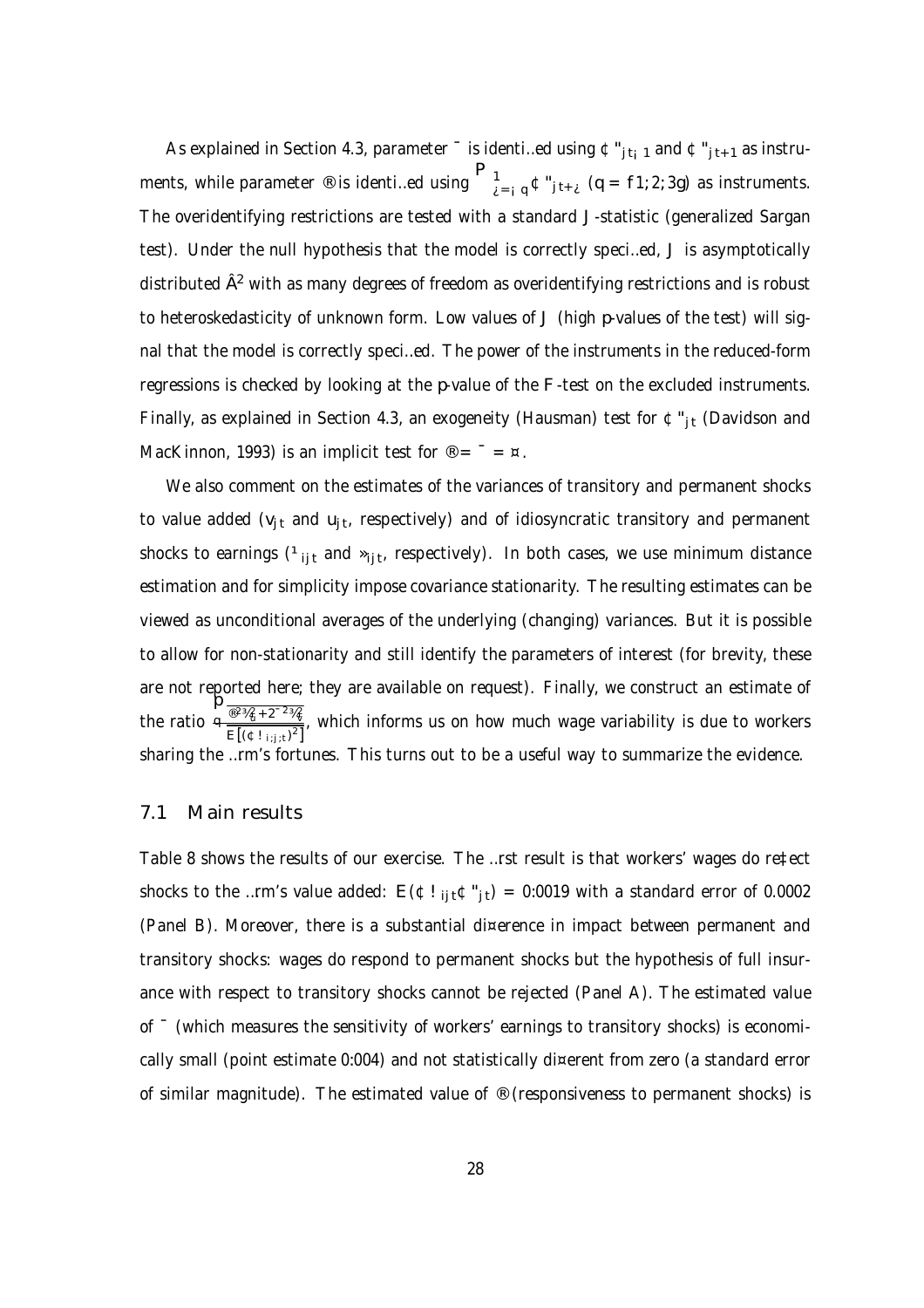As explained in Section 4.3, parameter $\beta$ is identified using $\Delta\varepsilon_{jt-1}$ and $\Delta\varepsilon_{jt+1}$ as instruments, while parameter $\alpha$ is identified using $\sum_{\tau=-q}^{1}\Delta\varepsilon_{jt+\tau}$ $(q = \{1; 2; 3\})$ as instruments. The overidentifying restrictions are tested with a standard $J$-statistic (generalized Sargan test). Under the null hypothesis that the model is correctly specified, $J$ is asymptotically distributed $\chi^2$ with as many degrees of freedom as overidentifying restrictions and is robust to heteroskedasticity of unknown form. Low values of $J$ (high $p$-values of the test) will signal that the model is correctly specified. The power of the instruments in the reduced-form regressions is checked by looking at the $p$-value of the $F$-test on the excluded instruments. Finally, as explained in Section 4.3, an exogeneity (Hausman) test for $\Delta\varepsilon_{jt}$ (Davidson and MacKinnon, 1993) is an implicit test for $\alpha = \beta = \gamma$.

We also comment on the estimates of the variances of transitory and permanent shocks to value added ($v_{jt}$ and $u_{jt}$, respectively) and of idiosyncratic transitory and permanent shocks to earnings ($\mu_{ijt}$ and $\xi_{ijt}$, respectively). In both cases, we use minimum distance estimation and for simplicity impose covariance stationarity. The resulting estimates can be viewed as unconditional averages of the underlying (changing) variances. But it is possible to allow for non-stationarity and still identify the parameters of interest (for brevity, these are not reported here; they are available on request). Finally, we construct an estimate of the ratio $\sqrt{\frac{\alpha^2\sigma_u^2+\beta^2\sigma_v^2}{E[(\Delta\omega_{i,j,t})^2]}}$, which informs us on how much wage variability is due to workers sharing the firm's fortunes. This turns out to be a useful way to summarize the evidence.

## 7.1 Main results

Table 8 shows the results of our exercise. The first result is that workers' wages do reflect shocks to the firm's value added: $E(\Delta\omega_{ijt}\Delta\varepsilon_{jt}) = 0.0019$ with a standard error of 0.0002 (Panel B). Moreover, there is a substantial difference in impact between permanent and transitory shocks: wages do respond to permanent shocks but the hypothesis of full insurance with respect to transitory shocks cannot be rejected (Panel A). The estimated value of $\beta$ (which measures the sensitivity of workers' earnings to transitory shocks) is economically small (point estimate 0.004) and not statistically different from zero (a standard error of similar magnitude). The estimated value of $\alpha$ (responsiveness to permanent shocks) is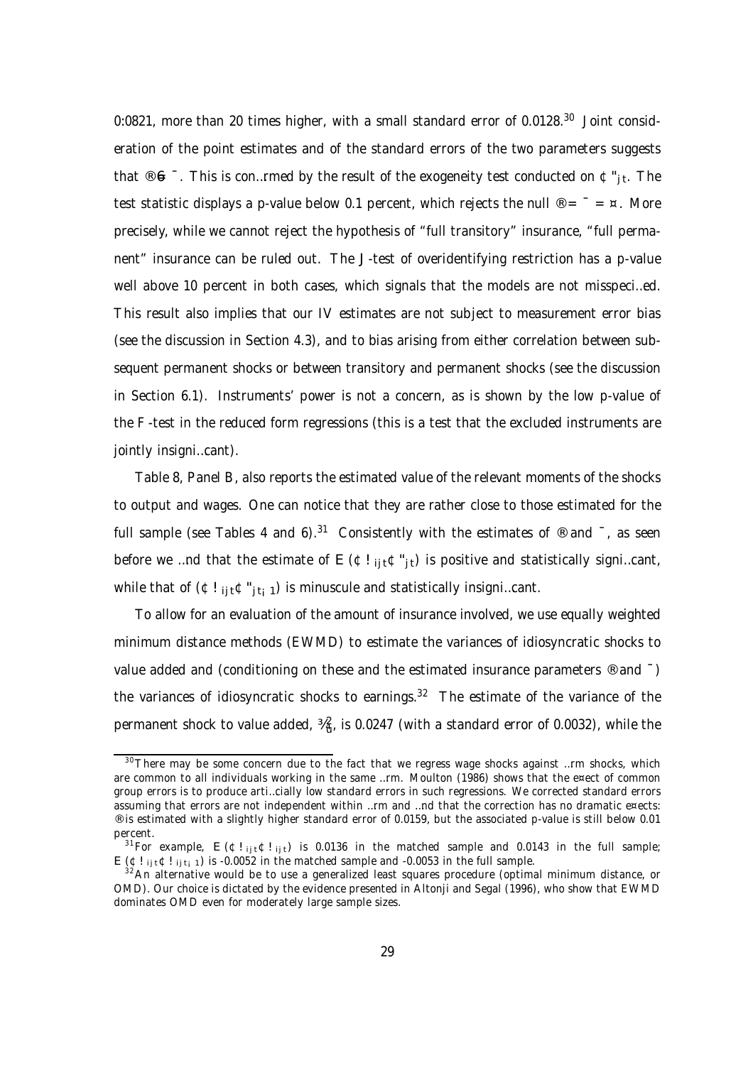0:0821, more than 20 times higher, with a small standard error of 0.0128.[30] Joint consideration of the point estimates and of the standard errors of the two parameters suggests that $\alpha \neq \beta$. This is confirmed by the result of the exogeneity test conducted on $\Delta \varepsilon_{jt}$. The test statistic displays a p-value below 0.1 percent, which rejects the null $\alpha = \beta = \gamma$. More precisely, while we cannot reject the hypothesis of "full transitory" insurance, "full permanent" insurance can be ruled out. The J-test of overidentifying restriction has a p-value well above 10 percent in both cases, which signals that the models are not misspecified. This result also implies that our IV estimates are not subject to measurement error bias (see the discussion in Section 4.3), and to bias arising from either correlation between subsequent permanent shocks or between transitory and permanent shocks (see the discussion in Section 6.1). Instruments' power is not a concern, as is shown by the low p-value of the F-test in the reduced form regressions (this is a test that the excluded instruments are jointly insignificant).

Table 8, Panel B, also reports the estimated value of the relevant moments of the shocks to output and wages. One can notice that they are rather close to those estimated for the full sample (see Tables 4 and 6).[31] Consistently with the estimates of $\alpha$ and $\beta$, as seen before we find that the estimate of $E(\Delta \omega_{ijt} \Delta \varepsilon_{jt})$ is positive and statistically significant, while that of $(\Delta \omega_{ijt} \Delta \varepsilon_{jt-1})$ is minuscule and statistically insignificant.

To allow for an evaluation of the amount of insurance involved, we use equally weighted minimum distance methods (EWMD) to estimate the variances of idiosyncratic shocks to value added and (conditioning on these and the estimated insurance parameters $\alpha$ and $\beta$) the variances of idiosyncratic shocks to earnings.[32] The estimate of the variance of the permanent shock to value added, $\sigma^2_{\xi}$, is 0.0247 (with a standard error of 0.0032), while the

---

[30] There may be some concern due to the fact that we regress wage shocks against firm shocks, which are common to all individuals working in the same firm. Moulton (1986) shows that the effect of common group errors is to produce artificially low standard errors in such regressions. We corrected standard errors assuming that errors are not independent within firm and find that the correction has no dramatic effects: $\alpha$ is estimated with a slightly higher standard error of 0.0159, but the associated p-value is still below 0.01 percent.

[31] For example, $E(\Delta \omega_{ijt} \Delta \omega_{ijt})$ is 0.0136 in the matched sample and 0.0143 in the full sample; $E(\Delta \omega_{ijt} \Delta \omega_{ijt-1})$ is -0.0052 in the matched sample and -0.0053 in the full sample.

[32] An alternative would be to use a generalized least squares procedure (optimal minimum distance, or OMD). Our choice is dictated by the evidence presented in Altonji and Segal (1996), who show that EWMD dominates OMD even for moderately large sample sizes.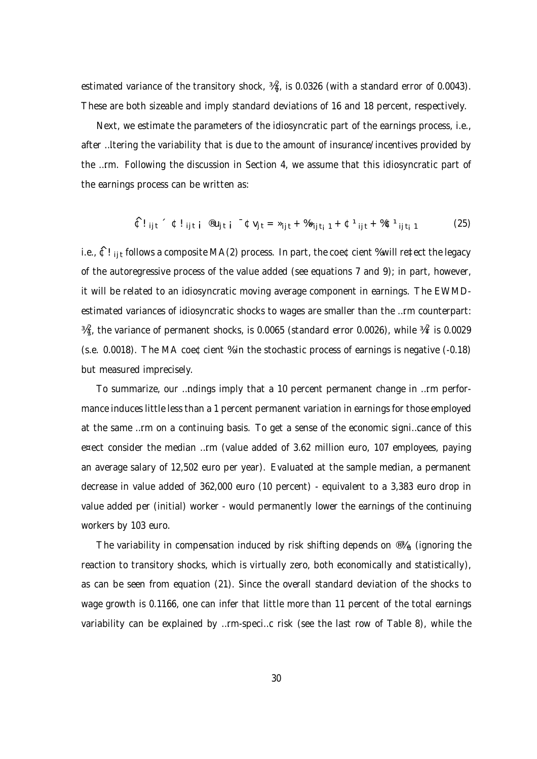estimated variance of the transitory shock, $\sigma^2_v$, is 0.0326 (with a standard error of 0.0043). These are both sizeable and imply standard deviations of 16 and 18 percent, respectively.

Next, we estimate the parameters of the idiosyncratic part of the earnings process, i.e., after filtering the variability that is due to the amount of insurance/incentives provided by the firm. Following the discussion in Section 4, we assume that this idiosyncratic part of the earnings process can be written as:

$$\Delta\hat{\omega}_{ijt} \equiv \Delta\omega_{ijt} - \alpha u_{jt} - \beta\Delta v_{jt} = \xi_{ijt} + \varrho\xi_{ijt-1} + \Delta\mu_{ijt} + \varrho\Delta\mu_{ijt-1} \tag{25}$$

i.e., $\Delta\hat{\omega}_{ijt}$ follows a composite MA(2) process. In part, the coefficient $\varrho$ will reflect the legacy of the autoregressive process of the value added (see equations 7 and 9); in part, however, it will be related to an idiosyncratic moving average component in earnings. The EWMD-estimated variances of idiosyncratic shocks to wages are smaller than the firm counterpart: $\sigma^2_\xi$, the variance of permanent shocks, is 0.0065 (standard error 0.0026), while $\sigma^2_\mu$ is 0.0029 (s.e. 0.0018). The MA coefficient $\varrho$ in the stochastic process of earnings is negative (-0.18) but measured imprecisely.

To summarize, our findings imply that a 10 percent permanent change in firm performance induces little less than a 1 percent permanent variation in earnings for those employed at the same firm on a continuing basis. To get a sense of the economic significance of this effect consider the median firm (value added of 3.62 million euro, 107 employees, paying an average salary of 12,502 euro per year). Evaluated at the sample median, a permanent decrease in value added of 362,000 euro (10 percent) - equivalent to a 3,383 euro drop in value added per (initial) worker - would permanently lower the earnings of the continuing workers by 103 euro.

The variability in compensation induced by risk shifting depends on $\alpha\sigma_u$ (ignoring the reaction to transitory shocks, which is virtually zero, both economically and statistically), as can be seen from equation (21). Since the overall standard deviation of the shocks to wage growth is 0.1166, one can infer that little more than 11 percent of the total earnings variability can be explained by firm-specific risk (see the last row of Table 8), while the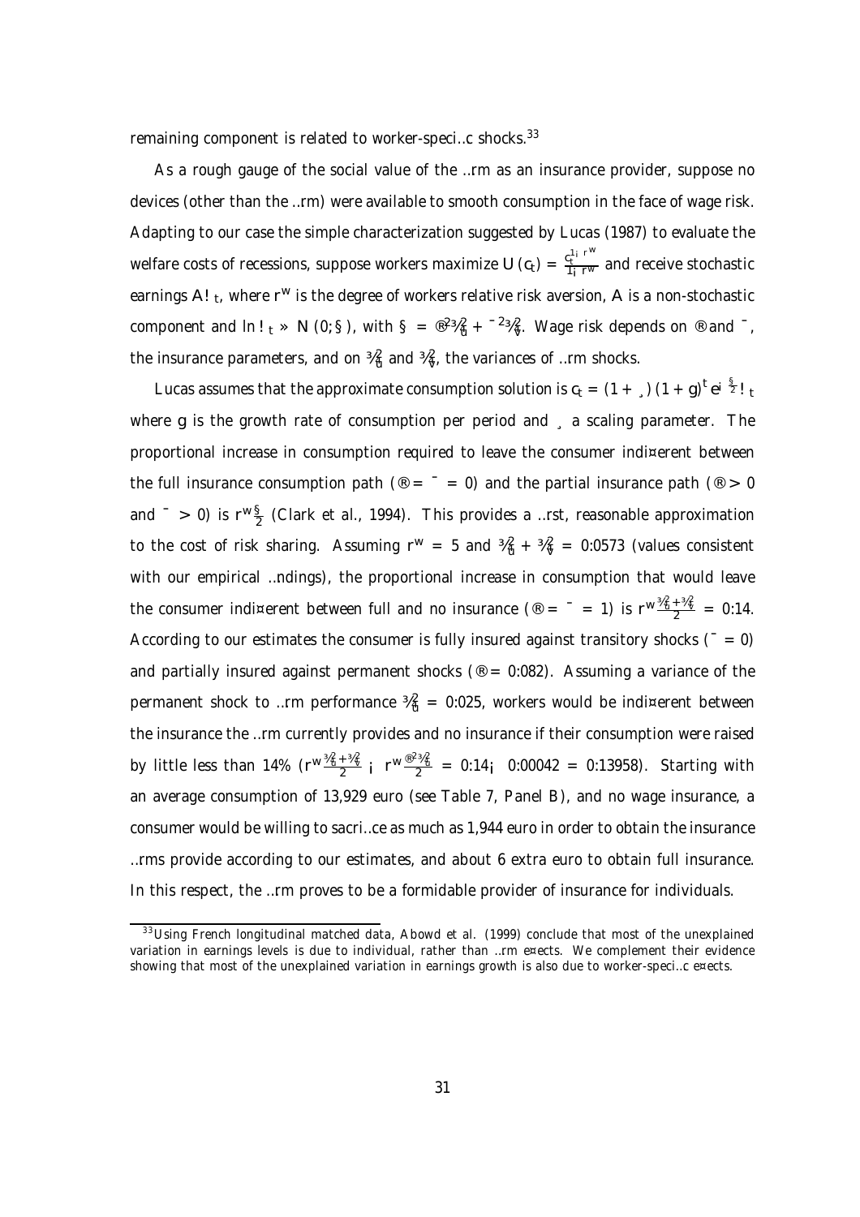remaining component is related to worker-specific shocks.[33]

As a rough gauge of the social value of the firm as an insurance provider, suppose no devices (other than the firm) were available to smooth consumption in the face of wage risk. Adapting to our case the simple characterization suggested by Lucas (1987) to evaluate the welfare costs of recessions, suppose workers maximize $U(c_t) = \frac{c_t^{1-r^w}}{1-r^w}$ and receive stochastic earnings $A\omega_t$, where $r^w$ is the degree of workers relative risk aversion, $A$ is a non-stochastic component and $\ln \omega_t \sim N(0; \Sigma)$, with $\Sigma = \alpha^2\sigma_u^2 + \beta^2\sigma_v^2$. Wage risk depends on $\alpha$ and $\beta$, the insurance parameters, and on $\sigma_u^2$ and $\sigma_v^2$, the variances of firm shocks.

Lucas assumes that the approximate consumption solution is $c_t = (1+\lambda)(1+g)^t e^{-\frac{\Sigma}{2}}\omega_t$ where $g$ is the growth rate of consumption per period and $\lambda$ a scaling parameter. The proportional increase in consumption required to leave the consumer indifferent between the full insurance consumption path ($\alpha = \beta = 0$) and the partial insurance path ($\alpha > 0$ and $\beta > 0$) is $r^w\frac{\Sigma}{2}$ (Clark et al., 1994). This provides a first, reasonable approximation to the cost of risk sharing. Assuming $r^w = 5$ and $\sigma_u^2 + \sigma_v^2 = 0.0573$ (values consistent with our empirical findings), the proportional increase in consumption that would leave the consumer indifferent between full and no insurance ($\alpha = \beta = 1$) is $r^w\frac{\sigma_u^2+\sigma_v^2}{2} = 0.14$. According to our estimates the consumer is fully insured against transitory shocks ($\beta = 0$) and partially insured against permanent shocks ($\alpha = 0.082$). Assuming a variance of the permanent shock to firm performance $\sigma_u^2 = 0.025$, workers would be indifferent between the insurance the firm currently provides and no insurance if their consumption were raised by little less than 14% ($r^w\frac{\sigma_u^2+\sigma_v^2}{2} - r^w\frac{\alpha^2\sigma_u^2}{2} = 0.14 - 0.00042 = 0.13958$). Starting with an average consumption of 13,929 euro (see Table 7, Panel B), and no wage insurance, a consumer would be willing to sacrifice as much as 1,944 euro in order to obtain the insurance firms provide according to our estimates, and about 6 extra euro to obtain full insurance. In this respect, the firm proves to be a formidable provider of insurance for individuals.

[33] Using French longitudinal matched data, Abowd et al. (1999) conclude that most of the unexplained variation in earnings levels is due to individual, rather than firm effects. We complement their evidence showing that most of the unexplained variation in earnings growth is also due to worker-specific effects.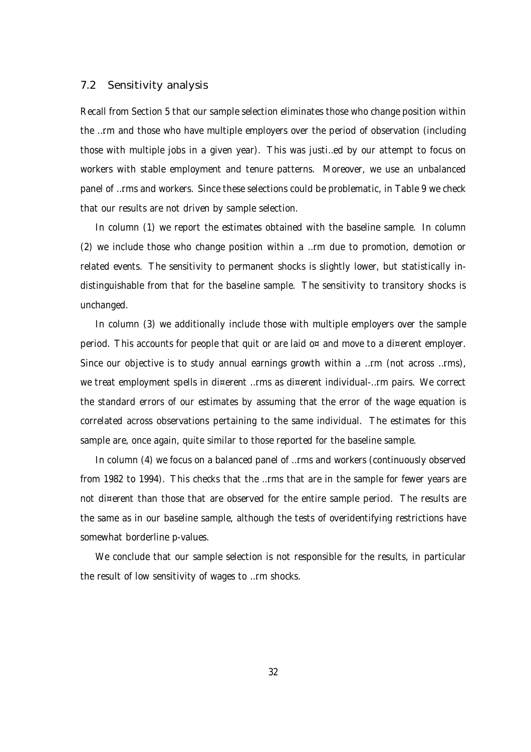### 7.2 Sensitivity analysis

Recall from Section 5 that our sample selection eliminates those who change position within the firm and those who have multiple employers over the period of observation (including those with multiple jobs in a given year). This was justified by our attempt to focus on workers with stable employment and tenure patterns. Moreover, we use an unbalanced panel of firms and workers. Since these selections could be problematic, in Table 9 we check that our results are not driven by sample selection.

In column (1) we report the estimates obtained with the baseline sample. In column (2) we include those who change position within a firm due to promotion, demotion or related events. The sensitivity to permanent shocks is slightly lower, but statistically indistinguishable from that for the baseline sample. The sensitivity to transitory shocks is unchanged.

In column (3) we additionally include those with multiple employers over the sample period. This accounts for people that quit or are laid off and move to a different employer. Since our objective is to study annual earnings growth within a firm (not across firms), we treat employment spells in different firms as different individual-firm pairs. We correct the standard errors of our estimates by assuming that the error of the wage equation is correlated across observations pertaining to the same individual. The estimates for this sample are, once again, quite similar to those reported for the baseline sample.

In column (4) we focus on a balanced panel of firms and workers (continuously observed from 1982 to 1994). This checks that the firms that are in the sample for fewer years are not different than those that are observed for the entire sample period. The results are the same as in our baseline sample, although the tests of overidentifying restrictions have somewhat borderline p-values.

We conclude that our sample selection is not responsible for the results, in particular the result of low sensitivity of wages to firm shocks.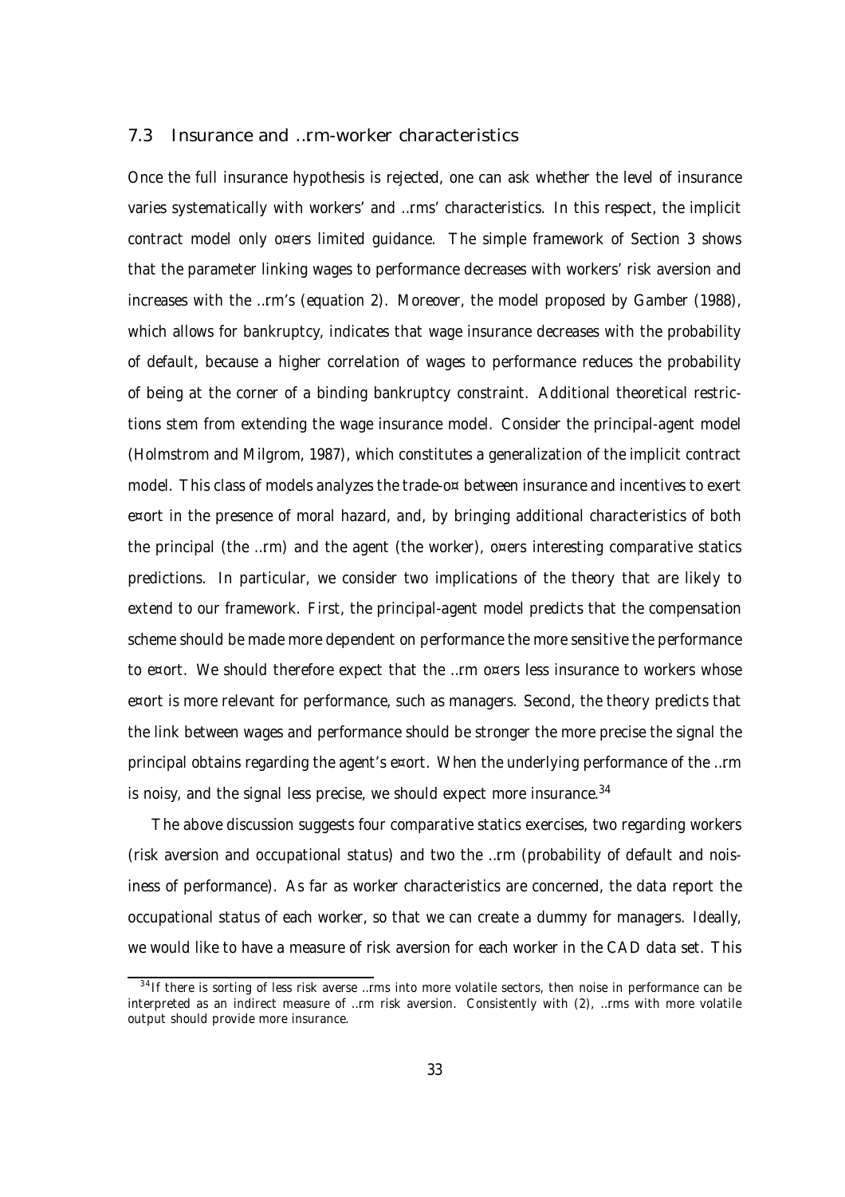### 7.3 Insurance and firm-worker characteristics

Once the full insurance hypothesis is rejected, one can ask whether the level of insurance varies systematically with workers' and firms' characteristics. In this respect, the implicit contract model only offers limited guidance. The simple framework of Section 3 shows that the parameter linking wages to performance decreases with workers' risk aversion and increases with the firm's (equation 2). Moreover, the model proposed by Gamber (1988), which allows for bankruptcy, indicates that wage insurance decreases with the probability of default, because a higher correlation of wages to performance reduces the probability of being at the corner of a binding bankruptcy constraint. Additional theoretical restrictions stem from extending the wage insurance model. Consider the principal-agent model (Holmstrom and Milgrom, 1987), which constitutes a generalization of the implicit contract model. This class of models analyzes the trade-off between insurance and incentives to exert effort in the presence of moral hazard, and, by bringing additional characteristics of both the principal (the firm) and the agent (the worker), offers interesting comparative statics predictions. In particular, we consider two implications of the theory that are likely to extend to our framework. First, the principal-agent model predicts that the compensation scheme should be made more dependent on performance the more sensitive the performance to effort. We should therefore expect that the firm offers less insurance to workers whose effort is more relevant for performance, such as managers. Second, the theory predicts that the link between wages and performance should be stronger the more precise the signal the principal obtains regarding the agent's effort. When the underlying performance of the firm is noisy, and the signal less precise, we should expect more insurance.[34]

The above discussion suggests four comparative statics exercises, two regarding workers (risk aversion and occupational status) and two the firm (probability of default and noisiness of performance). As far as worker characteristics are concerned, the data report the occupational status of each worker, so that we can create a dummy for managers. Ideally, we would like to have a measure of risk aversion for each worker in the CAD data set. This

[34] If there is sorting of less risk averse firms into more volatile sectors, then noise in performance can be interpreted as an indirect measure of firm risk aversion. Consistently with (2), firms with more volatile output should provide more insurance.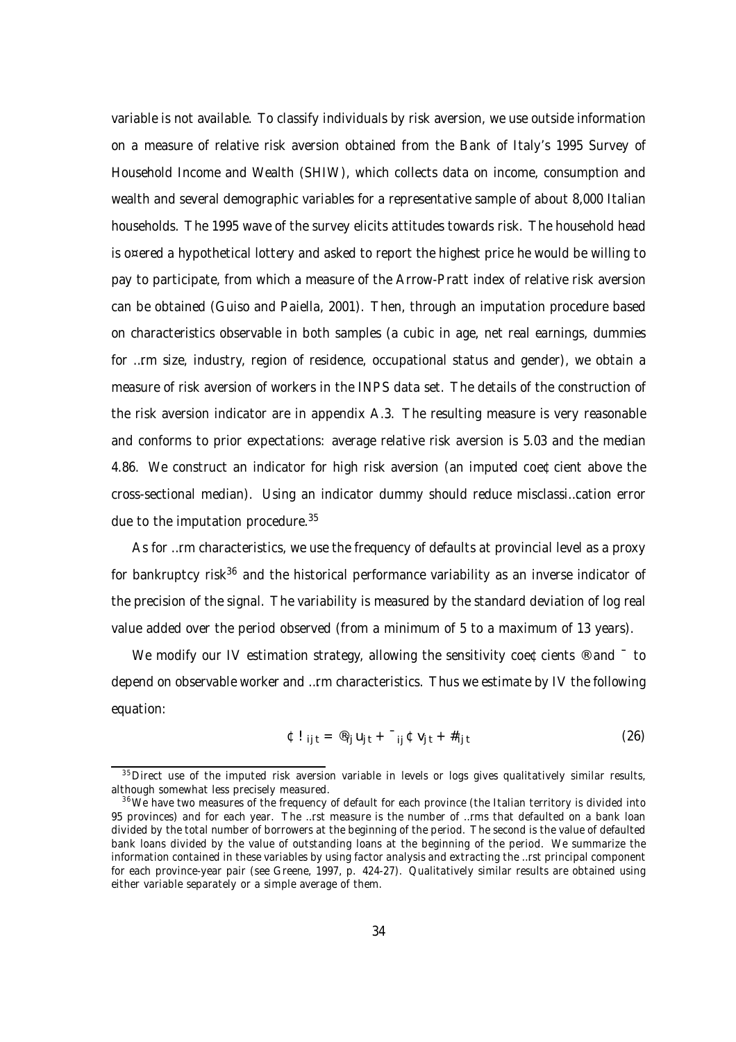variable is not available. To classify individuals by risk aversion, we use outside information on a measure of relative risk aversion obtained from the Bank of Italy's 1995 Survey of Household Income and Wealth (SHIW), which collects data on income, consumption and wealth and several demographic variables for a representative sample of about 8,000 Italian households. The 1995 wave of the survey elicits attitudes towards risk. The household head is offered a hypothetical lottery and asked to report the highest price he would be willing to pay to participate, from which a measure of the Arrow-Pratt index of relative risk aversion can be obtained (Guiso and Paiella, 2001). Then, through an imputation procedure based on characteristics observable in both samples (a cubic in age, net real earnings, dummies for firm size, industry, region of residence, occupational status and gender), we obtain a measure of risk aversion of workers in the INPS data set. The details of the construction of the risk aversion indicator are in appendix A.3. The resulting measure is very reasonable and conforms to prior expectations: average relative risk aversion is 5.03 and the median 4.86. We construct an indicator for high risk aversion (an imputed coefficient above the cross-sectional median). Using an indicator dummy should reduce misclassification error due to the imputation procedure.[35]

As for firm characteristics, we use the frequency of defaults at provincial level as a proxy for bankruptcy risk[36] and the historical performance variability as an inverse indicator of the precision of the signal. The variability is measured by the standard deviation of log real value added over the period observed (from a minimum of 5 to a maximum of 13 years).

We modify our IV estimation strategy, allowing the sensitivity coefficients $\alpha$ and $\beta$ to depend on observable worker and firm characteristics. Thus we estimate by IV the following equation:

$$\Delta \omega_{ijt} = \alpha_{ij} u_{jt} + \beta_{ij} \Delta v_{jt} + \varepsilon_{ijt} \tag{26}$$

[35] Direct use of the imputed risk aversion variable in levels or logs gives qualitatively similar results, although somewhat less precisely measured.

[36] We have two measures of the frequency of default for each province (the Italian territory is divided into 95 provinces) and for each year. The first measure is the number of firms that defaulted on a bank loan divided by the total number of borrowers at the beginning of the period. The second is the value of defaulted bank loans divided by the value of outstanding loans at the beginning of the period. We summarize the information contained in these variables by using factor analysis and extracting the first principal component for each province-year pair (see Greene, 1997, p. 424-27). Qualitatively similar results are obtained using either variable separately or a simple average of them.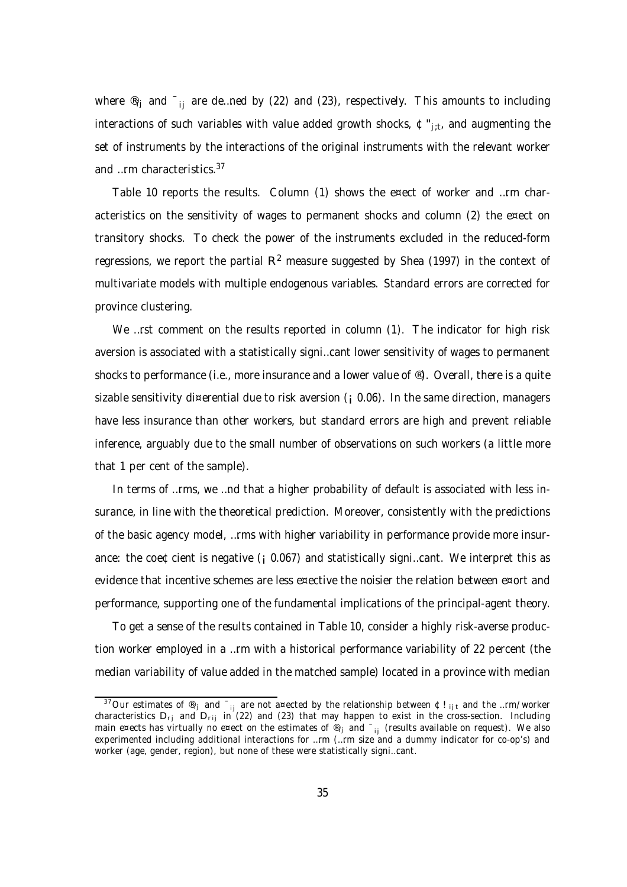where $\alpha_j$ and $\beta_{ij}$ are defined by (22) and (23), respectively. This amounts to including interactions of such variables with value added growth shocks, $\Delta \varepsilon_{j,t}$, and augmenting the set of instruments by the interactions of the original instruments with the relevant worker and firm characteristics.[37]

Table 10 reports the results. Column (1) shows the effect of worker and firm characteristics on the sensitivity of wages to permanent shocks and column (2) the effect on transitory shocks. To check the power of the instruments excluded in the reduced-form regressions, we report the partial $R^2$ measure suggested by Shea (1997) in the context of multivariate models with multiple endogenous variables. Standard errors are corrected for province clustering.

We first comment on the results reported in column (1). The indicator for high risk aversion is associated with a statistically significant lower sensitivity of wages to permanent shocks to performance (i.e., more insurance and a lower value of $\alpha$). Overall, there is a quite sizable sensitivity differential due to risk aversion ($-0.06$). In the same direction, managers have less insurance than other workers, but standard errors are high and prevent reliable inference, arguably due to the small number of observations on such workers (a little more that 1 per cent of the sample).

In terms of firms, we find that a higher probability of default is associated with less insurance, in line with the theoretical prediction. Moreover, consistently with the predictions of the basic agency model, firms with higher variability in performance provide more insurance: the coefficient is negative ($-0.067$) and statistically significant. We interpret this as evidence that incentive schemes are less effective the noisier the relation between effort and performance, supporting one of the fundamental implications of the principal-agent theory.

To get a sense of the results contained in Table 10, consider a highly risk-averse production worker employed in a firm with a historical performance variability of 22 percent (the median variability of value added in the matched sample) located in a province with median

[37] Our estimates of $\alpha_j$ and $\beta_{ij}$ are not affected by the relationship between $\Delta \omega_{ijt}$ and the firm/worker characteristics $D_{rj}$ and $D_{rij}$ in (22) and (23) that may happen to exist in the cross-section. Including main effects has virtually no effect on the estimates of $\alpha_j$ and $\beta_{ij}$ (results available on request). We also experimented including additional interactions for firm (firm size and a dummy indicator for co-op's) and worker (age, gender, region), but none of these were statistically significant.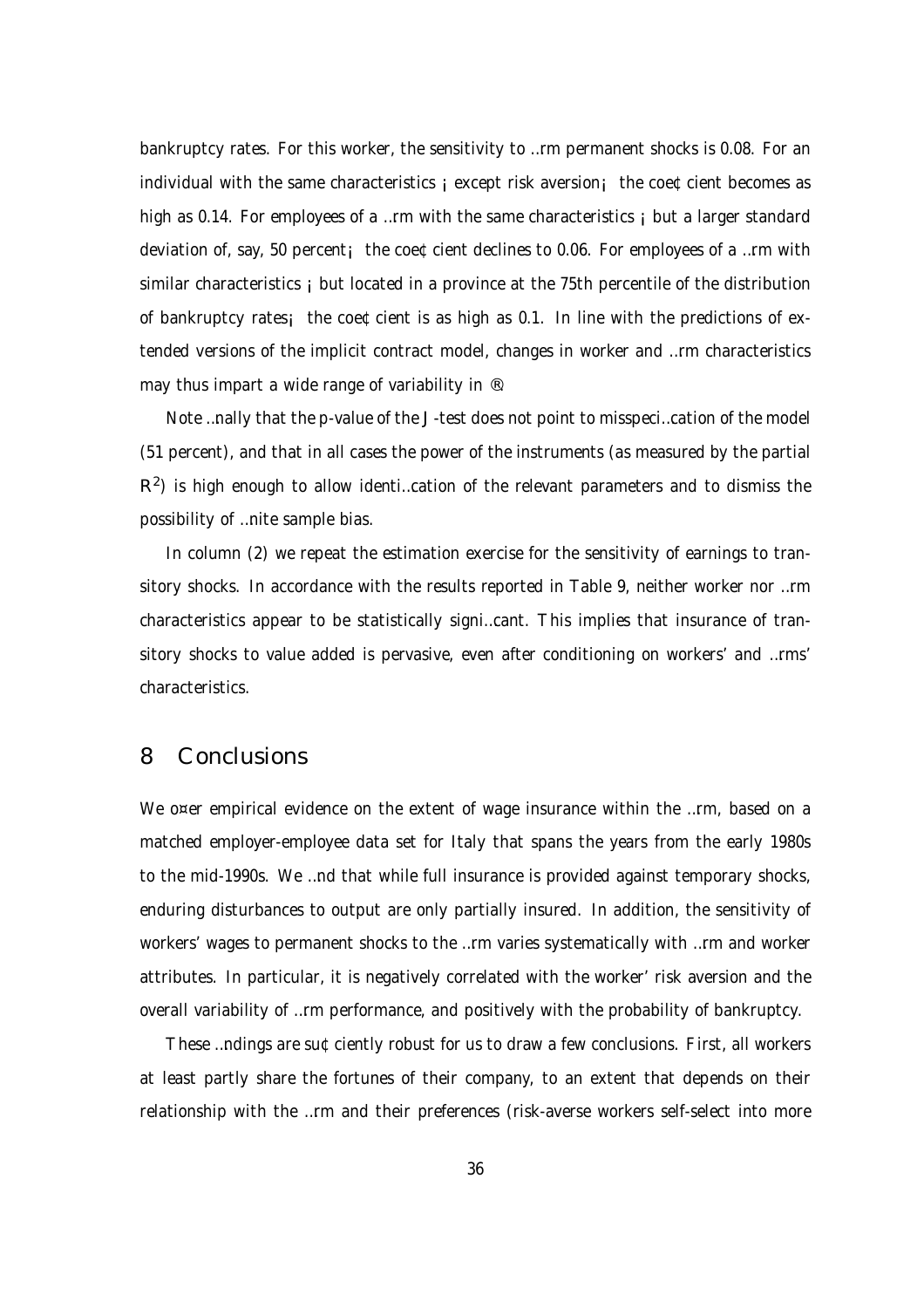bankruptcy rates. For this worker, the sensitivity to firm permanent shocks is 0.08. For an individual with the same characteristics – except risk aversion – the coefficient becomes as high as 0.14. For employees of a firm with the same characteristics – but a larger standard deviation of, say, 50 percent – the coefficient declines to 0.06. For employees of a firm with similar characteristics – but located in a province at the 75th percentile of the distribution of bankruptcy rates – the coefficient is as high as 0.1. In line with the predictions of extended versions of the implicit contract model, changes in worker and firm characteristics may thus impart a wide range of variability in $\alpha$.

Note finally that the p-value of the J-test does not point to misspecification of the model (51 percent), and that in all cases the power of the instruments (as measured by the partial $R^2$) is high enough to allow identification of the relevant parameters and to dismiss the possibility of finite sample bias.

In column (2) we repeat the estimation exercise for the sensitivity of earnings to transitory shocks. In accordance with the results reported in Table 9, neither worker nor firm characteristics appear to be statistically significant. This implies that insurance of transitory shocks to value added is pervasive, even after conditioning on workers' and firms' characteristics.

# 8 Conclusions

We offer empirical evidence on the extent of wage insurance within the firm, based on a matched employer-employee data set for Italy that spans the years from the early 1980s to the mid-1990s. We find that while full insurance is provided against temporary shocks, enduring disturbances to output are only partially insured. In addition, the sensitivity of workers' wages to permanent shocks to the firm varies systematically with firm and worker attributes. In particular, it is negatively correlated with the worker' risk aversion and the overall variability of firm performance, and positively with the probability of bankruptcy.

These findings are sufficiently robust for us to draw a few conclusions. First, all workers at least partly share the fortunes of their company, to an extent that depends on their relationship with the firm and their preferences (risk-averse workers self-select into more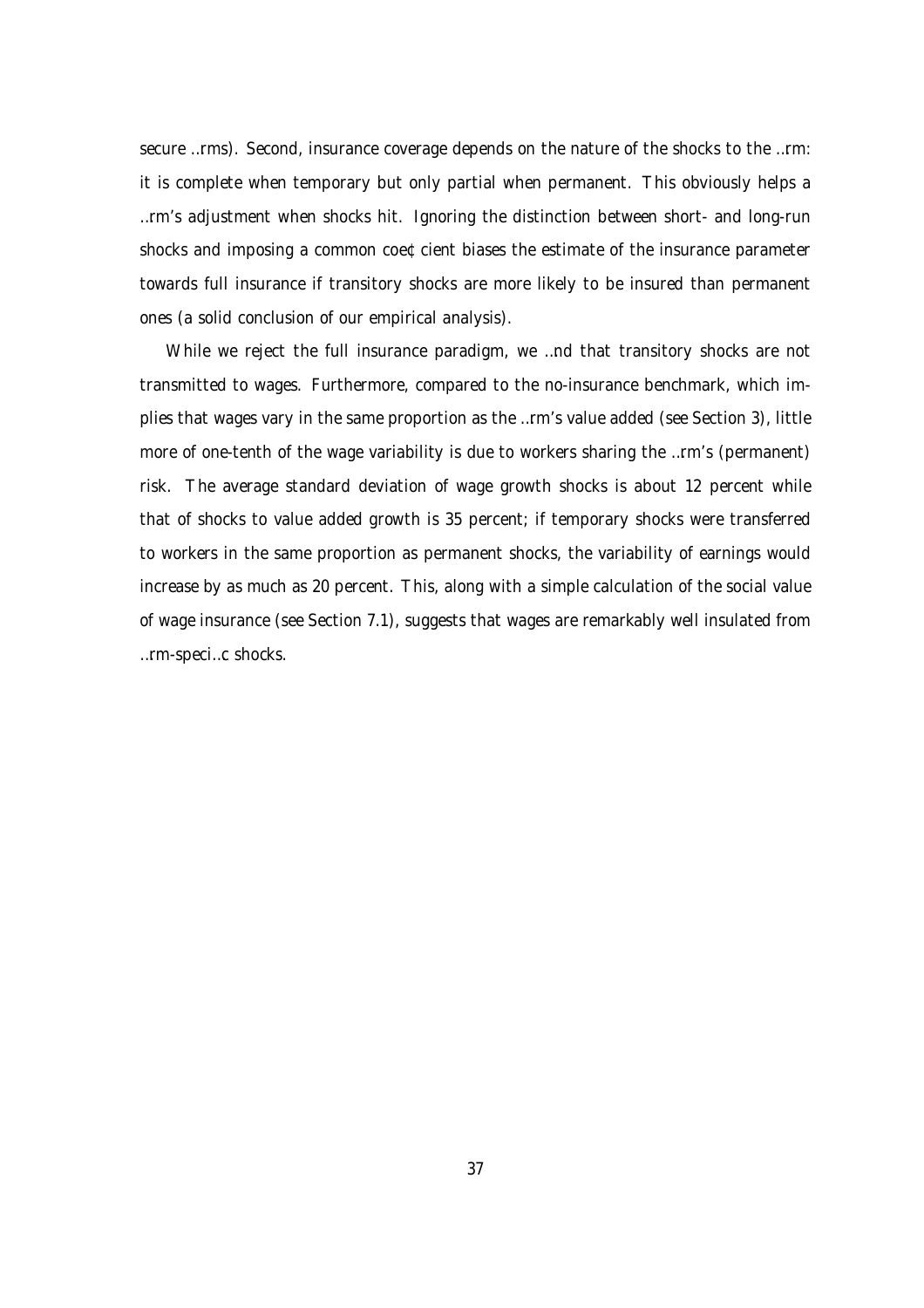secure firms). Second, insurance coverage depends on the nature of the shocks to the firm: it is complete when temporary but only partial when permanent. This obviously helps a firm's adjustment when shocks hit. Ignoring the distinction between short- and long-run shocks and imposing a common coefficient biases the estimate of the insurance parameter towards full insurance if transitory shocks are more likely to be insured than permanent ones (a solid conclusion of our empirical analysis).

While we reject the full insurance paradigm, we find that transitory shocks are not transmitted to wages. Furthermore, compared to the no-insurance benchmark, which implies that wages vary in the same proportion as the firm's value added (see Section 3), little more of one-tenth of the wage variability is due to workers sharing the firm's (permanent) risk. The average standard deviation of wage growth shocks is about 12 percent while that of shocks to value added growth is 35 percent; if temporary shocks were transferred to workers in the same proportion as permanent shocks, the variability of earnings would increase by as much as 20 percent. This, along with a simple calculation of the social value of wage insurance (see Section 7.1), suggests that wages are remarkably well insulated from firm-specific shocks.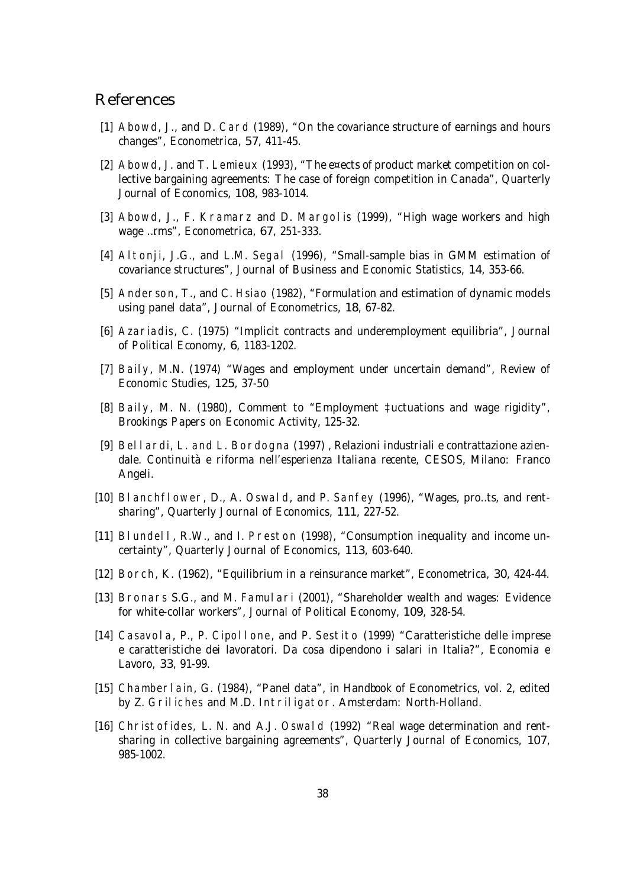# References

[1] Abowd, J., and D. Card (1989), "On the covariance structure of earnings and hours changes", Econometrica, 57, 411-45.

[2] Abowd, J. and T. Lemieux (1993), "The effects of product market competition on collective bargaining agreements: The case of foreign competition in Canada", Quarterly Journal of Economics, 108, 983-1014.

[3] Abowd, J., F. Kramarz and D. Margolis (1999), "High wage workers and high wage firms", Econometrica, 67, 251-333.

[4] Altonji, J.G., and L.M. Segal (1996), "Small-sample bias in GMM estimation of covariance structures", Journal of Business and Economic Statistics, 14, 353-66.

[5] Anderson, T., and C. Hsiao (1982), "Formulation and estimation of dynamic models using panel data", Journal of Econometrics, 18, 67-82.

[6] Azariadis, C. (1975) "Implicit contracts and underemployment equilibria", Journal of Political Economy, 6, 1183-1202.

[7] Baily, M.N. (1974) "Wages and employment under uncertain demand", Review of Economic Studies, 125, 37-50

[8] Baily, M. N. (1980), Comment to "Employment fluctuations and wage rigidity", Brookings Papers on Economic Activity, 125-32.

[9] Bellardi, L. and L. Bordogna (1997), Relazioni industriali e contrattazione aziendale. Continuità e riforma nell'esperienza Italiana recente, CESOS, Milano: Franco Angeli.

[10] Blanchflower, D., A. Oswald, and P. Sanfey (1996), "Wages, profits, and rent-sharing", Quarterly Journal of Economics, 111, 227-52.

[11] Blundell, R.W., and I. Preston (1998), "Consumption inequality and income uncertainty", Quarterly Journal of Economics, 113, 603-640.

[12] Borch, K. (1962), "Equilibrium in a reinsurance market", Econometrica, 30, 424-44.

[13] Bronars S.G., and M. Famulari (2001), "Shareholder wealth and wages: Evidence for white-collar workers", Journal of Political Economy, 109, 328-54.

[14] Casavola, P., P. Cipollone, and P. Sestito (1999) "Caratteristiche delle imprese e caratteristiche dei lavoratori. Da cosa dipendono i salari in Italia?", Economia e Lavoro, 33, 91-99.

[15] Chamberlain, G. (1984), "Panel data", in Handbook of Econometrics, vol. 2, edited by Z. Griliches and M.D. Intriligator. Amsterdam: North-Holland.

[16] Christofides, L. N. and A.J. Oswald (1992) "Real wage determination and rent-sharing in collective bargaining agreements", Quarterly Journal of Economics, 107, 985-1002.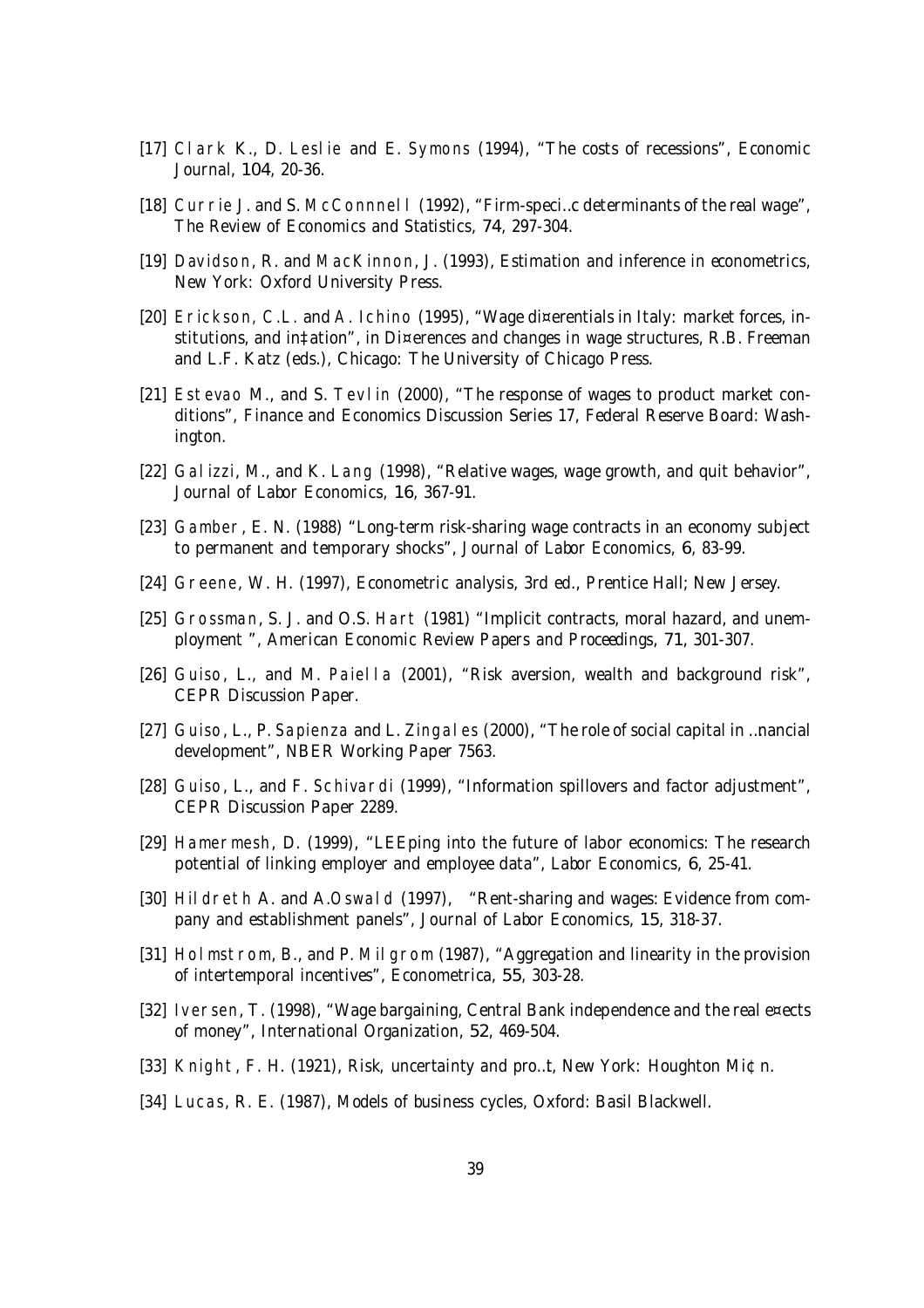[17] *Clark* K., D. *Leslie* and E. *Symons* (1994), "The costs of recessions", Economic Journal, 104, 20-36.

[18] *Currie* J. and S. *McConnnell* (1992), "Firm-speci..c determinants of the real wage", The Review of Economics and Statistics, 74, 297-304.

[19] *Davidson*, R. and *MacKinnon*, J. (1993), Estimation and inference in econometrics, New York: Oxford University Press.

[20] *Erickson, C.L.* and *A. Ichino* (1995), "Wage di¤erentials in Italy: market forces, institutions, and in‡ation", in Di¤erences and changes in wage structures, R.B. Freeman and L.F. Katz (eds.), Chicago: The University of Chicago Press.

[21] *Estevao* M., and S. *Tevlin* (2000), "The response of wages to product market conditions", Finance and Economics Discussion Series 17, Federal Reserve Board: Washington.

[22] *Galizzi*, M., and K. *Lang* (1998), "Relative wages, wage growth, and quit behavior", Journal of Labor Economics, 16, 367-91.

[23] *Gamber*, E. N. (1988) "Long-term risk-sharing wage contracts in an economy subject to permanent and temporary shocks", Journal of Labor Economics, 6, 83-99.

[24] *Greene*, W. H. (1997), Econometric analysis, 3rd ed., Prentice Hall; New Jersey.

[25] *Grossman*, S. J. and O.S. *Hart* (1981) "Implicit contracts, moral hazard, and unemployment ", American Economic Review Papers and Proceedings, 71, 301-307.

[26] *Guiso*, L., and M. *Paiella* (2001), "Risk aversion, wealth and background risk", CEPR Discussion Paper.

[27] *Guiso*, L., P. *Sapienza* and L. *Zingales* (2000), "The role of social capital in ..nancial development", NBER Working Paper 7563.

[28] *Guiso*, L., and F. *Schivardi* (1999), "Information spillovers and factor adjustment", CEPR Discussion Paper 2289.

[29] *Hamermesh*, D. (1999), "LEEping into the future of labor economics: The research potential of linking employer and employee data", Labor Economics, 6, 25-41.

[30] *Hildreth* A. and A.*Oswald* (1997), "Rent-sharing and wages: Evidence from company and establishment panels", Journal of Labor Economics, 15, 318-37.

[31] *Holmstrom*, B., and P. *Milgrom* (1987), "Aggregation and linearity in the provision of intertemporal incentives", Econometrica, 55, 303-28.

[32] *Iversen*, T. (1998), "Wage bargaining, Central Bank independence and the real e¤ects of money", International Organization, 52, 469-504.

[33] *Knight*, F. H. (1921), Risk, uncertainty and pro..t, New York: Houghton Mi¢n.

[34] *Lucas*, R. E. (1987), Models of business cycles, Oxford: Basil Blackwell.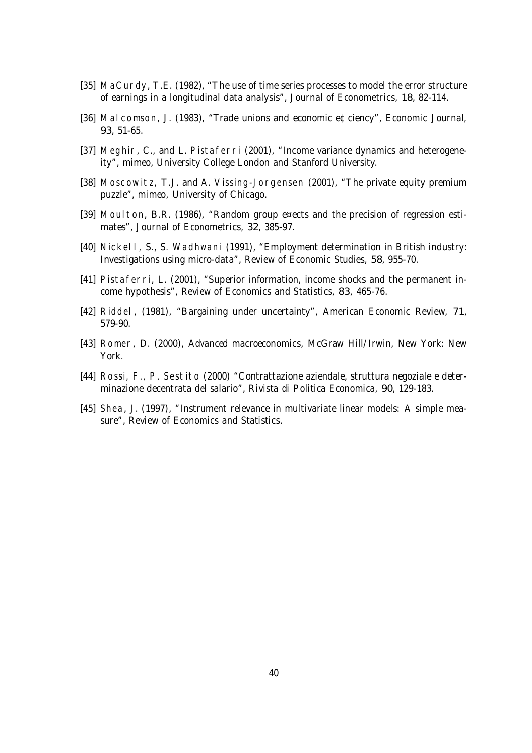[35] *MaCurdy*, T.E. (1982), "The use of time series processes to model the error structure of earnings in a longitudinal data analysis", Journal of Econometrics, 18, 82-114.

[36] *Malcomson*, J. (1983), "Trade unions and economic efficiency", Economic Journal, 93, 51-65.

[37] *Meghir*, C., and L. *Pistaferri* (2001), "Income variance dynamics and heterogeneity", mimeo, University College London and Stanford University.

[38] *Moscowitz*, T.J. and A. *Vissing-Jorgensen* (2001), "The private equity premium puzzle", mimeo, University of Chicago.

[39] *Moulton*, B.R. (1986), "Random group effects and the precision of regression estimates", Journal of Econometrics, 32, 385-97.

[40] *Nickell*, S., S. *Wadhwani* (1991), "Employment determination in British industry: Investigations using micro-data", Review of Economic Studies, 58, 955-70.

[41] *Pistaferri*, L. (2001), "Superior information, income shocks and the permanent income hypothesis", Review of Economics and Statistics, 83, 465-76.

[42] *Riddel*, (1981), "Bargaining under uncertainty", American Economic Review, 71, 579-90.

[43] *Romer*, D. (2000), Advanced macroeconomics, McGraw Hill/Irwin, New York: New York.

[44] *Rossi, F., P. Sestito* (2000) "Contrattazione aziendale, struttura negoziale e determinazione decentrata del salario", Rivista di Politica Economica, 90, 129-183.

[45] *Shea*, J. (1997), "Instrument relevance in multivariate linear models: A simple measure", Review of Economics and Statistics.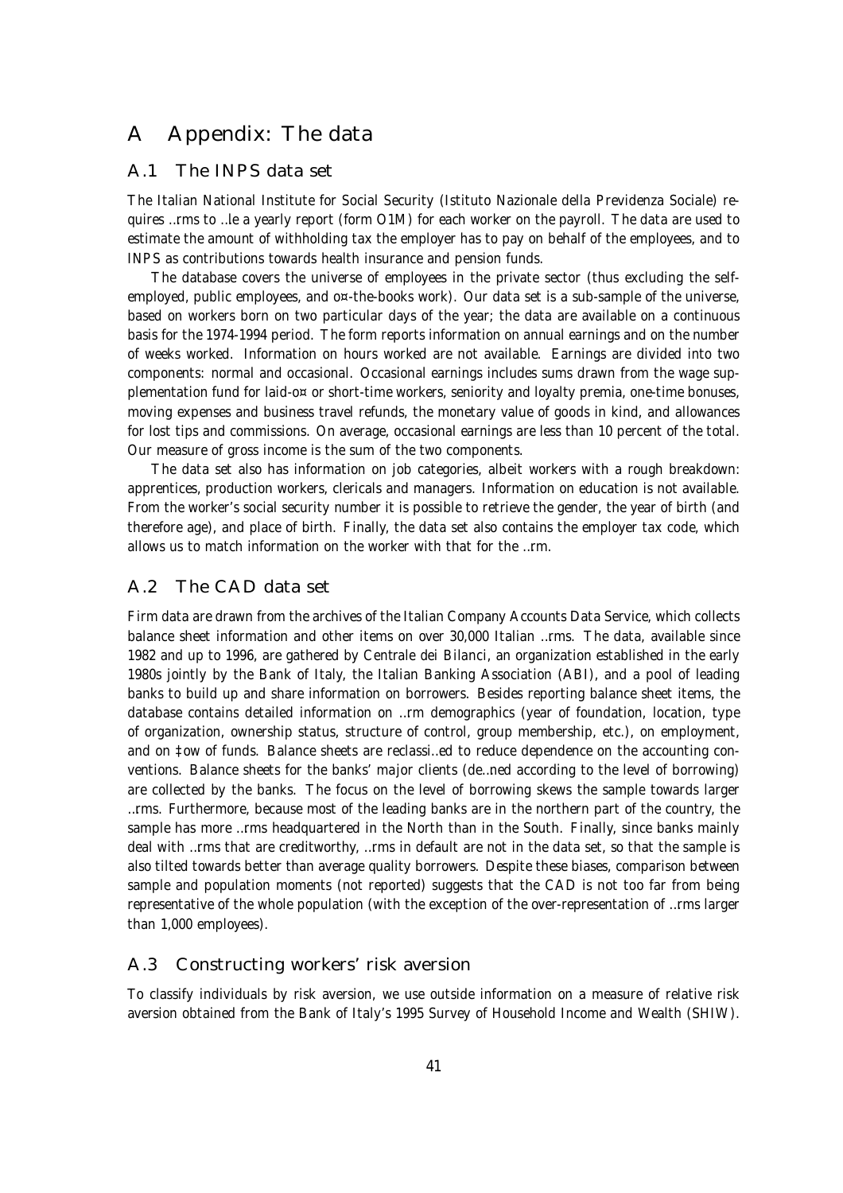# A Appendix: The data

## A.1 The INPS data set

The Italian National Institute for Social Security (Istituto Nazionale della Previdenza Sociale) requires firms to file a yearly report (form O1M) for each worker on the payroll. The data are used to estimate the amount of withholding tax the employer has to pay on behalf of the employees, and to INPS as contributions towards health insurance and pension funds.

The database covers the universe of employees in the private sector (thus excluding the self-employed, public employees, and off-the-books work). Our data set is a sub-sample of the universe, based on workers born on two particular days of the year; the data are available on a continuous basis for the 1974-1994 period. The form reports information on annual earnings and on the number of weeks worked. Information on hours worked are not available. Earnings are divided into two components: normal and occasional. Occasional earnings includes sums drawn from the wage supplementation fund for laid-off or short-time workers, seniority and loyalty premia, one-time bonuses, moving expenses and business travel refunds, the monetary value of goods in kind, and allowances for lost tips and commissions. On average, occasional earnings are less than 10 percent of the total. Our measure of gross income is the sum of the two components.

The data set also has information on job categories, albeit workers with a rough breakdown: apprentices, production workers, clericals and managers. Information on education is not available. From the worker's social security number it is possible to retrieve the gender, the year of birth (and therefore age), and place of birth. Finally, the data set also contains the employer tax code, which allows us to match information on the worker with that for the firm.

## A.2 The CAD data set

Firm data are drawn from the archives of the Italian Company Accounts Data Service, which collects balance sheet information and other items on over 30,000 Italian firms. The data, available since 1982 and up to 1996, are gathered by Centrale dei Bilanci, an organization established in the early 1980s jointly by the Bank of Italy, the Italian Banking Association (ABI), and a pool of leading banks to build up and share information on borrowers. Besides reporting balance sheet items, the database contains detailed information on firm demographics (year of foundation, location, type of organization, ownership status, structure of control, group membership, etc.), on employment, and on flow of funds. Balance sheets are reclassified to reduce dependence on the accounting conventions. Balance sheets for the banks' major clients (defined according to the level of borrowing) are collected by the banks. The focus on the level of borrowing skews the sample towards larger firms. Furthermore, because most of the leading banks are in the northern part of the country, the sample has more firms headquartered in the North than in the South. Finally, since banks mainly deal with firms that are creditworthy, firms in default are not in the data set, so that the sample is also tilted towards better than average quality borrowers. Despite these biases, comparison between sample and population moments (not reported) suggests that the CAD is not too far from being representative of the whole population (with the exception of the over-representation of firms larger than 1,000 employees).

## A.3 Constructing workers' risk aversion

To classify individuals by risk aversion, we use outside information on a measure of relative risk aversion obtained from the Bank of Italy's 1995 Survey of Household Income and Wealth (SHIW).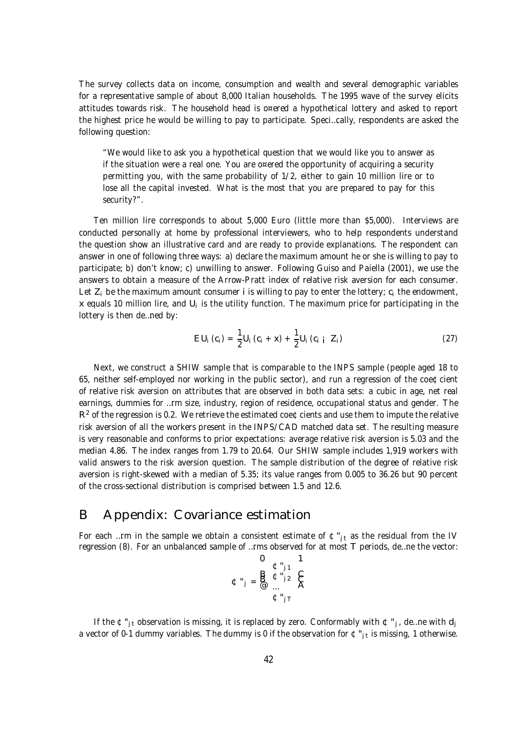The survey collects data on income, consumption and wealth and several demographic variables for a representative sample of about 8,000 Italian households. The 1995 wave of the survey elicits attitudes towards risk. The household head is offered a hypothetical lottery and asked to report the highest price he would be willing to pay to participate. Specifically, respondents are asked the following question:

> "We would like to ask you a hypothetical question that we would like you to answer as if the situation were a real one. You are offered the opportunity of acquiring a security permitting you, with the same probability of 1/2, either to gain 10 million lire or to lose all the capital invested. What is the most that you are prepared to pay for this security?".

Ten million lire corresponds to about 5,000 Euro (little more than \$5,000). Interviews are conducted personally at home by professional interviewers, who to help respondents understand the question show an illustrative card and are ready to provide explanations. The respondent can answer in one of following three ways: a) declare the maximum amount he or she is willing to pay to participate; b) don't know; c) unwilling to answer. Following Guiso and Paiella (2001), we use the answers to obtain a measure of the Arrow-Pratt index of relative risk aversion for each consumer. Let $Z_i$ be the maximum amount consumer $i$ is willing to pay to enter the lottery; $c_i$ the endowment, $x$ equals 10 million lire, and $U_i$ is the utility function. The maximum price for participating in the lottery is then defined by:

$$EU_i(c_i) = \frac{1}{2}U_i(c_i + x) + \frac{1}{2}U_i(c_i - Z_i) \tag{27}$$

Next, we construct a SHIW sample that is comparable to the INPS sample (people aged 18 to 65, neither self-employed nor working in the public sector), and run a regression of the coefficient of relative risk aversion on attributes that are observed in both data sets: a cubic in age, net real earnings, dummies for firm size, industry, region of residence, occupational status and gender. The $R^2$ of the regression is 0.2. We retrieve the estimated coefficients and use them to impute the relative risk aversion of all the workers present in the INPS/CAD matched data set. The resulting measure is very reasonable and conforms to prior expectations: average relative risk aversion is 5.03 and the median 4.86. The index ranges from 1.79 to 20.64. Our SHIW sample includes 1,919 workers with valid answers to the risk aversion question. The sample distribution of the degree of relative risk aversion is right-skewed with a median of 5.35; its value ranges from 0.005 to 36.26 but 90 percent of the cross-sectional distribution is comprised between 1.5 and 12.6.

# B Appendix: Covariance estimation

For each firm in the sample we obtain a consistent estimate of $\Delta \varepsilon_{jt}$ as the residual from the IV regression (8). For an unbalanced sample of firms observed for at most $T$ periods, define the vector:

$$\Delta \varepsilon_j = \begin{pmatrix} \Delta \varepsilon_{j1} \\ \Delta \varepsilon_{j2} \\ \dots \\ \Delta \varepsilon_{jT} \end{pmatrix}$$

If the $\Delta \varepsilon_{jt}$ observation is missing, it is replaced by zero. Conformably with $\Delta \varepsilon_j$, define with $d_j$ a vector of 0-1 dummy variables. The dummy is 0 if the observation for $\Delta \varepsilon_{jt}$ is missing, 1 otherwise.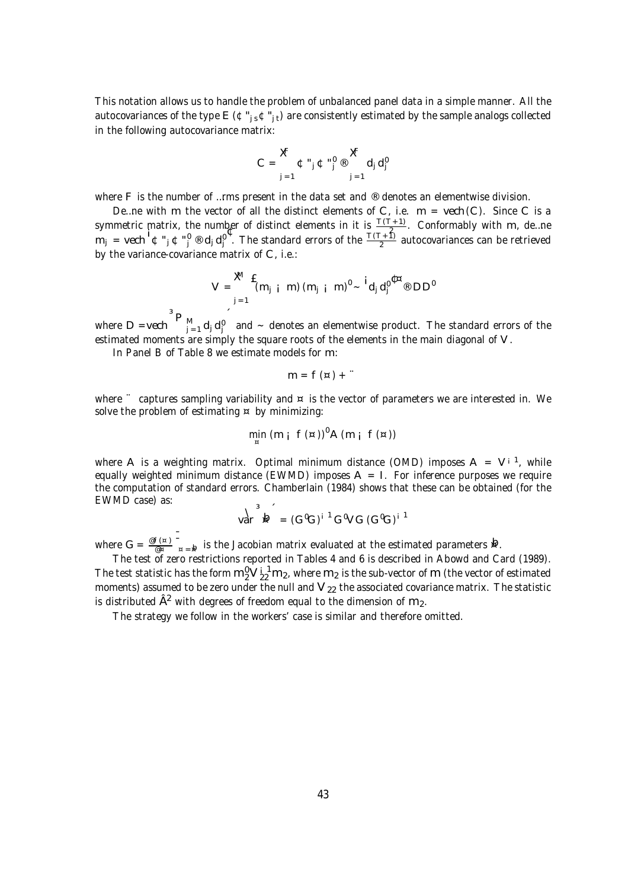This notation allows us to handle the problem of unbalanced panel data in a simple manner. All the autocovariances of the type $E(\Delta\varepsilon_{js}\Delta\varepsilon_{jt})$ are consistently estimated by the sample analogs collected in the following autocovariance matrix:

$$C = \sum_{j=1}^{F} \Delta\varepsilon_j \Delta\varepsilon_j' \oslash \sum_{j=1}^{F} d_j d_j'$$

where $F$ is the number of firms present in the data set and $\oslash$ denotes an elementwise division.

Define with $m$ the vector of all the distinct elements of $C$, i.e. $m = vech(C)$. Since $C$ is a symmetric matrix, the number of distinct elements in it is $\frac{T(T+1)}{2}$. Conformably with $m$, define $m_j = vech\left(\Delta\varepsilon_j \Delta\varepsilon_j' \oslash d_j d_j'\right)$. The standard errors of the $\frac{T(T+1)}{2}$ autocovariances can be retrieved by the variance-covariance matrix of $C$, i.e.:

$$V = \sum_{j=1}^{M} \left[(m_j - m)(m_j - m)' \odot \left(d_j d_j'\right)\right] \oslash DD'$$

where $D = vech\left(\sum_{j=1}^{M} d_j d_j'\right)$ and $\odot$ denotes an elementwise product. The standard errors of the estimated moments are simply the square roots of the elements in the main diagonal of $V$.

In Panel B of Table 8 we estimate models for $m$:

$$m = f(\lambda) + \upsilon$$

where $\upsilon$ captures sampling variability and $\lambda$ is the vector of parameters we are interested in. We solve the problem of estimating $\lambda$ by minimizing:

$$\min_{\lambda} (m - f(\lambda))' A (m - f(\lambda))$$

where $A$ is a weighting matrix. Optimal minimum distance (OMD) imposes $A = V^{-1}$, while equally weighted minimum distance (EWMD) imposes $A = I$. For inference purposes we require the computation of standard errors. Chamberlain (1984) shows that these can be obtained (for the EWMD case) as:

$$\widehat{var}\left(\widehat{\lambda}\right) = (G'G)^{-1} G'VG (G'G)^{-1}$$

where $G = \left.\frac{\partial f(\lambda)}{\partial \lambda}\right|_{\lambda = \widehat{\lambda}}$ is the Jacobian matrix evaluated at the estimated parameters $\widehat{\lambda}$.

The test of zero restrictions reported in Tables 4 and 6 is described in Abowd and Card (1989). The test statistic has the form $m_2' V_{22}^{-1} m_2$, where $m_2$ is the sub-vector of $m$ (the vector of estimated moments) assumed to be zero under the null and $V_{22}$ the associated covariance matrix. The statistic is distributed $\chi^2$ with degrees of freedom equal to the dimension of $m_2$.

The strategy we follow in the workers' case is similar and therefore omitted.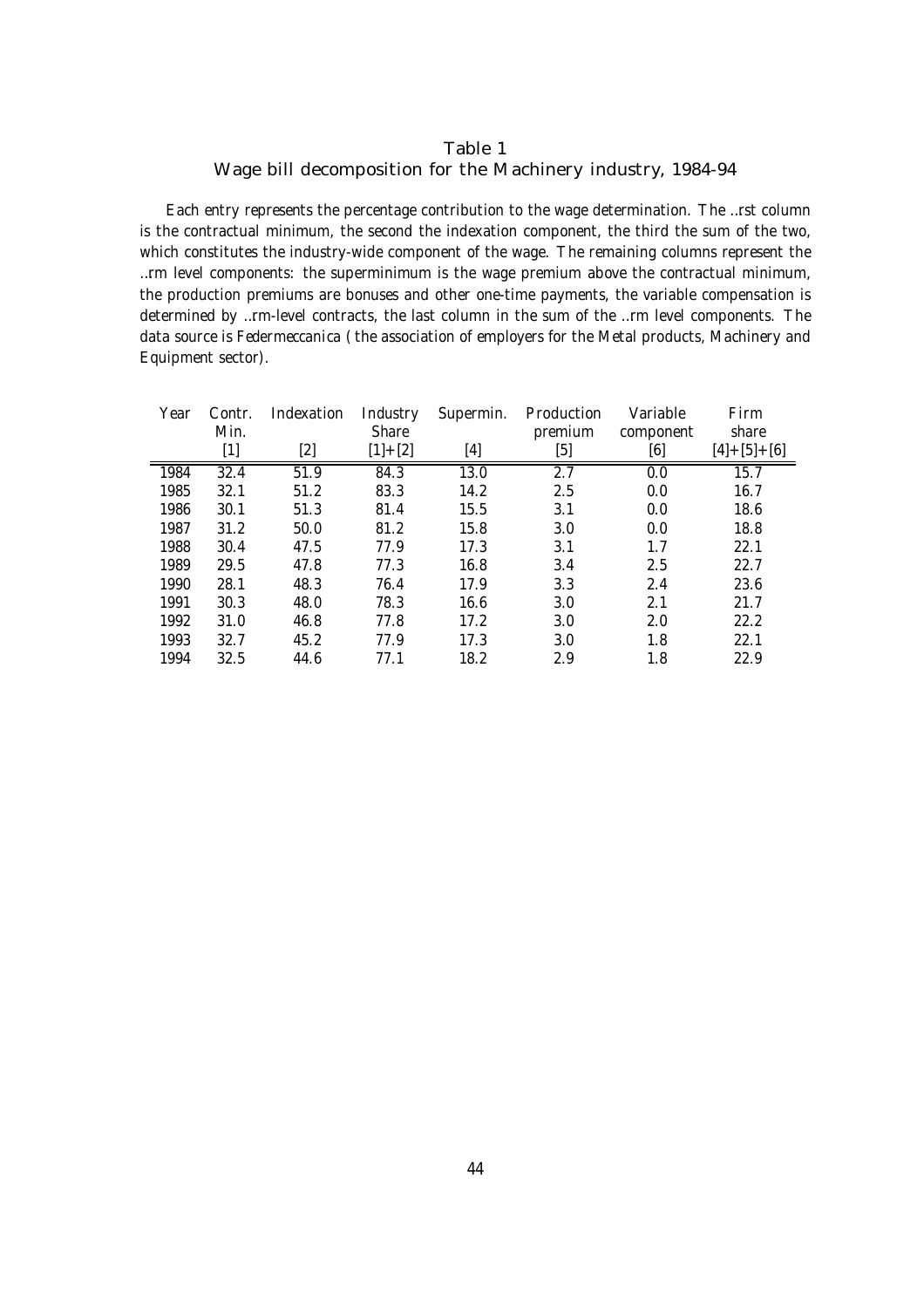Table 1
Wage bill decomposition for the Machinery industry, 1984-94

Each entry represents the percentage contribution to the wage determination. The first column is the contractual minimum, the second the indexation component, the third the sum of the two, which constitutes the industry-wide component of the wage. The remaining columns represent the firm level components: the superminimum is the wage premium above the contractual minimum, the production premiums are bonuses and other one-time payments, the variable compensation is determined by firm-level contracts, the last column in the sum of the firm level components. The data source is *Federmeccanica* (the association of employers for the Metal products, Machinery and Equipment sector).

| Year | Contr. Min. [1] | Indexation [2] | Industry Share [1]+[2] | Supermin. [4] | Production premium [5] | Variable component [6] | Firm share [4]+[5]+[6] |
|---|---|---|---|---|---|---|---|
| 1984 | 32.4 | 51.9 | 84.3 | 13.0 | 2.7 | 0.0 | 15.7 |
| 1985 | 32.1 | 51.2 | 83.3 | 14.2 | 2.5 | 0.0 | 16.7 |
| 1986 | 30.1 | 51.3 | 81.4 | 15.5 | 3.1 | 0.0 | 18.6 |
| 1987 | 31.2 | 50.0 | 81.2 | 15.8 | 3.0 | 0.0 | 18.8 |
| 1988 | 30.4 | 47.5 | 77.9 | 17.3 | 3.1 | 1.7 | 22.1 |
| 1989 | 29.5 | 47.8 | 77.3 | 16.8 | 3.4 | 2.5 | 22.7 |
| 1990 | 28.1 | 48.3 | 76.4 | 17.9 | 3.3 | 2.4 | 23.6 |
| 1991 | 30.3 | 48.0 | 78.3 | 16.6 | 3.0 | 2.1 | 21.7 |
| 1992 | 31.0 | 46.8 | 77.8 | 17.2 | 3.0 | 2.0 | 22.2 |
| 1993 | 32.7 | 45.2 | 77.9 | 17.3 | 3.0 | 1.8 | 22.1 |
| 1994 | 32.5 | 44.6 | 77.1 | 18.2 | 2.9 | 1.8 | 22.9 |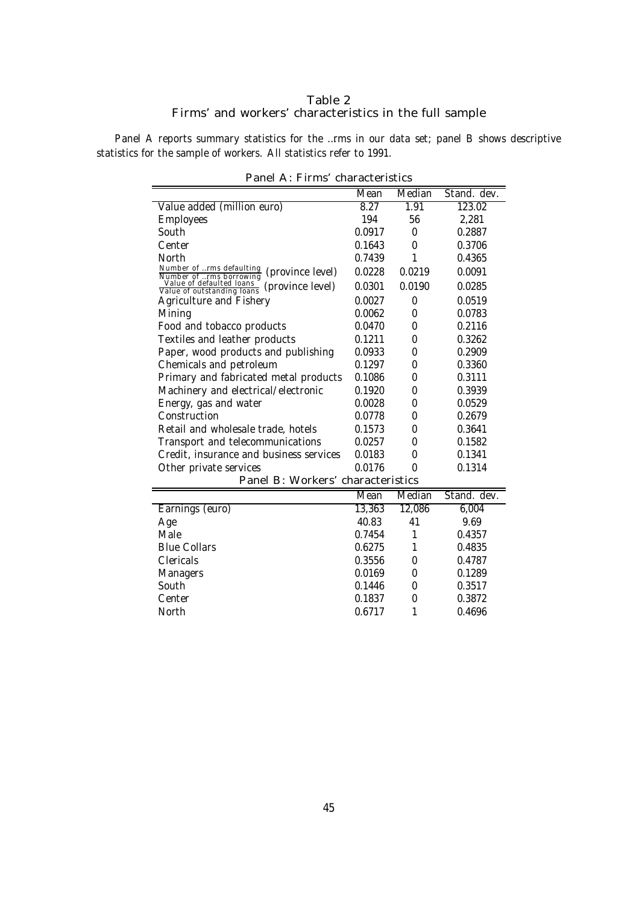# Table 2
## Firms' and workers' characteristics in the full sample

Panel A reports summary statistics for the …rms in our data set; panel B shows descriptive statistics for the sample of workers. All statistics refer to 1991.

| Panel A: Firms' characteristics | | | |
|---|---|---|---|
| | Mean | Median | Stand. dev. |
| Value added (million euro) | 8.27 | 1.91 | 123.02 |
| Employees | 194 | 56 | 2,281 |
| South | 0.0917 | 0 | 0.2887 |
| Center | 0.1643 | 0 | 0.3706 |
| North | 0.7439 | 1 | 0.4365 |
| $\frac{\text{Number of …rms defaulting}}{\text{Number of …rms borrowing}}$ (province level) | 0.0228 | 0.0219 | 0.0091 |
| $\frac{\text{Value of defaulted loans}}{\text{Value of outstanding loans}}$ (province level) | 0.0301 | 0.0190 | 0.0285 |
| Agriculture and Fishery | 0.0027 | 0 | 0.0519 |
| Mining | 0.0062 | 0 | 0.0783 |
| Food and tobacco products | 0.0470 | 0 | 0.2116 |
| Textiles and leather products | 0.1211 | 0 | 0.3262 |
| Paper, wood products and publishing | 0.0933 | 0 | 0.2909 |
| Chemicals and petroleum | 0.1297 | 0 | 0.3360 |
| Primary and fabricated metal products | 0.1086 | 0 | 0.3111 |
| Machinery and electrical/electronic | 0.1920 | 0 | 0.3939 |
| Energy, gas and water | 0.0028 | 0 | 0.0529 |
| Construction | 0.0778 | 0 | 0.2679 |
| Retail and wholesale trade, hotels | 0.1573 | 0 | 0.3641 |
| Transport and telecommunications | 0.0257 | 0 | 0.1582 |
| Credit, insurance and business services | 0.0183 | 0 | 0.1341 |
| Other private services | 0.0176 | 0 | 0.1314 |

| Panel B: Workers' characteristics | | | |
|---|---|---|---|
| | Mean | Median | Stand. dev. |
| Earnings (euro) | 13,363 | 12,086 | 6,004 |
| Age | 40.83 | 41 | 9.69 |
| Male | 0.7454 | 1 | 0.4357 |
| Blue Collars | 0.6275 | 1 | 0.4835 |
| Clericals | 0.3556 | 0 | 0.4787 |
| Managers | 0.0169 | 0 | 0.1289 |
| South | 0.1446 | 0 | 0.3517 |
| Center | 0.1837 | 0 | 0.3872 |
| North | 0.6717 | 1 | 0.4696 |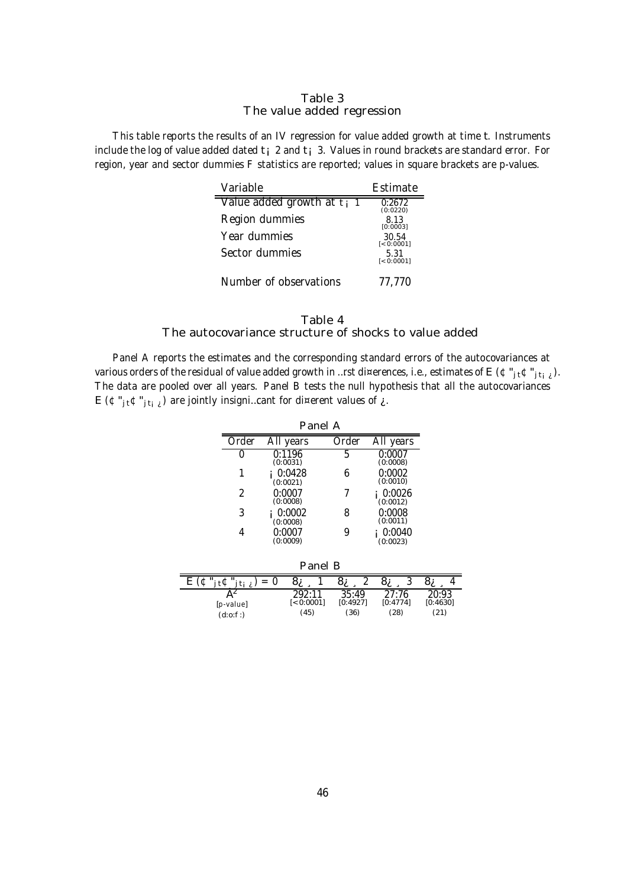# Table 3
## The value added regression

This table reports the results of an IV regression for value added growth at time $t$. Instruments include the log of value added dated $t-2$ and $t-3$. Values in round brackets are standard error. For region, year and sector dummies $F$ statistics are reported; values in square brackets are p-values.

| Variable | Estimate |
|---|---|
| Value added growth at $t-1$ | 0.2672 (0.0220) |
| Region dummies | 8.13 [0.0003] |
| Year dummies | 30.54 [< 0.0001] |
| Sector dummies | 5.31 [< 0.0001] |
| Number of observations | 77,770 |

# Table 4
## The autocovariance structure of shocks to value added

Panel A reports the estimates and the corresponding standard errors of the autocovariances at various orders of the residual of value added growth in first differences, i.e., estimates of $E(\Delta\varepsilon_{jt}\Delta\varepsilon_{jt-\tau})$. The data are pooled over all years. Panel B tests the null hypothesis that all the autocovariances $E(\Delta\varepsilon_{jt}\Delta\varepsilon_{jt-\tau})$ are jointly insignificant for different values of $\tau$.

**Panel A**

| Order | All years | Order | All years |
|---|---|---|---|
| 0 | 0.1196 (0.0031) | 5 | 0.0007 (0.0008) |
| 1 | −0.0428 (0.0021) | 6 | 0.0002 (0.0010) |
| 2 | 0.0007 (0.0008) | 7 | −0.0026 (0.0012) |
| 3 | −0.0002 (0.0008) | 8 | 0.0008 (0.0011) |
| 4 | 0.0007 (0.0009) | 9 | −0.0040 (0.0023) |

**Panel B**

| $E(\Delta\varepsilon_{jt}\Delta\varepsilon_{jt-\tau}) = 0$ | $\forall\tau \geq 1$ | $\forall\tau \geq 2$ | $\forall\tau \geq 3$ | $\forall\tau \geq 4$ |
|---|---|---|---|---|
| $\chi^2$ | 292.11 | 35.49 | 27.76 | 20.93 |
| [p-value] | [< 0.0001] | [0.4927] | [0.4774] | [0.4630] |
| (d.o.f.) | (45) | (36) | (28) | (21) |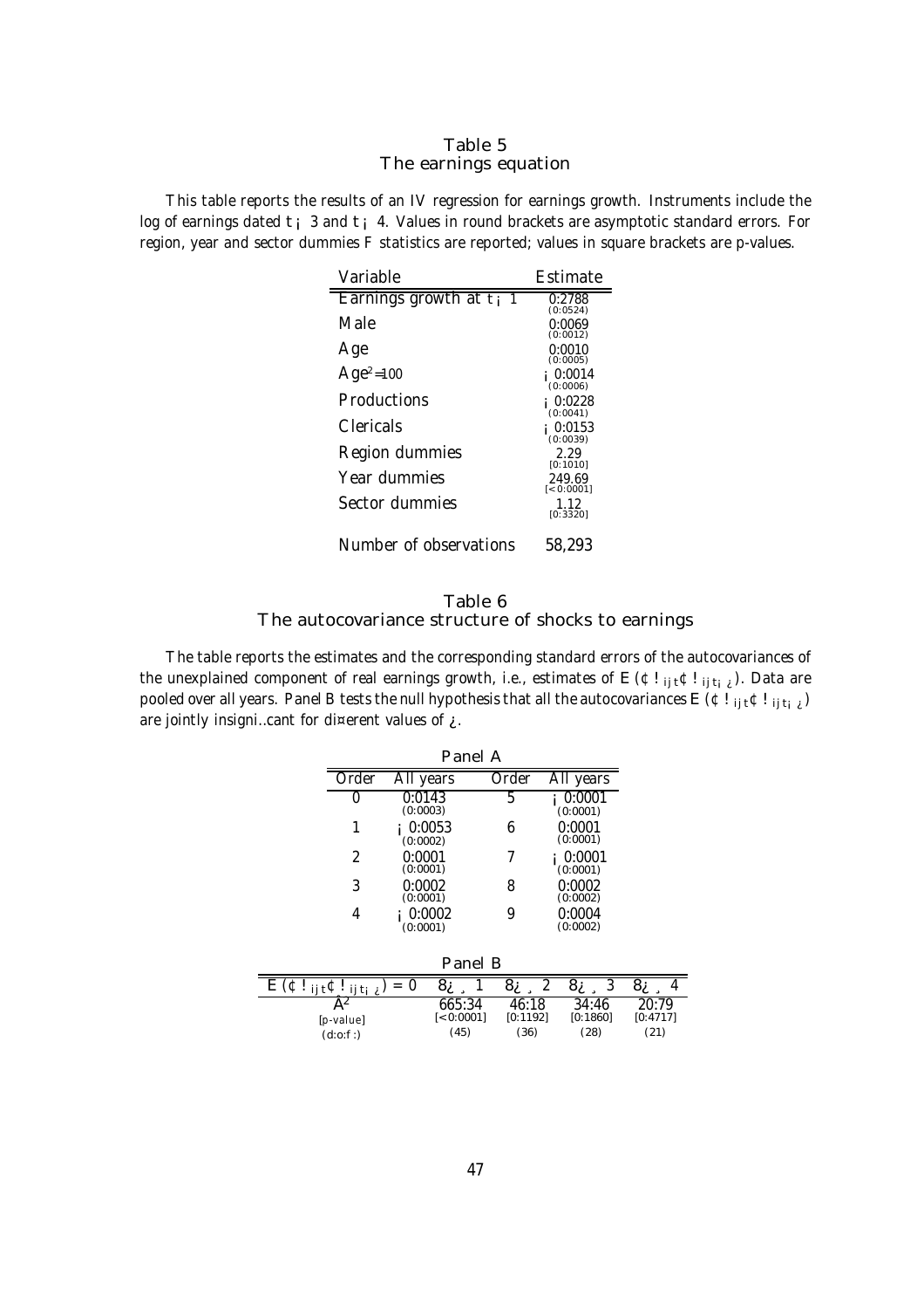# Table 5
## The earnings equation

This table reports the results of an IV regression for earnings growth. Instruments include the log of earnings dated $t-3$ and $t-4$. Values in round brackets are asymptotic standard errors. For region, year and sector dummies F statistics are reported; values in square brackets are p-values.

| Variable | Estimate |
|---|---|
| Earnings growth at $t-1$ | 0.2788 (0.0524) |
| Male | 0.0069 (0.0012) |
| Age | 0.0010 (0.0005) |
| $Age^2/100$ | $-0.0014$ (0.0006) |
| Productions | $-0.0228$ (0.0041) |
| Clericals | $-0.0153$ (0.0039) |
| Region dummies | 2.29 [0.1010] |
| Year dummies | 249.69 [< 0.0001] |
| Sector dummies | 1.12 [0.3320] |
| Number of observations | 58,293 |

# Table 6
## The autocovariance structure of shocks to earnings

The table reports the estimates and the corresponding standard errors of the autocovariances of the unexplained component of real earnings growth, i.e., estimates of $E(\Delta\omega_{ijt}\Delta\omega_{ijt-\tau})$. Data are pooled over all years. Panel B tests the null hypothesis that all the autocovariances $E(\Delta\omega_{ijt}\Delta\omega_{ijt-\tau})$ are jointly insignificant for different values of $\tau$.

**Panel A**

| Order | All years | Order | All years |
|---|---|---|---|
| 0 | 0.0143 (0.0003) | 5 | $-0.0001$ (0.0001) |
| 1 | $-0.0053$ (0.0002) | 6 | 0.0001 (0.0001) |
| 2 | 0.0001 (0.0001) | 7 | $-0.0001$ (0.0001) |
| 3 | 0.0002 (0.0001) | 8 | 0.0002 (0.0002) |
| 4 | $-0.0002$ (0.0001) | 9 | 0.0004 (0.0002) |

**Panel B**

| $E(\Delta\omega_{ijt}\Delta\omega_{ijt-\tau}) = 0$ | $\forall\tau \geq 1$ | $\forall\tau \geq 2$ | $\forall\tau \geq 3$ | $\forall\tau \geq 4$ |
|---|---|---|---|---|
| $\chi^2$ | 665.34 | 46.18 | 34.46 | 20.79 |
| [p-value] | [< 0.0001] | [0.1192] | [0.1860] | [0.4717] |
| (d.o.f.) | (45) | (36) | (28) | (21) |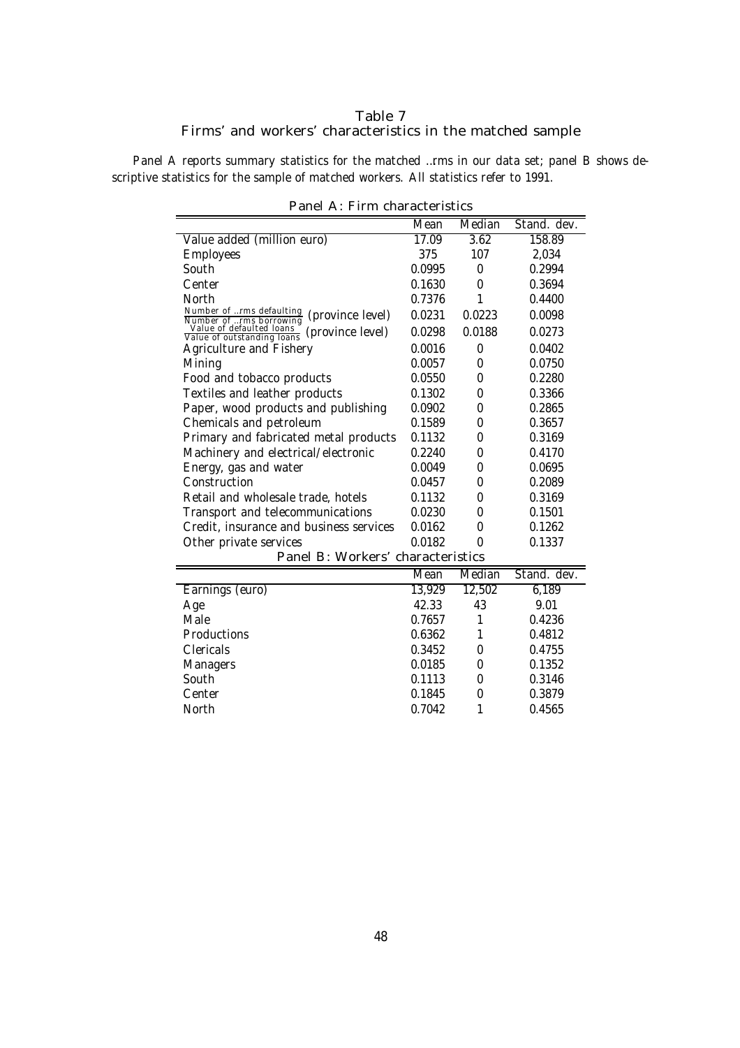# Table 7
## Firms' and workers' characteristics in the matched sample

Panel A reports summary statistics for the matched firms in our data set; panel B shows descriptive statistics for the sample of matched workers. All statistics refer to 1991.

**Panel A: Firm characteristics**

| | Mean | Median | Stand. dev. |
|---|---|---|---|
| Value added (million euro) | 17.09 | 3.62 | 158.89 |
| Employees | 375 | 107 | 2,034 |
| South | 0.0995 | 0 | 0.2994 |
| Center | 0.1630 | 0 | 0.3694 |
| North | 0.7376 | 1 | 0.4400 |
| $\frac{\text{Number of firms defaulting}}{\text{Number of firms borrowing}}$ (province level) | 0.0231 | 0.0223 | 0.0098 |
| $\frac{\text{Value of defaulted loans}}{\text{Value of outstanding loans}}$ (province level) | 0.0298 | 0.0188 | 0.0273 |
| Agriculture and Fishery | 0.0016 | 0 | 0.0402 |
| Mining | 0.0057 | 0 | 0.0750 |
| Food and tobacco products | 0.0550 | 0 | 0.2280 |
| Textiles and leather products | 0.1302 | 0 | 0.3366 |
| Paper, wood products and publishing | 0.0902 | 0 | 0.2865 |
| Chemicals and petroleum | 0.1589 | 0 | 0.3657 |
| Primary and fabricated metal products | 0.1132 | 0 | 0.3169 |
| Machinery and electrical/electronic | 0.2240 | 0 | 0.4170 |
| Energy, gas and water | 0.0049 | 0 | 0.0695 |
| Construction | 0.0457 | 0 | 0.2089 |
| Retail and wholesale trade, hotels | 0.1132 | 0 | 0.3169 |
| Transport and telecommunications | 0.0230 | 0 | 0.1501 |
| Credit, insurance and business services | 0.0162 | 0 | 0.1262 |
| Other private services | 0.0182 | 0 | 0.1337 |

**Panel B: Workers' characteristics**

| | Mean | Median | Stand. dev. |
|---|---|---|---|
| Earnings (euro) | 13,929 | 12,502 | 6,189 |
| Age | 42.33 | 43 | 9.01 |
| Male | 0.7657 | 1 | 0.4236 |
| Productions | 0.6362 | 1 | 0.4812 |
| Clericals | 0.3452 | 0 | 0.4755 |
| Managers | 0.0185 | 0 | 0.1352 |
| South | 0.1113 | 0 | 0.3146 |
| Center | 0.1845 | 0 | 0.3879 |
| North | 0.7042 | 1 | 0.4565 |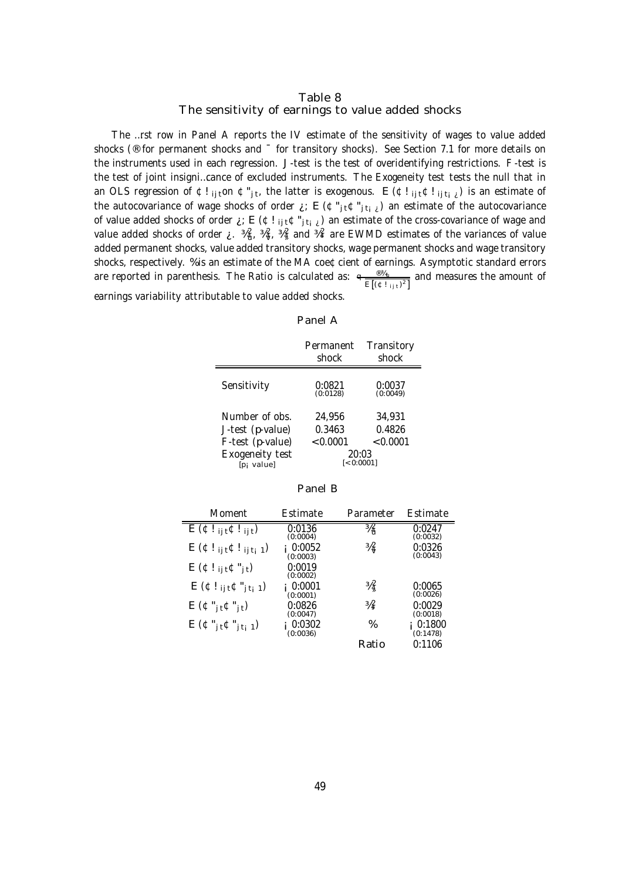# Table 8
## The sensitivity of earnings to value added shocks

The first row in Panel A reports the IV estimate of the sensitivity of wages to value added shocks ($\alpha$ for permanent shocks and $\beta$ for transitory shocks). See Section 7.1 for more details on the instruments used in each regression. J-test is the test of overidentifying restrictions. F-test is the test of joint insignificance of excluded instruments. The Exogeneity test tests the null that in an OLS regression of $\Delta\omega_{ijt}$ on $\Delta\varepsilon_{jt}$, the latter is exogenous. $E(\Delta\omega_{ijt}\Delta\omega_{ijt-\tau})$ is an estimate of the autocovariance of wage shocks of order $\tau$; $E(\Delta\varepsilon_{jt}\Delta\varepsilon_{jt-\tau})$ an estimate of the autocovariance of value added shocks of order $\tau$; $E(\Delta\omega_{ijt}\Delta\varepsilon_{jt-\tau})$ an estimate of the cross-covariance of wage and value added shocks of order $\tau$. $\sigma^2_{u}$, $\sigma^2_{v}$, $\sigma^2_{\zeta}$ and $\sigma^2_{\xi}$ are EWMD estimates of the variances of value added permanent shocks, value added transitory shocks, wage permanent shocks and wage transitory shocks, respectively. $\theta$ is an estimate of the MA coefficient of earnings. Asymptotic standard errors are reported in parenthesis. The Ratio is calculated as: $\frac{\alpha\sigma_u}{\sqrt{E\left[(\Delta\omega_{ijt})^2\right]}}$ and measures the amount of earnings variability attributable to value added shocks.

### Panel A

| | Permanent shock | Transitory shock |
|---|---|---|
| Sensitivity | 0.0821 (0.0128) | 0.0037 (0.0049) |
| Number of obs. | 24,956 | 34,931 |
| J-test (p-value) | 0.3463 | 0.4826 |
| F-test (p-value) | <0.0001 | <0.0001 |
| Exogeneity test [p-value] | 20.03 [<0.0001] | |

### Panel B

| Moment | Estimate | Parameter | Estimate |
|---|---|---|---|
| $E(\Delta\omega_{ijt}\Delta\omega_{ijt})$ | 0.0136 (0.0004) | $\sigma^2_{u}$ | 0.0247 (0.0032) |
| $E(\Delta\omega_{ijt}\Delta\omega_{ijt-1})$ | $-0.0052$ (0.0003) | $\sigma^2_{v}$ | 0.0326 (0.0043) |
| $E(\Delta\omega_{ijt}\Delta\varepsilon_{jt})$ | 0.0019 (0.0002) | | |
| $E(\Delta\omega_{ijt}\Delta\varepsilon_{jt-1})$ | $-0.0001$ (0.0001) | $\sigma^2_{\zeta}$ | 0.0065 (0.0026) |
| $E(\Delta\varepsilon_{jt}\Delta\varepsilon_{jt})$ | 0.0826 (0.0047) | $\sigma^2_{\xi}$ | 0.0029 (0.0018) |
| $E(\Delta\varepsilon_{jt}\Delta\varepsilon_{jt-1})$ | $-0.0302$ (0.0036) | $\theta$ | $-0.1800$ (0.1478) |
| | | Ratio | 0.1106 |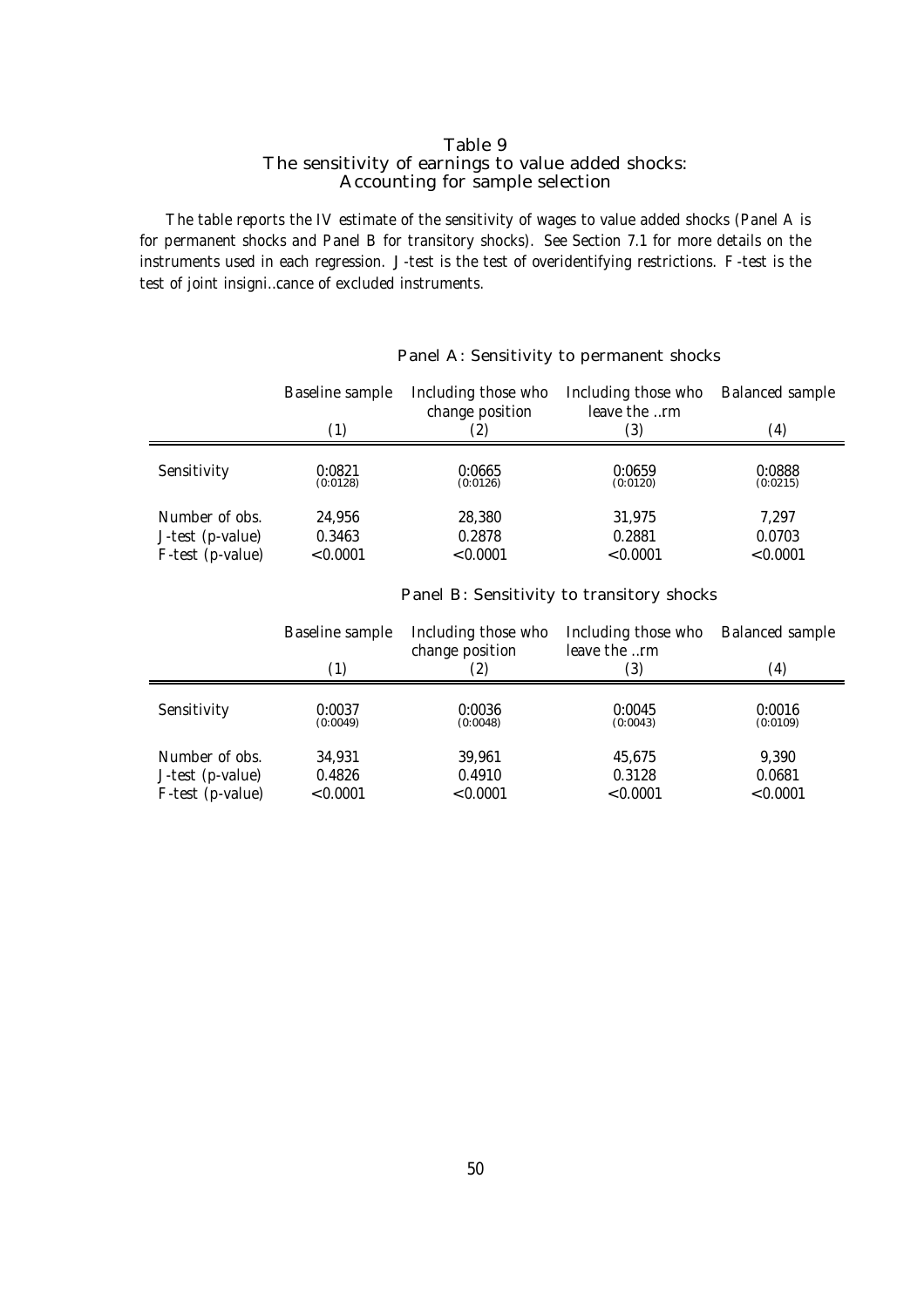# Table 9
## The sensitivity of earnings to value added shocks: Accounting for sample selection

The table reports the IV estimate of the sensitivity of wages to value added shocks (Panel A is for permanent shocks and Panel B for transitory shocks). See Section 7.1 for more details on the instruments used in each regression. J-test is the test of overidentifying restrictions. F-test is the test of joint insignificance of excluded instruments.

### Panel A: Sensitivity to permanent shocks

| | Baseline sample (1) | Including those who change position (2) | Including those who leave the firm (3) | Balanced sample (4) |
|---|---|---|---|---|
| Sensitivity | 0.0821 (0.0128) | 0.0665 (0.0126) | 0.0659 (0.0120) | 0.0888 (0.0215) |
| Number of obs. | 24,956 | 28,380 | 31,975 | 7,297 |
| J-test (p-value) | 0.3463 | 0.2878 | 0.2881 | 0.0703 |
| F-test (p-value) | <0.0001 | <0.0001 | <0.0001 | <0.0001 |

### Panel B: Sensitivity to transitory shocks

| | Baseline sample (1) | Including those who change position (2) | Including those who leave the firm (3) | Balanced sample (4) |
|---|---|---|---|---|
| Sensitivity | 0.0037 (0.0049) | 0.0036 (0.0048) | 0.0045 (0.0043) | 0.0016 (0.0109) |
| Number of obs. | 34,931 | 39,961 | 45,675 | 9,390 |
| J-test (p-value) | 0.4826 | 0.4910 | 0.3128 | 0.0681 |
| F-test (p-value) | <0.0001 | <0.0001 | <0.0001 | <0.0001 |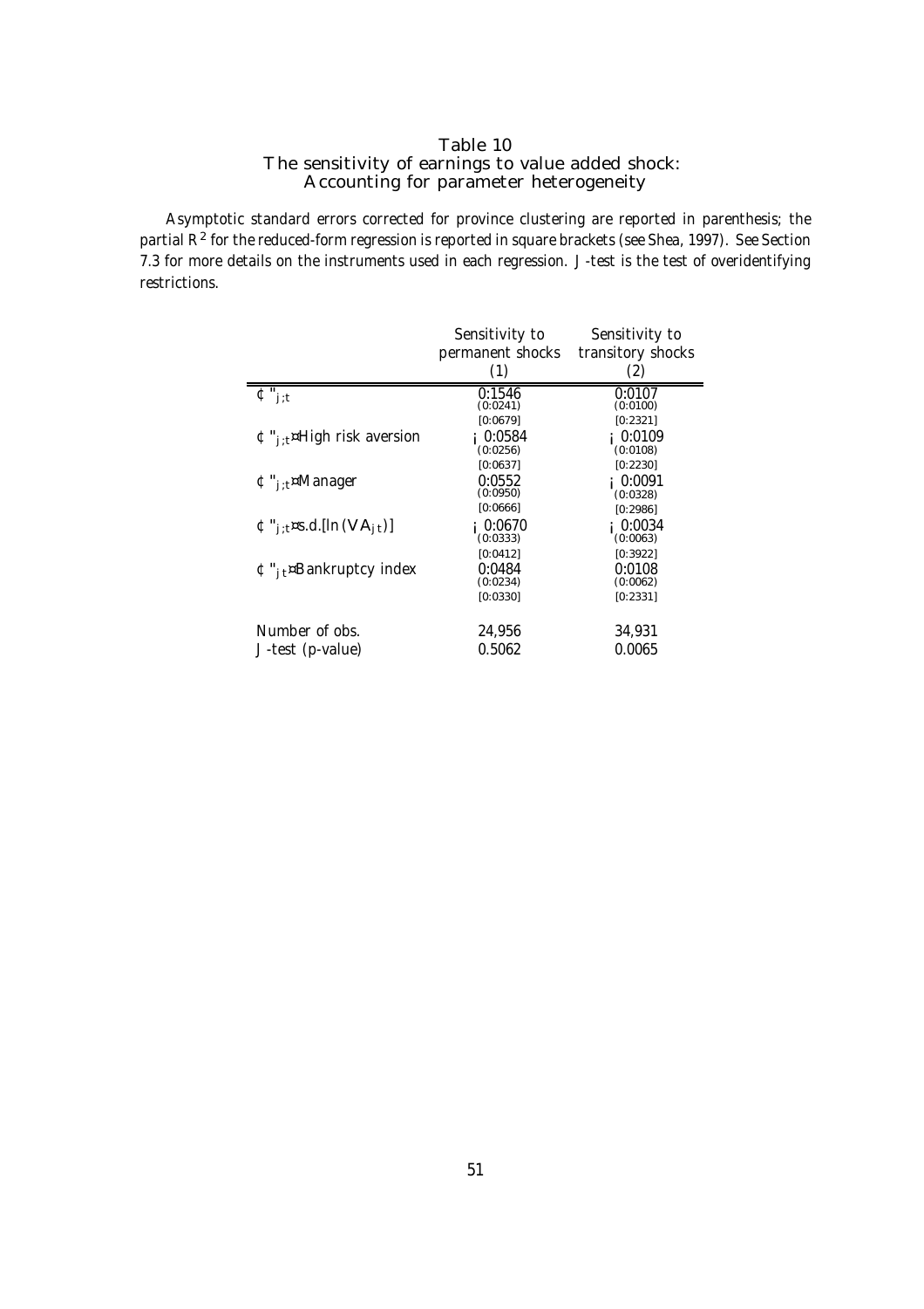# Table 10
## The sensitivity of earnings to value added shock: Accounting for parameter heterogeneity

Asymptotic standard errors corrected for province clustering are reported in parenthesis; the partial $R^2$ for the reduced-form regression is reported in square brackets (see Shea, 1997). See Section 7.3 for more details on the instruments used in each regression. $J$-test is the test of overidentifying restrictions.

| | Sensitivity to permanent shocks (1) | Sensitivity to transitory shocks (2) |
|---|---|---|
| $\Delta \varepsilon_{j,t}$ | 0.1546 (0.0241) [0.0679] | 0.0107 (0.0100) [0.2321] |
| $\Delta \varepsilon_{j,t} \times$High risk aversion | $-0.0584$ (0.0256) [0.0637] | $-0.0109$ (0.0108) [0.2230] |
| $\Delta \varepsilon_{j,t} \times$Manager | 0.0552 (0.0950) [0.0666] | $-0.0091$ (0.0328) [0.2986] |
| $\Delta \varepsilon_{j,t} \times$s.d.$[\ln(VA_{jt})]$ | $-0.0670$ (0.0333) [0.0412] | $-0.0034$ (0.0063) [0.3922] |
| $\Delta \varepsilon_{jt} \times$Bankruptcy index | 0.0484 (0.0234) [0.0330] | 0.0108 (0.0062) [0.2331] |
| Number of obs. | 24,956 | 34,931 |
| $J$-test (p-value) | 0.5062 | 0.0065 |